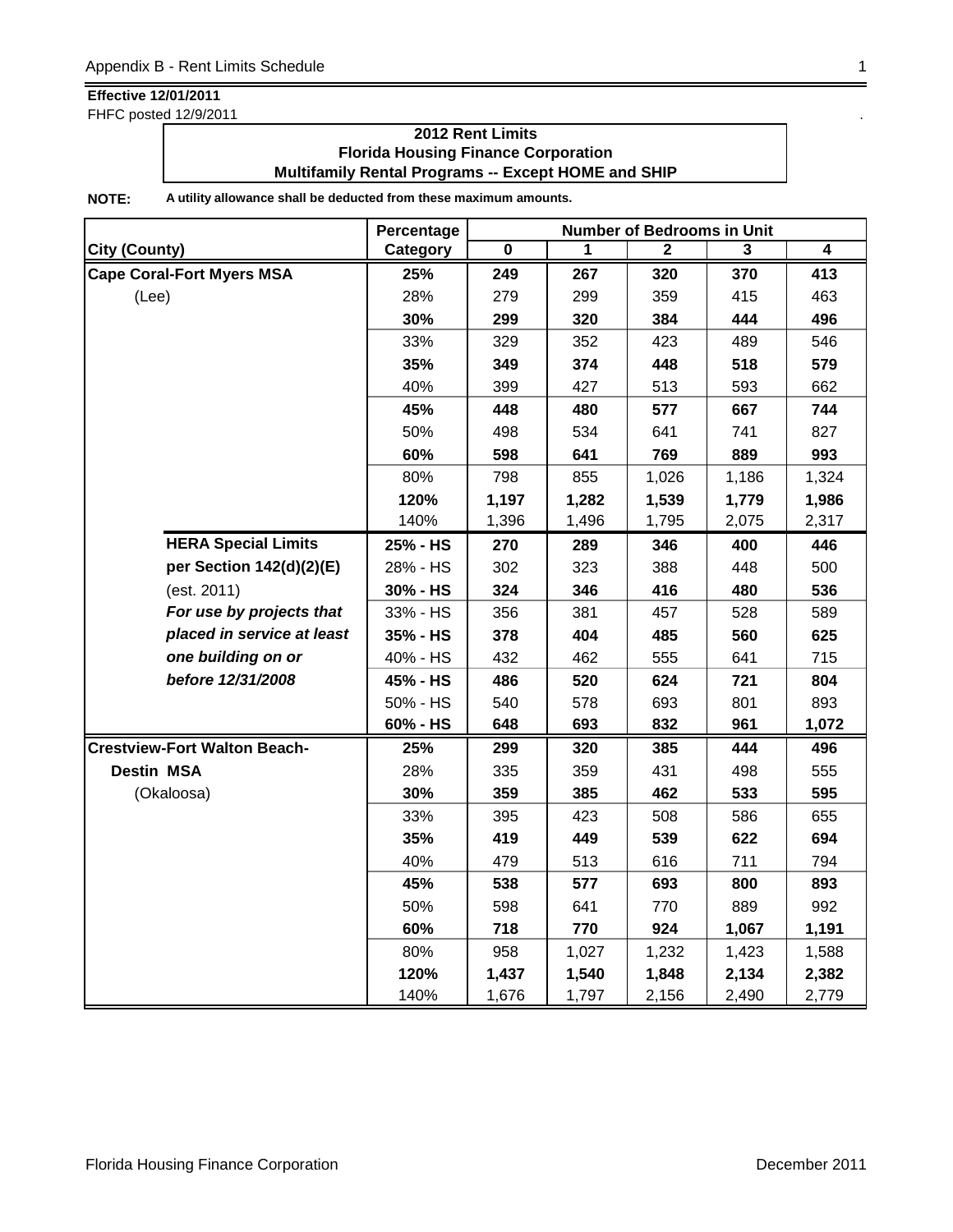**Effective 12/01/2011**

FHFC posted 12/9/2011

**2012 Rent Limits**
**Florida Housing Finance Corporation**
**Multifamily Rental Programs -- Except HOME and SHIP**

**NOTE:** **A utility allowance shall be deducted from these maximum amounts.**

| City (County) | Percentage Category | Number of Bedrooms in Unit 0 | 1 | 2 | 3 | 4 |
|---|---|---|---|---|---|---|
| **Cape Coral-Fort Myers MSA** | **25%** | **249** | **267** | **320** | **370** | **413** |
| (Lee) | 28% | 279 | 299 | 359 | 415 | 463 |
| | **30%** | **299** | **320** | **384** | **444** | **496** |
| | 33% | 329 | 352 | 423 | 489 | 546 |
| | **35%** | **349** | **374** | **448** | **518** | **579** |
| | 40% | 399 | 427 | 513 | 593 | 662 |
| | **45%** | **448** | **480** | **577** | **667** | **744** |
| | 50% | 498 | 534 | 641 | 741 | 827 |
| | **60%** | **598** | **641** | **769** | **889** | **993** |
| | 80% | 798 | 855 | 1,026 | 1,186 | 1,324 |
| | **120%** | **1,197** | **1,282** | **1,539** | **1,779** | **1,986** |
| | 140% | 1,396 | 1,496 | 1,795 | 2,075 | 2,317 |
| **HERA Special Limits** | **25% - HS** | **270** | **289** | **346** | **400** | **446** |
| **per Section 142(d)(2)(E)** | 28% - HS | 302 | 323 | 388 | 448 | 500 |
| (est. 2011) | **30% - HS** | **324** | **346** | **416** | **480** | **536** |
| ***For use by projects that*** | 33% - HS | 356 | 381 | 457 | 528 | 589 |
| ***placed in service at least*** | **35% - HS** | **378** | **404** | **485** | **560** | **625** |
| ***one building on or*** | 40% - HS | 432 | 462 | 555 | 641 | 715 |
| ***before 12/31/2008*** | **45% - HS** | **486** | **520** | **624** | **721** | **804** |
| | 50% - HS | 540 | 578 | 693 | 801 | 893 |
| | **60% - HS** | **648** | **693** | **832** | **961** | **1,072** |
| **Crestview-Fort Walton Beach-** | **25%** | **299** | **320** | **385** | **444** | **496** |
| **Destin MSA** | 28% | 335 | 359 | 431 | 498 | 555 |
| (Okaloosa) | **30%** | **359** | **385** | **462** | **533** | **595** |
| | 33% | 395 | 423 | 508 | 586 | 655 |
| | **35%** | **419** | **449** | **539** | **622** | **694** |
| | 40% | 479 | 513 | 616 | 711 | 794 |
| | **45%** | **538** | **577** | **693** | **800** | **893** |
| | 50% | 598 | 641 | 770 | 889 | 992 |
| | **60%** | **718** | **770** | **924** | **1,067** | **1,191** |
| | 80% | 958 | 1,027 | 1,232 | 1,423 | 1,588 |
| | **120%** | **1,437** | **1,540** | **1,848** | **2,134** | **2,382** |
| | 140% | 1,676 | 1,797 | 2,156 | 2,490 | 2,779 |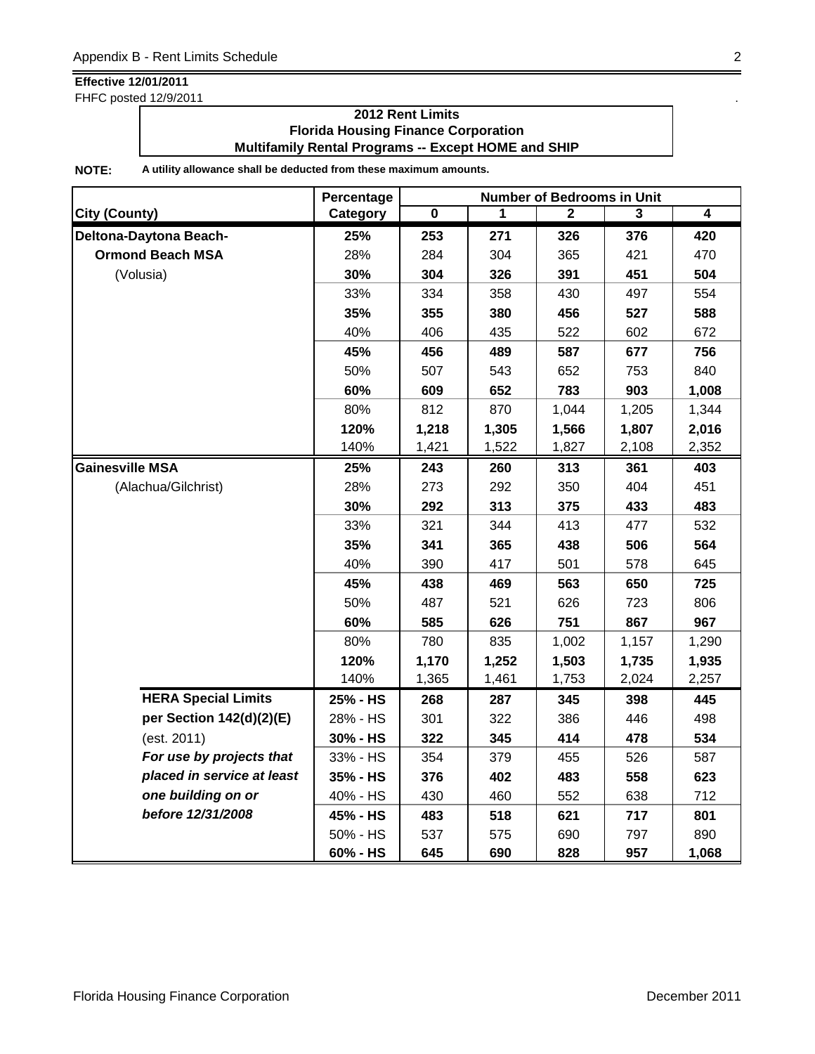**Effective 12/01/2011**
FHFC posted 12/9/2011

**2012 Rent Limits**
**Florida Housing Finance Corporation**
**Multifamily Rental Programs -- Except HOME and SHIP**

**NOTE:** **A utility allowance shall be deducted from these maximum amounts.**

| City (County) | Percentage Category | Number of Bedrooms in Unit 0 | 1 | 2 | 3 | 4 |
|---|---|---|---|---|---|---|
| **Deltona-Daytona Beach-** | **25%** | **253** | **271** | **326** | **376** | **420** |
| **Ormond Beach MSA** | 28% | 284 | 304 | 365 | 421 | 470 |
| (Volusia) | **30%** | **304** | **326** | **391** | **451** | **504** |
| | 33% | 334 | 358 | 430 | 497 | 554 |
| | **35%** | **355** | **380** | **456** | **527** | **588** |
| | 40% | 406 | 435 | 522 | 602 | 672 |
| | **45%** | **456** | **489** | **587** | **677** | **756** |
| | 50% | 507 | 543 | 652 | 753 | 840 |
| | **60%** | **609** | **652** | **783** | **903** | **1,008** |
| | 80% | 812 | 870 | 1,044 | 1,205 | 1,344 |
| | **120%** | **1,218** | **1,305** | **1,566** | **1,807** | **2,016** |
| | 140% | 1,421 | 1,522 | 1,827 | 2,108 | 2,352 |
| **Gainesville MSA** | **25%** | **243** | **260** | **313** | **361** | **403** |
| (Alachua/Gilchrist) | 28% | 273 | 292 | 350 | 404 | 451 |
| | **30%** | **292** | **313** | **375** | **433** | **483** |
| | 33% | 321 | 344 | 413 | 477 | 532 |
| | **35%** | **341** | **365** | **438** | **506** | **564** |
| | 40% | 390 | 417 | 501 | 578 | 645 |
| | **45%** | **438** | **469** | **563** | **650** | **725** |
| | 50% | 487 | 521 | 626 | 723 | 806 |
| | **60%** | **585** | **626** | **751** | **867** | **967** |
| | 80% | 780 | 835 | 1,002 | 1,157 | 1,290 |
| | **120%** | **1,170** | **1,252** | **1,503** | **1,735** | **1,935** |
| | 140% | 1,365 | 1,461 | 1,753 | 2,024 | 2,257 |
| **HERA Special Limits** | **25% - HS** | **268** | **287** | **345** | **398** | **445** |
| **per Section 142(d)(2)(E)** | 28% - HS | 301 | 322 | 386 | 446 | 498 |
| (est. 2011) | **30% - HS** | **322** | **345** | **414** | **478** | **534** |
| ***For use by projects that*** | 33% - HS | 354 | 379 | 455 | 526 | 587 |
| ***placed in service at least*** | **35% - HS** | **376** | **402** | **483** | **558** | **623** |
| ***one building on or*** | 40% - HS | 430 | 460 | 552 | 638 | 712 |
| ***before 12/31/2008*** | **45% - HS** | **483** | **518** | **621** | **717** | **801** |
| | 50% - HS | 537 | 575 | 690 | 797 | 890 |
| | **60% - HS** | **645** | **690** | **828** | **957** | **1,068** |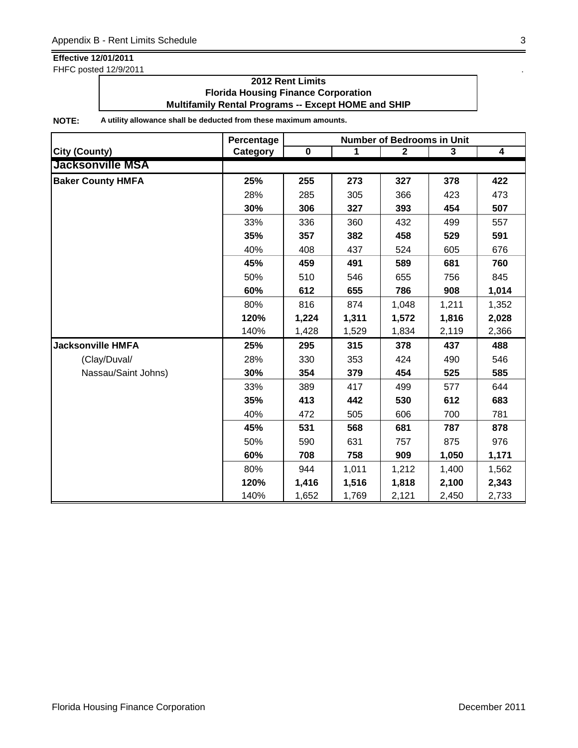**Effective 12/01/2011**
FHFC posted 12/9/2011

**2012 Rent Limits**
**Florida Housing Finance Corporation**
**Multifamily Rental Programs -- Except HOME and SHIP**

**NOTE:** **A utility allowance shall be deducted from these maximum amounts.**

| City (County) | Percentage Category | Number of Bedrooms in Unit 0 | 1 | 2 | 3 | 4 |
|---|---|---|---|---|---|---|
| **Jacksonville MSA** | | | | | | |
| **Baker County HMFA** | **25%** | **255** | **273** | **327** | **378** | **422** |
| | 28% | 285 | 305 | 366 | 423 | 473 |
| | **30%** | **306** | **327** | **393** | **454** | **507** |
| | 33% | 336 | 360 | 432 | 499 | 557 |
| | **35%** | **357** | **382** | **458** | **529** | **591** |
| | 40% | 408 | 437 | 524 | 605 | 676 |
| | **45%** | **459** | **491** | **589** | **681** | **760** |
| | 50% | 510 | 546 | 655 | 756 | 845 |
| | **60%** | **612** | **655** | **786** | **908** | **1,014** |
| | 80% | 816 | 874 | 1,048 | 1,211 | 1,352 |
| | **120%** | **1,224** | **1,311** | **1,572** | **1,816** | **2,028** |
| | 140% | 1,428 | 1,529 | 1,834 | 2,119 | 2,366 |
| **Jacksonville HMFA** | **25%** | **295** | **315** | **378** | **437** | **488** |
| (Clay/Duval/ | 28% | 330 | 353 | 424 | 490 | 546 |
| Nassau/Saint Johns) | **30%** | **354** | **379** | **454** | **525** | **585** |
| | 33% | 389 | 417 | 499 | 577 | 644 |
| | **35%** | **413** | **442** | **530** | **612** | **683** |
| | 40% | 472 | 505 | 606 | 700 | 781 |
| | **45%** | **531** | **568** | **681** | **787** | **878** |
| | 50% | 590 | 631 | 757 | 875 | 976 |
| | **60%** | **708** | **758** | **909** | **1,050** | **1,171** |
| | 80% | 944 | 1,011 | 1,212 | 1,400 | 1,562 |
| | **120%** | **1,416** | **1,516** | **1,818** | **2,100** | **2,343** |
| | 140% | 1,652 | 1,769 | 2,121 | 2,450 | 2,733 |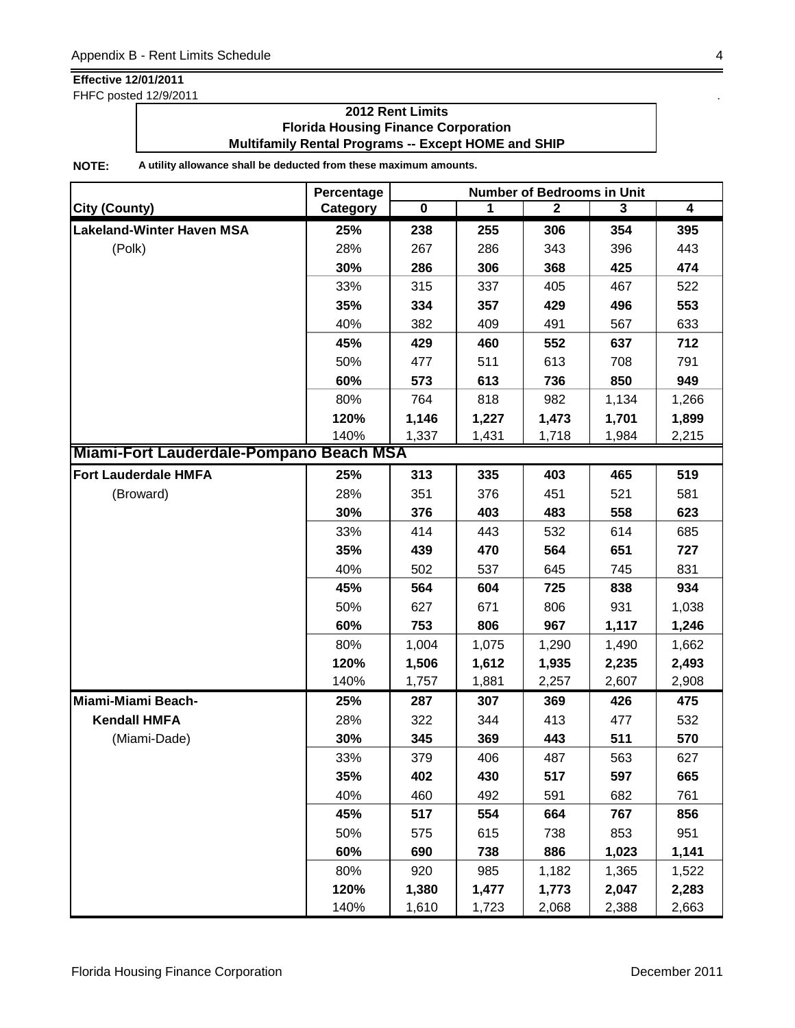**Effective 12/01/2011**
FHFC posted 12/9/2011

**2012 Rent Limits**
**Florida Housing Finance Corporation**
**Multifamily Rental Programs -- Except HOME and SHIP**

**NOTE:** **A utility allowance shall be deducted from these maximum amounts.**

| City (County) | Percentage Category | Number of Bedrooms in Unit 0 | 1 | 2 | 3 | 4 |
|---|---|---|---|---|---|---|
| **Lakeland-Winter Haven MSA** | **25%** | **238** | **255** | **306** | **354** | **395** |
| (Polk) | 28% | 267 | 286 | 343 | 396 | 443 |
| | **30%** | **286** | **306** | **368** | **425** | **474** |
| | 33% | 315 | 337 | 405 | 467 | 522 |
| | **35%** | **334** | **357** | **429** | **496** | **553** |
| | 40% | 382 | 409 | 491 | 567 | 633 |
| | **45%** | **429** | **460** | **552** | **637** | **712** |
| | 50% | 477 | 511 | 613 | 708 | 791 |
| | **60%** | **573** | **613** | **736** | **850** | **949** |
| | 80% | 764 | 818 | 982 | 1,134 | 1,266 |
| | **120%** | **1,146** | **1,227** | **1,473** | **1,701** | **1,899** |
| | 140% | 1,337 | 1,431 | 1,718 | 1,984 | 2,215 |
| **Miami-Fort Lauderdale-Pompano Beach MSA** | | | | | | |
| **Fort Lauderdale HMFA** | **25%** | **313** | **335** | **403** | **465** | **519** |
| (Broward) | 28% | 351 | 376 | 451 | 521 | 581 |
| | **30%** | **376** | **403** | **483** | **558** | **623** |
| | 33% | 414 | 443 | 532 | 614 | 685 |
| | **35%** | **439** | **470** | **564** | **651** | **727** |
| | 40% | 502 | 537 | 645 | 745 | 831 |
| | **45%** | **564** | **604** | **725** | **838** | **934** |
| | 50% | 627 | 671 | 806 | 931 | 1,038 |
| | **60%** | **753** | **806** | **967** | **1,117** | **1,246** |
| | 80% | 1,004 | 1,075 | 1,290 | 1,490 | 1,662 |
| | **120%** | **1,506** | **1,612** | **1,935** | **2,235** | **2,493** |
| | 140% | 1,757 | 1,881 | 2,257 | 2,607 | 2,908 |
| **Miami-Miami Beach-** | **25%** | **287** | **307** | **369** | **426** | **475** |
| **Kendall HMFA** | 28% | 322 | 344 | 413 | 477 | 532 |
| (Miami-Dade) | **30%** | **345** | **369** | **443** | **511** | **570** |
| | 33% | 379 | 406 | 487 | 563 | 627 |
| | **35%** | **402** | **430** | **517** | **597** | **665** |
| | 40% | 460 | 492 | 591 | 682 | 761 |
| | **45%** | **517** | **554** | **664** | **767** | **856** |
| | 50% | 575 | 615 | 738 | 853 | 951 |
| | **60%** | **690** | **738** | **886** | **1,023** | **1,141** |
| | 80% | 920 | 985 | 1,182 | 1,365 | 1,522 |
| | **120%** | **1,380** | **1,477** | **1,773** | **2,047** | **2,283** |
| | 140% | 1,610 | 1,723 | 2,068 | 2,388 | 2,663 |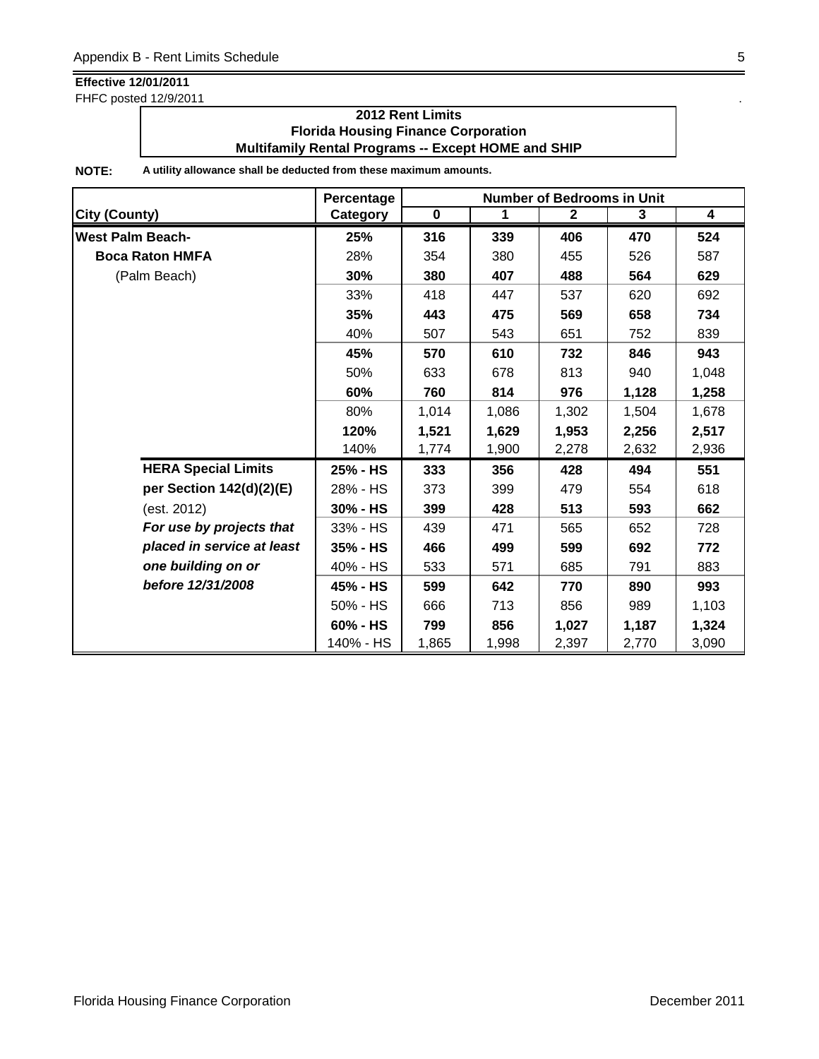**Effective 12/01/2011**

FHFC posted 12/9/2011

**2012 Rent Limits**
**Florida Housing Finance Corporation**
**Multifamily Rental Programs -- Except HOME and SHIP**

**NOTE:** **A utility allowance shall be deducted from these maximum amounts.**

| City (County) | Percentage Category | Number of Bedrooms in Unit 0 | 1 | 2 | 3 | 4 |
|---|---|---|---|---|---|---|
| **West Palm Beach-** | **25%** | **316** | **339** | **406** | **470** | **524** |
| **Boca Raton HMFA** | 28% | 354 | 380 | 455 | 526 | 587 |
| (Palm Beach) | **30%** | **380** | **407** | **488** | **564** | **629** |
| | 33% | 418 | 447 | 537 | 620 | 692 |
| | **35%** | **443** | **475** | **569** | **658** | **734** |
| | 40% | 507 | 543 | 651 | 752 | 839 |
| | **45%** | **570** | **610** | **732** | **846** | **943** |
| | 50% | 633 | 678 | 813 | 940 | 1,048 |
| | **60%** | **760** | **814** | **976** | **1,128** | **1,258** |
| | 80% | 1,014 | 1,086 | 1,302 | 1,504 | 1,678 |
| | **120%** | **1,521** | **1,629** | **1,953** | **2,256** | **2,517** |
| | 140% | 1,774 | 1,900 | 2,278 | 2,632 | 2,936 |
| **HERA Special Limits** | **25% - HS** | **333** | **356** | **428** | **494** | **551** |
| **per Section 142(d)(2)(E)** | 28% - HS | 373 | 399 | 479 | 554 | 618 |
| (est. 2012) | **30% - HS** | **399** | **428** | **513** | **593** | **662** |
| ***For use by projects that*** | 33% - HS | 439 | 471 | 565 | 652 | 728 |
| ***placed in service at least*** | **35% - HS** | **466** | **499** | **599** | **692** | **772** |
| ***one building on or*** | 40% - HS | 533 | 571 | 685 | 791 | 883 |
| ***before 12/31/2008*** | **45% - HS** | **599** | **642** | **770** | **890** | **993** |
| | 50% - HS | 666 | 713 | 856 | 989 | 1,103 |
| | **60% - HS** | **799** | **856** | **1,027** | **1,187** | **1,324** |
| | 140% - HS | 1,865 | 1,998 | 2,397 | 2,770 | 3,090 |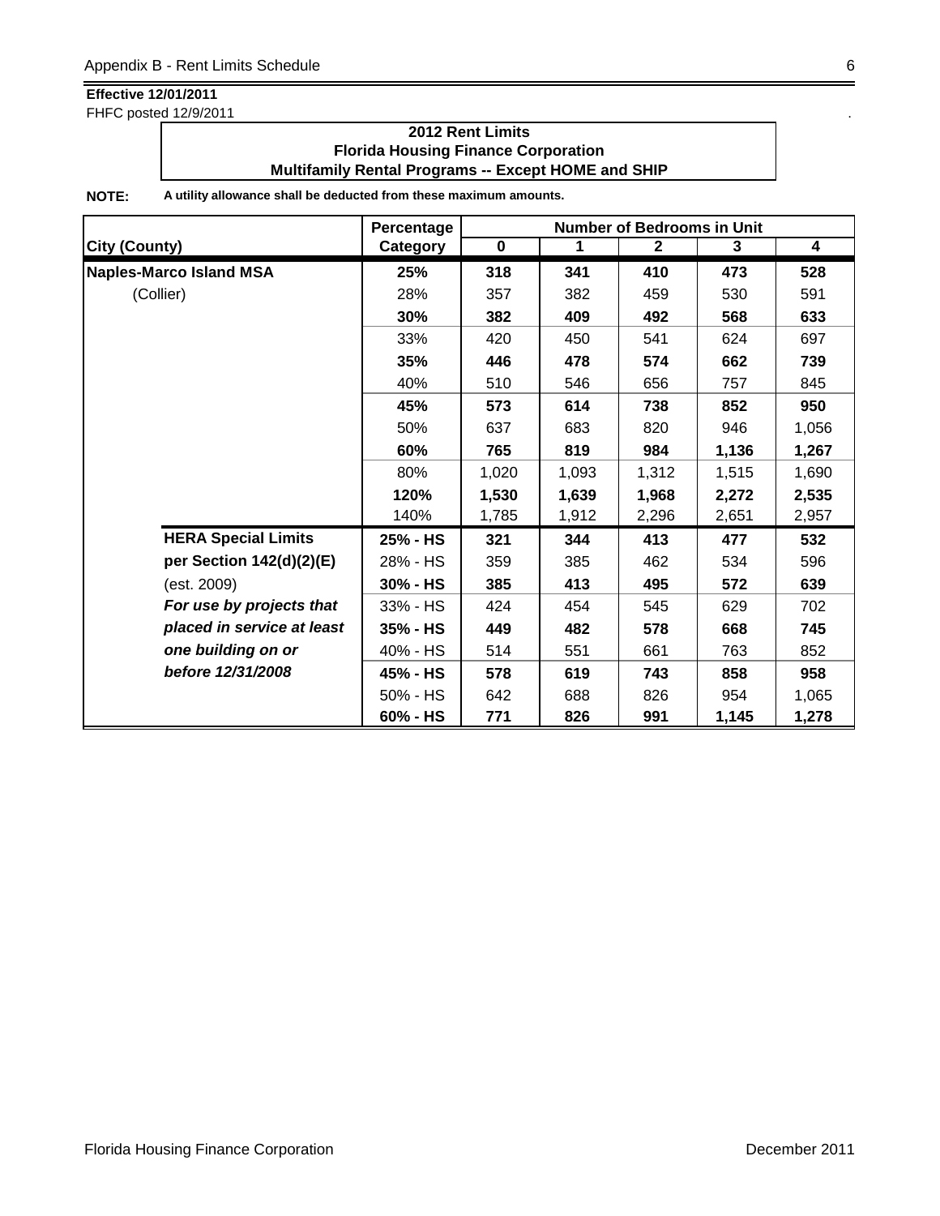**Effective 12/01/2011**
FHFC posted 12/9/2011

**2012 Rent Limits**
**Florida Housing Finance Corporation**
**Multifamily Rental Programs -- Except HOME and SHIP**

**NOTE:** **A utility allowance shall be deducted from these maximum amounts.**

| | Percentage | Number of Bedrooms in Unit | | | | |
|---|---|---|---|---|---|---|
| **City (County)** | **Category** | **0** | **1** | **2** | **3** | **4** |
| **Naples-Marco Island MSA** | **25%** | **318** | **341** | **410** | **473** | **528** |
| (Collier) | 28% | 357 | 382 | 459 | 530 | 591 |
| | **30%** | **382** | **409** | **492** | **568** | **633** |
| | 33% | 420 | 450 | 541 | 624 | 697 |
| | **35%** | **446** | **478** | **574** | **662** | **739** |
| | 40% | 510 | 546 | 656 | 757 | 845 |
| | **45%** | **573** | **614** | **738** | **852** | **950** |
| | 50% | 637 | 683 | 820 | 946 | 1,056 |
| | **60%** | **765** | **819** | **984** | **1,136** | **1,267** |
| | 80% | 1,020 | 1,093 | 1,312 | 1,515 | 1,690 |
| | **120%** | **1,530** | **1,639** | **1,968** | **2,272** | **2,535** |
| | 140% | 1,785 | 1,912 | 2,296 | 2,651 | 2,957 |
| **HERA Special Limits** | **25% - HS** | **321** | **344** | **413** | **477** | **532** |
| **per Section 142(d)(2)(E)** | 28% - HS | 359 | 385 | 462 | 534 | 596 |
| (est. 2009) | **30% - HS** | **385** | **413** | **495** | **572** | **639** |
| ***For use by projects that*** | 33% - HS | 424 | 454 | 545 | 629 | 702 |
| ***placed in service at least*** | **35% - HS** | **449** | **482** | **578** | **668** | **745** |
| ***one building on or*** | 40% - HS | 514 | 551 | 661 | 763 | 852 |
| ***before 12/31/2008*** | **45% - HS** | **578** | **619** | **743** | **858** | **958** |
| | 50% - HS | 642 | 688 | 826 | 954 | 1,065 |
| | **60% - HS** | **771** | **826** | **991** | **1,145** | **1,278** |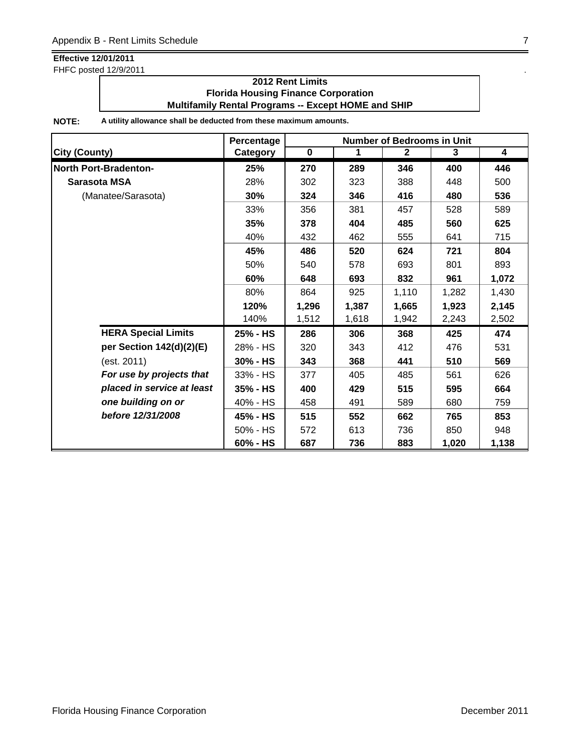**Effective 12/01/2011**
FHFC posted 12/9/2011

## 2012 Rent Limits
## Florida Housing Finance Corporation
## Multifamily Rental Programs -- Except HOME and SHIP

**NOTE:** **A utility allowance shall be deducted from these maximum amounts.**

| City (County) | Percentage Category | Number of Bedrooms in Unit 0 | 1 | 2 | 3 | 4 |
|---|---|---|---|---|---|---|
| **North Port-Bradenton-** | **25%** | **270** | **289** | **346** | **400** | **446** |
| **Sarasota MSA** | 28% | 302 | 323 | 388 | 448 | 500 |
| (Manatee/Sarasota) | **30%** | **324** | **346** | **416** | **480** | **536** |
| | 33% | 356 | 381 | 457 | 528 | 589 |
| | **35%** | **378** | **404** | **485** | **560** | **625** |
| | 40% | 432 | 462 | 555 | 641 | 715 |
| | **45%** | **486** | **520** | **624** | **721** | **804** |
| | 50% | 540 | 578 | 693 | 801 | 893 |
| | **60%** | **648** | **693** | **832** | **961** | **1,072** |
| | 80% | 864 | 925 | 1,110 | 1,282 | 1,430 |
| | **120%** | **1,296** | **1,387** | **1,665** | **1,923** | **2,145** |
| | 140% | 1,512 | 1,618 | 1,942 | 2,243 | 2,502 |
| **HERA Special Limits** | **25% - HS** | **286** | **306** | **368** | **425** | **474** |
| **per Section 142(d)(2)(E)** | 28% - HS | 320 | 343 | 412 | 476 | 531 |
| (est. 2011) | **30% - HS** | **343** | **368** | **441** | **510** | **569** |
| ***For use by projects that*** | 33% - HS | 377 | 405 | 485 | 561 | 626 |
| ***placed in service at least*** | **35% - HS** | **400** | **429** | **515** | **595** | **664** |
| ***one building on or*** | 40% - HS | 458 | 491 | 589 | 680 | 759 |
| ***before 12/31/2008*** | **45% - HS** | **515** | **552** | **662** | **765** | **853** |
| | 50% - HS | 572 | 613 | 736 | 850 | 948 |
| | **60% - HS** | **687** | **736** | **883** | **1,020** | **1,138** |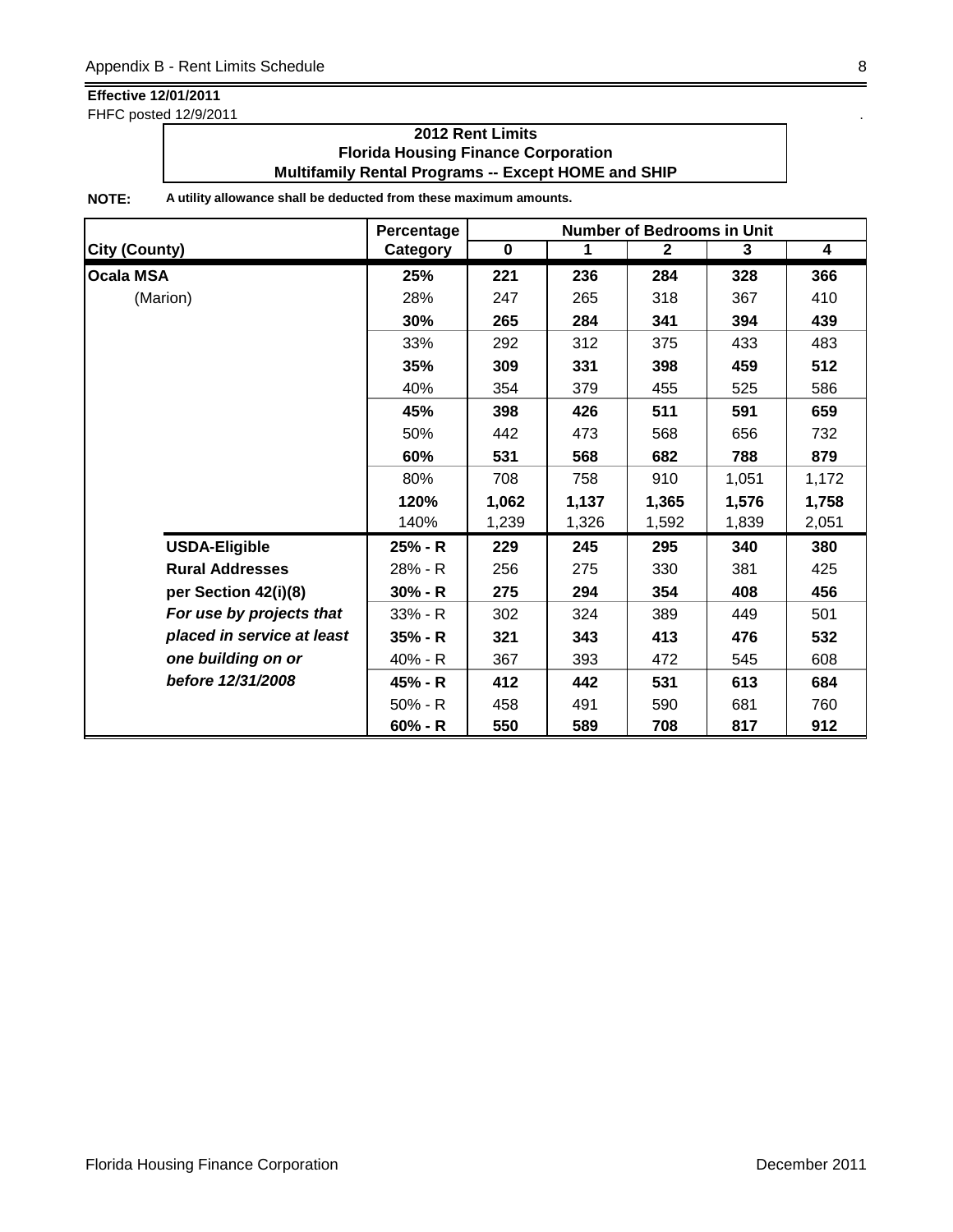**Effective 12/01/2011**
FHFC posted 12/9/2011

**2012 Rent Limits**
**Florida Housing Finance Corporation**
**Multifamily Rental Programs -- Except HOME and SHIP**

**NOTE:** **A utility allowance shall be deducted from these maximum amounts.**

| City (County) | Percentage Category | Number of Bedrooms in Unit 0 | 1 | 2 | 3 | 4 |
|---|---|---|---|---|---|---|
| **Ocala MSA** | **25%** | **221** | **236** | **284** | **328** | **366** |
| (Marion) | 28% | 247 | 265 | 318 | 367 | 410 |
| | **30%** | **265** | **284** | **341** | **394** | **439** |
| | 33% | 292 | 312 | 375 | 433 | 483 |
| | **35%** | **309** | **331** | **398** | **459** | **512** |
| | 40% | 354 | 379 | 455 | 525 | 586 |
| | **45%** | **398** | **426** | **511** | **591** | **659** |
| | 50% | 442 | 473 | 568 | 656 | 732 |
| | **60%** | **531** | **568** | **682** | **788** | **879** |
| | 80% | 708 | 758 | 910 | 1,051 | 1,172 |
| | **120%** | **1,062** | **1,137** | **1,365** | **1,576** | **1,758** |
| | 140% | 1,239 | 1,326 | 1,592 | 1,839 | 2,051 |
| **USDA-Eligible** | **25% - R** | **229** | **245** | **295** | **340** | **380** |
| **Rural Addresses** | 28% - R | 256 | 275 | 330 | 381 | 425 |
| **per Section 42(i)(8)** | **30% - R** | **275** | **294** | **354** | **408** | **456** |
| ***For use by projects that*** | 33% - R | 302 | 324 | 389 | 449 | 501 |
| ***placed in service at least*** | **35% - R** | **321** | **343** | **413** | **476** | **532** |
| ***one building on or*** | 40% - R | 367 | 393 | 472 | 545 | 608 |
| ***before 12/31/2008*** | **45% - R** | **412** | **442** | **531** | **613** | **684** |
| | 50% - R | 458 | 491 | 590 | 681 | 760 |
| | **60% - R** | **550** | **589** | **708** | **817** | **912** |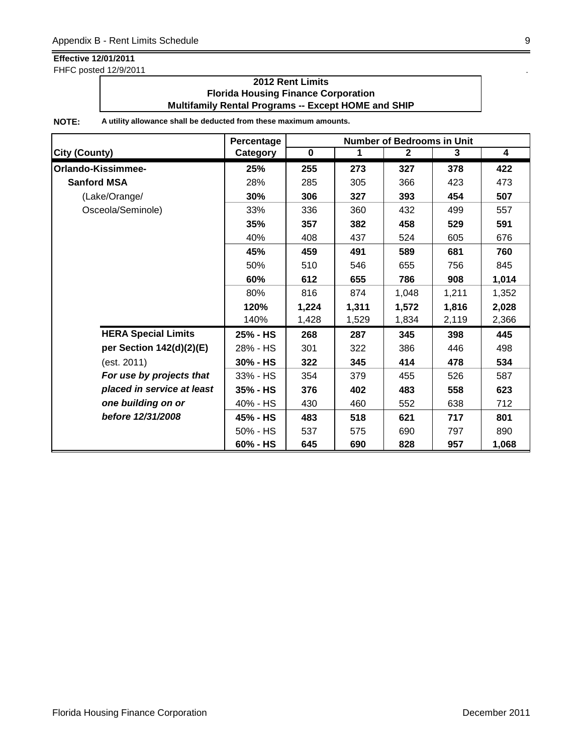**Effective 12/01/2011**
FHFC posted 12/9/2011

**2012 Rent Limits**
**Florida Housing Finance Corporation**
**Multifamily Rental Programs -- Except HOME and SHIP**

**NOTE:** **A utility allowance shall be deducted from these maximum amounts.**

| City (County) | Percentage Category | Number of Bedrooms in Unit 0 | 1 | 2 | 3 | 4 |
|---|---|---|---|---|---|---|
| **Orlando-Kissimmee-** | **25%** | **255** | **273** | **327** | **378** | **422** |
| **Sanford MSA** | 28% | 285 | 305 | 366 | 423 | 473 |
| (Lake/Orange/ | **30%** | **306** | **327** | **393** | **454** | **507** |
| Osceola/Seminole) | 33% | 336 | 360 | 432 | 499 | 557 |
| | **35%** | **357** | **382** | **458** | **529** | **591** |
| | 40% | 408 | 437 | 524 | 605 | 676 |
| | **45%** | **459** | **491** | **589** | **681** | **760** |
| | 50% | 510 | 546 | 655 | 756 | 845 |
| | **60%** | **612** | **655** | **786** | **908** | **1,014** |
| | 80% | 816 | 874 | 1,048 | 1,211 | 1,352 |
| | **120%** | **1,224** | **1,311** | **1,572** | **1,816** | **2,028** |
| | 140% | 1,428 | 1,529 | 1,834 | 2,119 | 2,366 |
| **HERA Special Limits** | **25% - HS** | **268** | **287** | **345** | **398** | **445** |
| **per Section 142(d)(2)(E)** | 28% - HS | 301 | 322 | 386 | 446 | 498 |
| (est. 2011) | **30% - HS** | **322** | **345** | **414** | **478** | **534** |
| ***For use by projects that*** | 33% - HS | 354 | 379 | 455 | 526 | 587 |
| ***placed in service at least*** | **35% - HS** | **376** | **402** | **483** | **558** | **623** |
| ***one building on or*** | 40% - HS | 430 | 460 | 552 | 638 | 712 |
| ***before 12/31/2008*** | **45% - HS** | **483** | **518** | **621** | **717** | **801** |
| | 50% - HS | 537 | 575 | 690 | 797 | 890 |
| | **60% - HS** | **645** | **690** | **828** | **957** | **1,068** |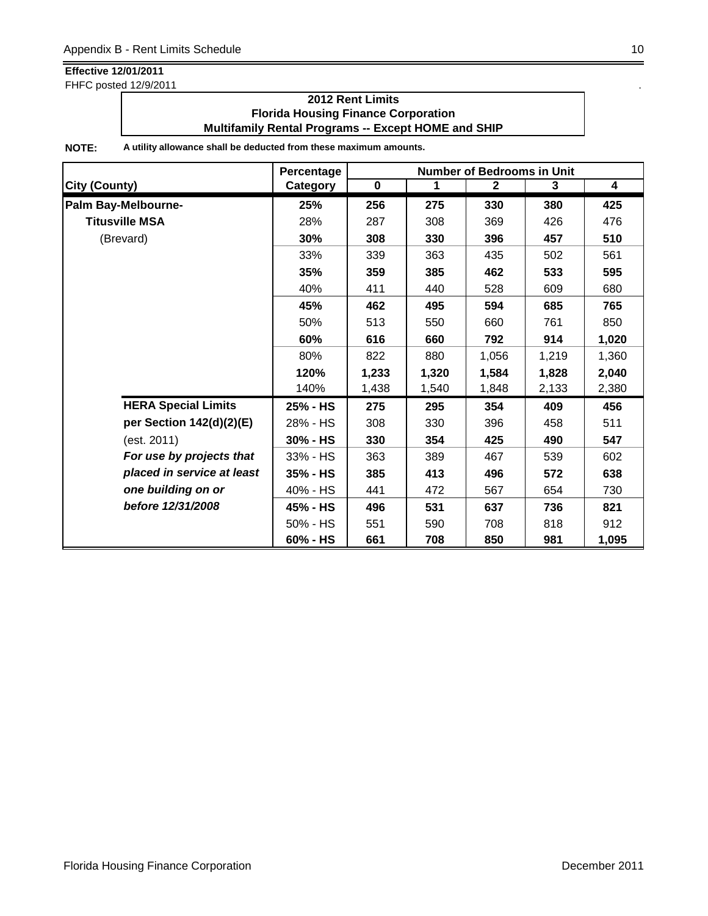**Effective 12/01/2011**
FHFC posted 12/9/2011

**2012 Rent Limits**
**Florida Housing Finance Corporation**
**Multifamily Rental Programs -- Except HOME and SHIP**

**NOTE:** **A utility allowance shall be deducted from these maximum amounts.**

| City (County) | Percentage Category | Number of Bedrooms in Unit 0 | 1 | 2 | 3 | 4 |
|---|---|---|---|---|---|---|
| **Palm Bay-Melbourne-** | **25%** | **256** | **275** | **330** | **380** | **425** |
| **Titusville MSA** | 28% | 287 | 308 | 369 | 426 | 476 |
| (Brevard) | **30%** | **308** | **330** | **396** | **457** | **510** |
| | 33% | 339 | 363 | 435 | 502 | 561 |
| | **35%** | **359** | **385** | **462** | **533** | **595** |
| | 40% | 411 | 440 | 528 | 609 | 680 |
| | **45%** | **462** | **495** | **594** | **685** | **765** |
| | 50% | 513 | 550 | 660 | 761 | 850 |
| | **60%** | **616** | **660** | **792** | **914** | **1,020** |
| | 80% | 822 | 880 | 1,056 | 1,219 | 1,360 |
| | **120%** | **1,233** | **1,320** | **1,584** | **1,828** | **2,040** |
| | 140% | 1,438 | 1,540 | 1,848 | 2,133 | 2,380 |
| **HERA Special Limits** | **25% - HS** | **275** | **295** | **354** | **409** | **456** |
| **per Section 142(d)(2)(E)** | 28% - HS | 308 | 330 | 396 | 458 | 511 |
| (est. 2011) | **30% - HS** | **330** | **354** | **425** | **490** | **547** |
| ***For use by projects that*** | 33% - HS | 363 | 389 | 467 | 539 | 602 |
| ***placed in service at least*** | **35% - HS** | **385** | **413** | **496** | **572** | **638** |
| ***one building on or*** | 40% - HS | 441 | 472 | 567 | 654 | 730 |
| ***before 12/31/2008*** | **45% - HS** | **496** | **531** | **637** | **736** | **821** |
| | 50% - HS | 551 | 590 | 708 | 818 | 912 |
| | **60% - HS** | **661** | **708** | **850** | **981** | **1,095** |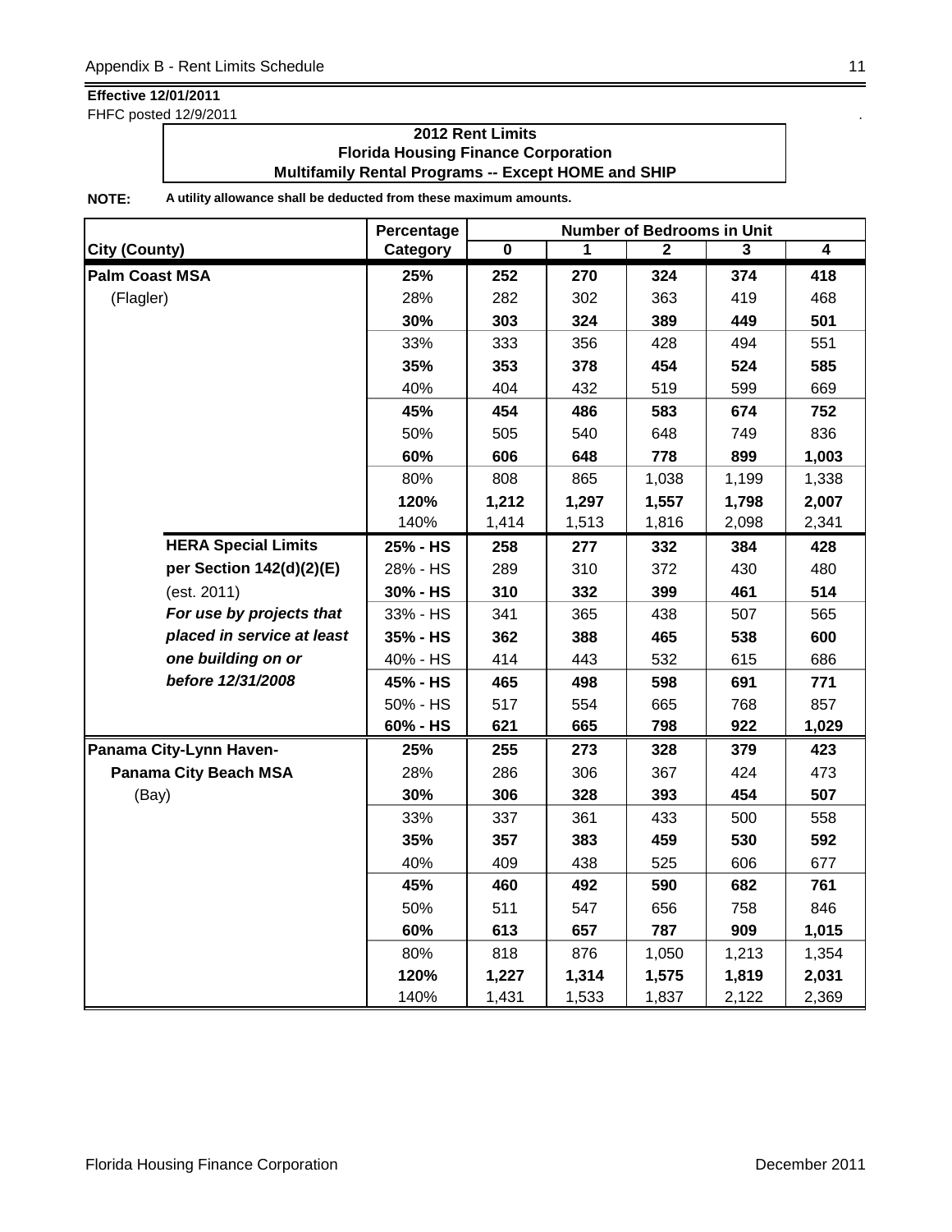**Effective 12/01/2011**
FHFC posted 12/9/2011

**2012 Rent Limits**
**Florida Housing Finance Corporation**
**Multifamily Rental Programs -- Except HOME and SHIP**

**NOTE:** **A utility allowance shall be deducted from these maximum amounts.**

| City (County) | Percentage Category | Number of Bedrooms in Unit 0 | 1 | 2 | 3 | 4 |
|---|---|---|---|---|---|---|
| **Palm Coast MSA** | **25%** | **252** | **270** | **324** | **374** | **418** |
| (Flagler) | 28% | 282 | 302 | 363 | 419 | 468 |
| | **30%** | **303** | **324** | **389** | **449** | **501** |
| | 33% | 333 | 356 | 428 | 494 | 551 |
| | **35%** | **353** | **378** | **454** | **524** | **585** |
| | 40% | 404 | 432 | 519 | 599 | 669 |
| | **45%** | **454** | **486** | **583** | **674** | **752** |
| | 50% | 505 | 540 | 648 | 749 | 836 |
| | **60%** | **606** | **648** | **778** | **899** | **1,003** |
| | 80% | 808 | 865 | 1,038 | 1,199 | 1,338 |
| | **120%** | **1,212** | **1,297** | **1,557** | **1,798** | **2,007** |
| | 140% | 1,414 | 1,513 | 1,816 | 2,098 | 2,341 |
| **HERA Special Limits** | **25% - HS** | **258** | **277** | **332** | **384** | **428** |
| **per Section 142(d)(2)(E)** | 28% - HS | 289 | 310 | 372 | 430 | 480 |
| (est. 2011) | **30% - HS** | **310** | **332** | **399** | **461** | **514** |
| ***For use by projects that*** | 33% - HS | 341 | 365 | 438 | 507 | 565 |
| ***placed in service at least*** | **35% - HS** | **362** | **388** | **465** | **538** | **600** |
| ***one building on or*** | 40% - HS | 414 | 443 | 532 | 615 | 686 |
| ***before 12/31/2008*** | **45% - HS** | **465** | **498** | **598** | **691** | **771** |
| | 50% - HS | 517 | 554 | 665 | 768 | 857 |
| | **60% - HS** | **621** | **665** | **798** | **922** | **1,029** |
| **Panama City-Lynn Haven-** | **25%** | **255** | **273** | **328** | **379** | **423** |
| **Panama City Beach MSA** | 28% | 286 | 306 | 367 | 424 | 473 |
| (Bay) | **30%** | **306** | **328** | **393** | **454** | **507** |
| | 33% | 337 | 361 | 433 | 500 | 558 |
| | **35%** | **357** | **383** | **459** | **530** | **592** |
| | 40% | 409 | 438 | 525 | 606 | 677 |
| | **45%** | **460** | **492** | **590** | **682** | **761** |
| | 50% | 511 | 547 | 656 | 758 | 846 |
| | **60%** | **613** | **657** | **787** | **909** | **1,015** |
| | 80% | 818 | 876 | 1,050 | 1,213 | 1,354 |
| | **120%** | **1,227** | **1,314** | **1,575** | **1,819** | **2,031** |
| | 140% | 1,431 | 1,533 | 1,837 | 2,122 | 2,369 |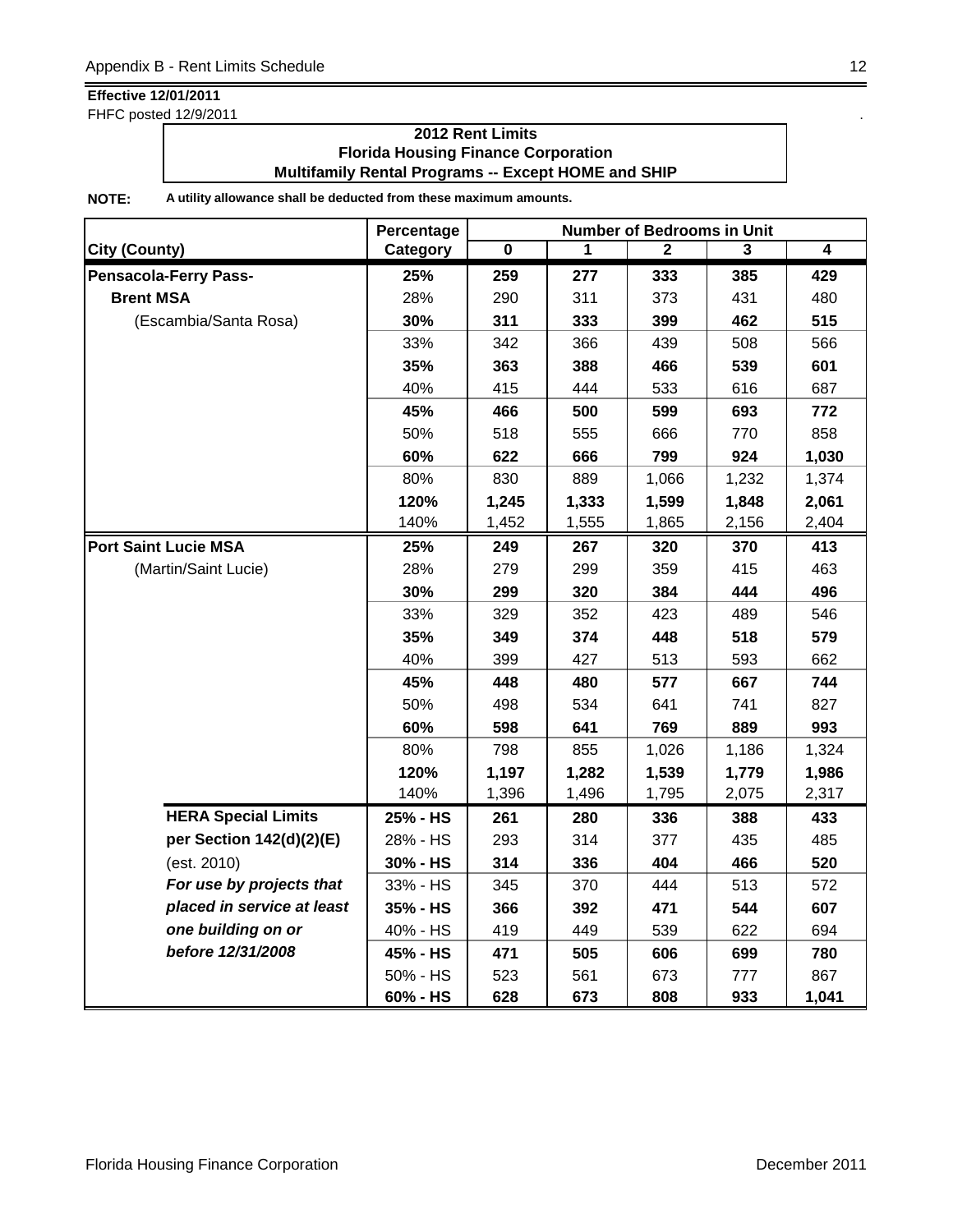**Effective 12/01/2011**

FHFC posted 12/9/2011

**2012 Rent Limits**
**Florida Housing Finance Corporation**
**Multifamily Rental Programs -- Except HOME and SHIP**

**NOTE:** **A utility allowance shall be deducted from these maximum amounts.**

| City (County) | Percentage Category | Number of Bedrooms in Unit 0 | 1 | 2 | 3 | 4 |
|---|---|---|---|---|---|---|
| **Pensacola-Ferry Pass-** | **25%** | **259** | **277** | **333** | **385** | **429** |
| **Brent MSA** | 28% | 290 | 311 | 373 | 431 | 480 |
| (Escambia/Santa Rosa) | **30%** | **311** | **333** | **399** | **462** | **515** |
| | 33% | 342 | 366 | 439 | 508 | 566 |
| | **35%** | **363** | **388** | **466** | **539** | **601** |
| | 40% | 415 | 444 | 533 | 616 | 687 |
| | **45%** | **466** | **500** | **599** | **693** | **772** |
| | 50% | 518 | 555 | 666 | 770 | 858 |
| | **60%** | **622** | **666** | **799** | **924** | **1,030** |
| | 80% | 830 | 889 | 1,066 | 1,232 | 1,374 |
| | **120%** | **1,245** | **1,333** | **1,599** | **1,848** | **2,061** |
| | 140% | 1,452 | 1,555 | 1,865 | 2,156 | 2,404 |
| **Port Saint Lucie MSA** | **25%** | **249** | **267** | **320** | **370** | **413** |
| (Martin/Saint Lucie) | 28% | 279 | 299 | 359 | 415 | 463 |
| | **30%** | **299** | **320** | **384** | **444** | **496** |
| | 33% | 329 | 352 | 423 | 489 | 546 |
| | **35%** | **349** | **374** | **448** | **518** | **579** |
| | 40% | 399 | 427 | 513 | 593 | 662 |
| | **45%** | **448** | **480** | **577** | **667** | **744** |
| | 50% | 498 | 534 | 641 | 741 | 827 |
| | **60%** | **598** | **641** | **769** | **889** | **993** |
| | 80% | 798 | 855 | 1,026 | 1,186 | 1,324 |
| | **120%** | **1,197** | **1,282** | **1,539** | **1,779** | **1,986** |
| | 140% | 1,396 | 1,496 | 1,795 | 2,075 | 2,317 |
| **HERA Special Limits** | **25% - HS** | **261** | **280** | **336** | **388** | **433** |
| **per Section 142(d)(2)(E)** | 28% - HS | 293 | 314 | 377 | 435 | 485 |
| (est. 2010) | **30% - HS** | **314** | **336** | **404** | **466** | **520** |
| ***For use by projects that*** | 33% - HS | 345 | 370 | 444 | 513 | 572 |
| ***placed in service at least*** | **35% - HS** | **366** | **392** | **471** | **544** | **607** |
| ***one building on or*** | 40% - HS | 419 | 449 | 539 | 622 | 694 |
| ***before 12/31/2008*** | **45% - HS** | **471** | **505** | **606** | **699** | **780** |
| | 50% - HS | 523 | 561 | 673 | 777 | 867 |
| | **60% - HS** | **628** | **673** | **808** | **933** | **1,041** |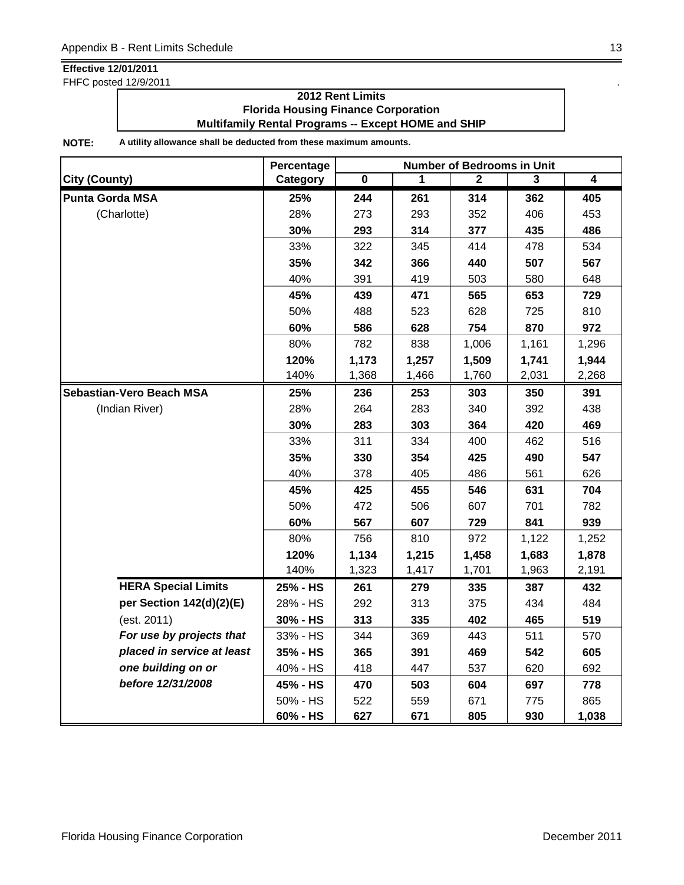**Effective 12/01/2011**

FHFC posted 12/9/2011

**2012 Rent Limits**
**Florida Housing Finance Corporation**
**Multifamily Rental Programs -- Except HOME and SHIP**

**NOTE:** **A utility allowance shall be deducted from these maximum amounts.**

| | Percentage | Number of Bedrooms in Unit | | | | |
|---|---|---|---|---|---|---|
| **City (County)** | **Category** | **0** | **1** | **2** | **3** | **4** |
| **Punta Gorda MSA** | **25%** | **244** | **261** | **314** | **362** | **405** |
| (Charlotte) | 28% | 273 | 293 | 352 | 406 | 453 |
| | **30%** | **293** | **314** | **377** | **435** | **486** |
| | 33% | 322 | 345 | 414 | 478 | 534 |
| | **35%** | **342** | **366** | **440** | **507** | **567** |
| | 40% | 391 | 419 | 503 | 580 | 648 |
| | **45%** | **439** | **471** | **565** | **653** | **729** |
| | 50% | 488 | 523 | 628 | 725 | 810 |
| | **60%** | **586** | **628** | **754** | **870** | **972** |
| | 80% | 782 | 838 | 1,006 | 1,161 | 1,296 |
| | **120%** | **1,173** | **1,257** | **1,509** | **1,741** | **1,944** |
| | 140% | 1,368 | 1,466 | 1,760 | 2,031 | 2,268 |
| **Sebastian-Vero Beach MSA** | **25%** | **236** | **253** | **303** | **350** | **391** |
| (Indian River) | 28% | 264 | 283 | 340 | 392 | 438 |
| | **30%** | **283** | **303** | **364** | **420** | **469** |
| | 33% | 311 | 334 | 400 | 462 | 516 |
| | **35%** | **330** | **354** | **425** | **490** | **547** |
| | 40% | 378 | 405 | 486 | 561 | 626 |
| | **45%** | **425** | **455** | **546** | **631** | **704** |
| | 50% | 472 | 506 | 607 | 701 | 782 |
| | **60%** | **567** | **607** | **729** | **841** | **939** |
| | 80% | 756 | 810 | 972 | 1,122 | 1,252 |
| | **120%** | **1,134** | **1,215** | **1,458** | **1,683** | **1,878** |
| | 140% | 1,323 | 1,417 | 1,701 | 1,963 | 2,191 |
| **HERA Special Limits** | **25% - HS** | **261** | **279** | **335** | **387** | **432** |
| **per Section 142(d)(2)(E)** | 28% - HS | 292 | 313 | 375 | 434 | 484 |
| (est. 2011) | **30% - HS** | **313** | **335** | **402** | **465** | **519** |
| ***For use by projects that*** | 33% - HS | 344 | 369 | 443 | 511 | 570 |
| ***placed in service at least*** | **35% - HS** | **365** | **391** | **469** | **542** | **605** |
| ***one building on or*** | 40% - HS | 418 | 447 | 537 | 620 | 692 |
| ***before 12/31/2008*** | **45% - HS** | **470** | **503** | **604** | **697** | **778** |
| | 50% - HS | 522 | 559 | 671 | 775 | 865 |
| | **60% - HS** | **627** | **671** | **805** | **930** | **1,038** |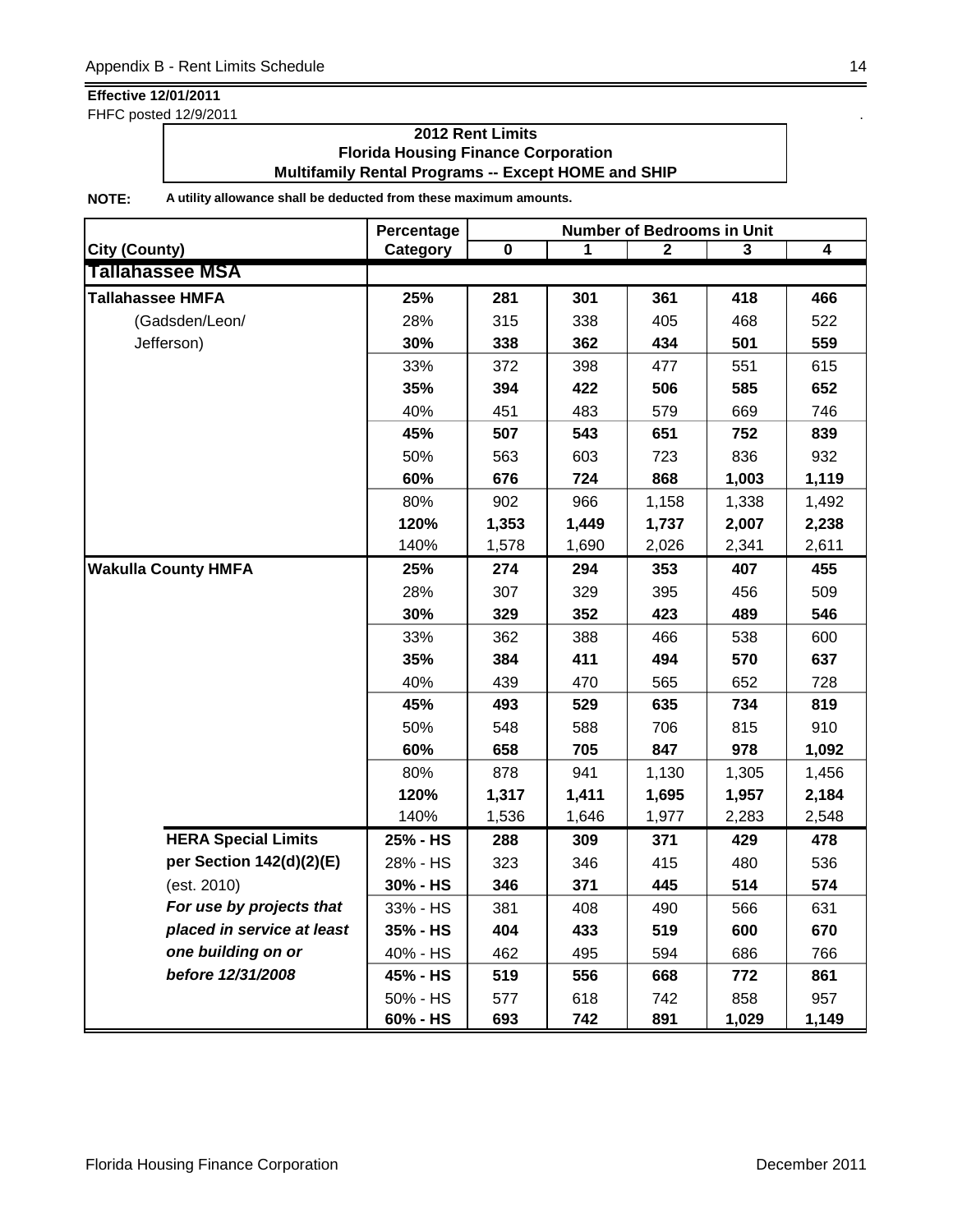**Effective 12/01/2011**
FHFC posted 12/9/2011

**2012 Rent Limits**
**Florida Housing Finance Corporation**
**Multifamily Rental Programs -- Except HOME and SHIP**

**NOTE:** **A utility allowance shall be deducted from these maximum amounts.**

| City (County) | Percentage Category | Number of Bedrooms in Unit 0 | 1 | 2 | 3 | 4 |
|---|---|---|---|---|---|---|
| **Tallahassee MSA** | | | | | | |
| **Tallahassee HMFA** | **25%** | **281** | **301** | **361** | **418** | **466** |
| (Gadsden/Leon/ | 28% | 315 | 338 | 405 | 468 | 522 |
| Jefferson) | **30%** | **338** | **362** | **434** | **501** | **559** |
| | 33% | 372 | 398 | 477 | 551 | 615 |
| | **35%** | **394** | **422** | **506** | **585** | **652** |
| | 40% | 451 | 483 | 579 | 669 | 746 |
| | **45%** | **507** | **543** | **651** | **752** | **839** |
| | 50% | 563 | 603 | 723 | 836 | 932 |
| | **60%** | **676** | **724** | **868** | **1,003** | **1,119** |
| | 80% | 902 | 966 | 1,158 | 1,338 | 1,492 |
| | **120%** | **1,353** | **1,449** | **1,737** | **2,007** | **2,238** |
| | 140% | 1,578 | 1,690 | 2,026 | 2,341 | 2,611 |
| **Wakulla County HMFA** | **25%** | **274** | **294** | **353** | **407** | **455** |
| | 28% | 307 | 329 | 395 | 456 | 509 |
| | **30%** | **329** | **352** | **423** | **489** | **546** |
| | 33% | 362 | 388 | 466 | 538 | 600 |
| | **35%** | **384** | **411** | **494** | **570** | **637** |
| | 40% | 439 | 470 | 565 | 652 | 728 |
| | **45%** | **493** | **529** | **635** | **734** | **819** |
| | 50% | 548 | 588 | 706 | 815 | 910 |
| | **60%** | **658** | **705** | **847** | **978** | **1,092** |
| | 80% | 878 | 941 | 1,130 | 1,305 | 1,456 |
| | **120%** | **1,317** | **1,411** | **1,695** | **1,957** | **2,184** |
| | 140% | 1,536 | 1,646 | 1,977 | 2,283 | 2,548 |
| **HERA Special Limits** | **25% - HS** | **288** | **309** | **371** | **429** | **478** |
| **per Section 142(d)(2)(E)** | 28% - HS | 323 | 346 | 415 | 480 | 536 |
| (est. 2010) | **30% - HS** | **346** | **371** | **445** | **514** | **574** |
| ***For use by projects that*** | 33% - HS | 381 | 408 | 490 | 566 | 631 |
| ***placed in service at least*** | **35% - HS** | **404** | **433** | **519** | **600** | **670** |
| ***one building on or*** | 40% - HS | 462 | 495 | 594 | 686 | 766 |
| ***before 12/31/2008*** | **45% - HS** | **519** | **556** | **668** | **772** | **861** |
| | 50% - HS | 577 | 618 | 742 | 858 | 957 |
| | **60% - HS** | **693** | **742** | **891** | **1,029** | **1,149** |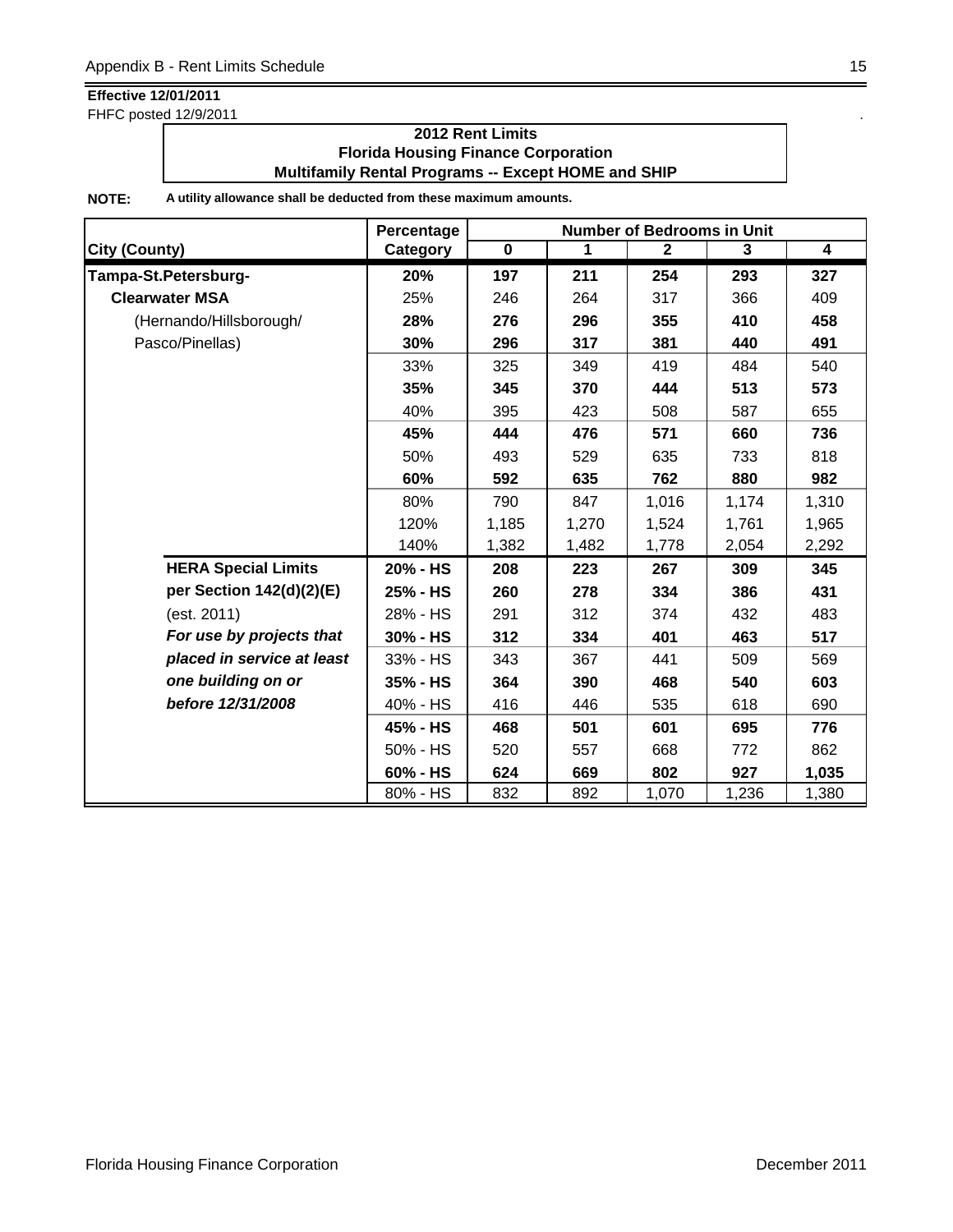**Effective 12/01/2011**

FHFC posted 12/9/2011

**2012 Rent Limits**
**Florida Housing Finance Corporation**
**Multifamily Rental Programs -- Except HOME and SHIP**

**NOTE: A utility allowance shall be deducted from these maximum amounts.**

| | Percentage | Number of Bedrooms in Unit | | | | |
|---|---|---|---|---|---|---|
| **City (County)** | **Category** | **0** | **1** | **2** | **3** | **4** |
| **Tampa-St.Petersburg-** | **20%** | **197** | **211** | **254** | **293** | **327** |
| **Clearwater MSA** | 25% | 246 | 264 | 317 | 366 | 409 |
| (Hernando/Hillsborough/ | **28%** | **276** | **296** | **355** | **410** | **458** |
| Pasco/Pinellas) | **30%** | **296** | **317** | **381** | **440** | **491** |
| | 33% | 325 | 349 | 419 | 484 | 540 |
| | **35%** | **345** | **370** | **444** | **513** | **573** |
| | 40% | 395 | 423 | 508 | 587 | 655 |
| | **45%** | **444** | **476** | **571** | **660** | **736** |
| | 50% | 493 | 529 | 635 | 733 | 818 |
| | **60%** | **592** | **635** | **762** | **880** | **982** |
| | 80% | 790 | 847 | 1,016 | 1,174 | 1,310 |
| | 120% | 1,185 | 1,270 | 1,524 | 1,761 | 1,965 |
| | 140% | 1,382 | 1,482 | 1,778 | 2,054 | 2,292 |
| **HERA Special Limits** | **20% - HS** | **208** | **223** | **267** | **309** | **345** |
| **per Section 142(d)(2)(E)** | **25% - HS** | **260** | **278** | **334** | **386** | **431** |
| (est. 2011) | 28% - HS | 291 | 312 | 374 | 432 | 483 |
| ***For use by projects that*** | **30% - HS** | **312** | **334** | **401** | **463** | **517** |
| ***placed in service at least*** | 33% - HS | 343 | 367 | 441 | 509 | 569 |
| ***one building on or*** | **35% - HS** | **364** | **390** | **468** | **540** | **603** |
| ***before 12/31/2008*** | 40% - HS | 416 | 446 | 535 | 618 | 690 |
| | **45% - HS** | **468** | **501** | **601** | **695** | **776** |
| | 50% - HS | 520 | 557 | 668 | 772 | 862 |
| | **60% - HS** | **624** | **669** | **802** | **927** | **1,035** |
| | 80% - HS | 832 | 892 | 1,070 | 1,236 | 1,380 |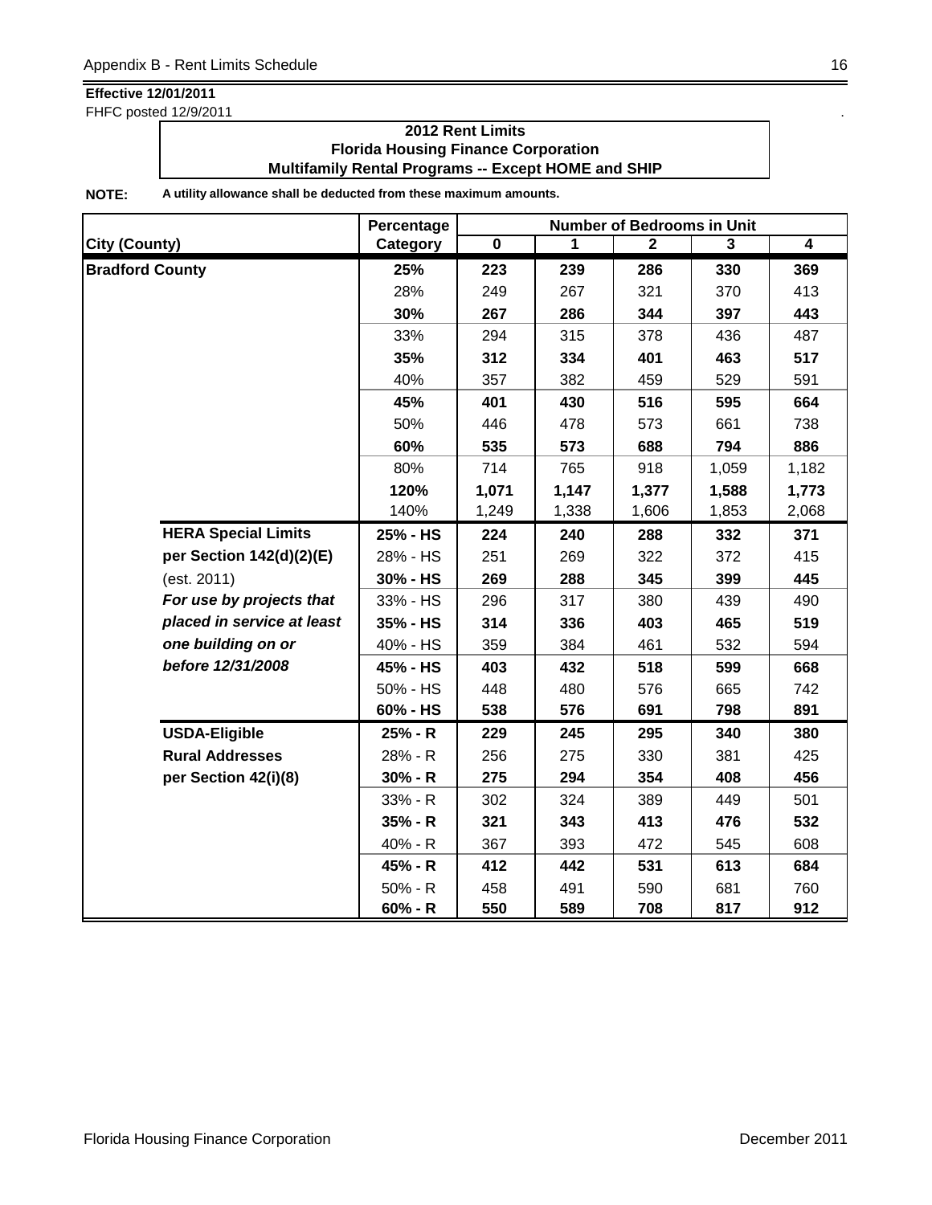**Effective 12/01/2011**

FHFC posted 12/9/2011

**2012 Rent Limits**
**Florida Housing Finance Corporation**
**Multifamily Rental Programs -- Except HOME and SHIP**

**NOTE:** **A utility allowance shall be deducted from these maximum amounts.**

| City (County) | | Percentage Category | Number of Bedrooms in Unit 0 | 1 | 2 | 3 | 4 |
|---|---|---|---|---|---|---|---|
| **Bradford County** | | **25%** | **223** | **239** | **286** | **330** | **369** |
| | | 28% | 249 | 267 | 321 | 370 | 413 |
| | | **30%** | **267** | **286** | **344** | **397** | **443** |
| | | 33% | 294 | 315 | 378 | 436 | 487 |
| | | **35%** | **312** | **334** | **401** | **463** | **517** |
| | | 40% | 357 | 382 | 459 | 529 | 591 |
| | | **45%** | **401** | **430** | **516** | **595** | **664** |
| | | 50% | 446 | 478 | 573 | 661 | 738 |
| | | **60%** | **535** | **573** | **688** | **794** | **886** |
| | | 80% | 714 | 765 | 918 | 1,059 | 1,182 |
| | | **120%** | **1,071** | **1,147** | **1,377** | **1,588** | **1,773** |
| | | 140% | 1,249 | 1,338 | 1,606 | 1,853 | 2,068 |
| | **HERA Special Limits** | **25% - HS** | **224** | **240** | **288** | **332** | **371** |
| | **per Section 142(d)(2)(E)** | 28% - HS | 251 | 269 | 322 | 372 | 415 |
| | (est. 2011) | **30% - HS** | **269** | **288** | **345** | **399** | **445** |
| | ***For use by projects that*** | 33% - HS | 296 | 317 | 380 | 439 | 490 |
| | ***placed in service at least*** | **35% - HS** | **314** | **336** | **403** | **465** | **519** |
| | ***one building on or*** | 40% - HS | 359 | 384 | 461 | 532 | 594 |
| | ***before 12/31/2008*** | **45% - HS** | **403** | **432** | **518** | **599** | **668** |
| | | 50% - HS | 448 | 480 | 576 | 665 | 742 |
| | | **60% - HS** | **538** | **576** | **691** | **798** | **891** |
| | **USDA-Eligible** | **25% - R** | **229** | **245** | **295** | **340** | **380** |
| | **Rural Addresses** | 28% - R | 256 | 275 | 330 | 381 | 425 |
| | **per Section 42(i)(8)** | **30% - R** | **275** | **294** | **354** | **408** | **456** |
| | | 33% - R | 302 | 324 | 389 | 449 | 501 |
| | | **35% - R** | **321** | **343** | **413** | **476** | **532** |
| | | 40% - R | 367 | 393 | 472 | 545 | 608 |
| | | **45% - R** | **412** | **442** | **531** | **613** | **684** |
| | | 50% - R | 458 | 491 | 590 | 681 | 760 |
| | | **60% - R** | **550** | **589** | **708** | **817** | **912** |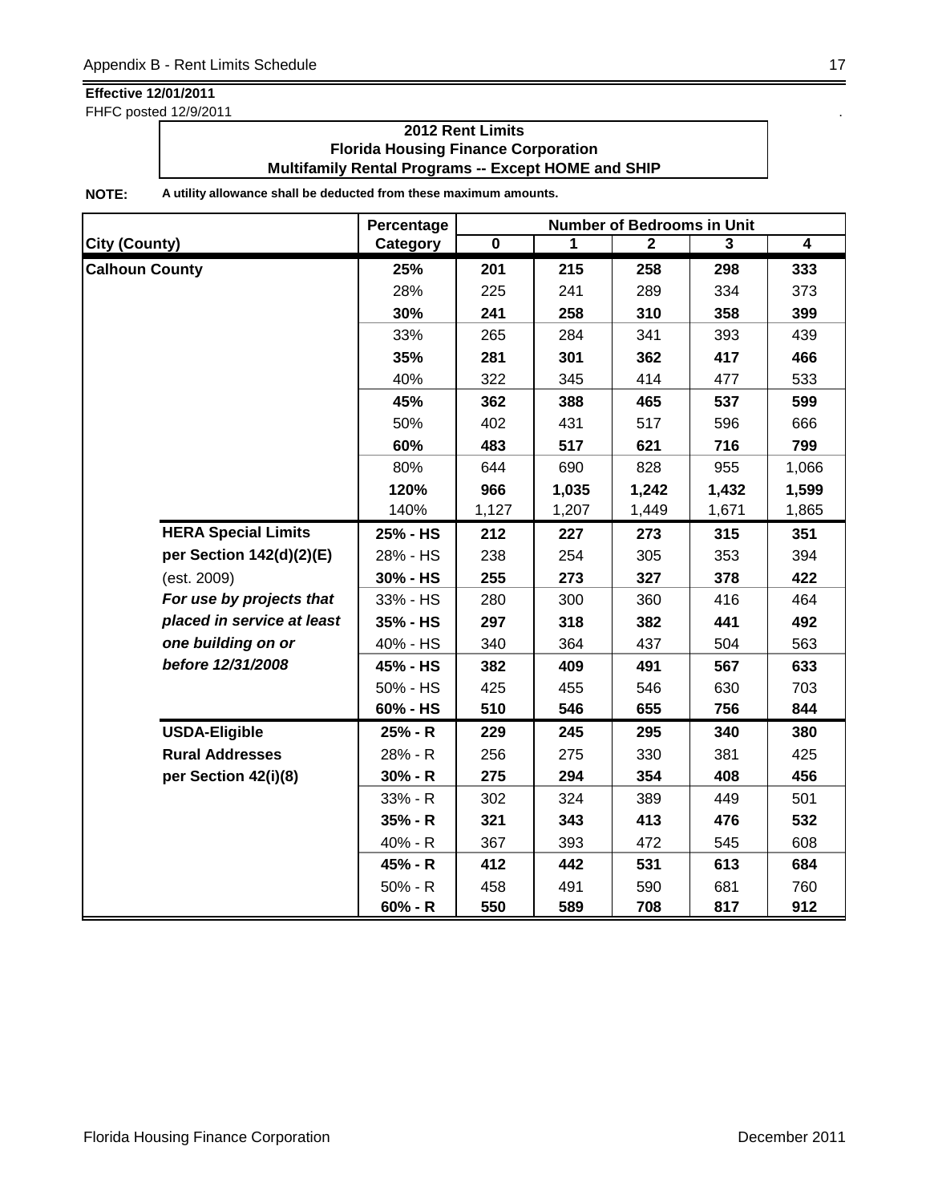**Effective 12/01/2011**
FHFC posted 12/9/2011

**2012 Rent Limits**
**Florida Housing Finance Corporation**
**Multifamily Rental Programs -- Except HOME and SHIP**

**NOTE:** **A utility allowance shall be deducted from these maximum amounts.**

| City (County) | | Percentage Category | Number of Bedrooms in Unit 0 | 1 | 2 | 3 | 4 |
|---|---|---|---|---|---|---|---|
| **Calhoun County** | | **25%** | **201** | **215** | **258** | **298** | **333** |
| | | 28% | 225 | 241 | 289 | 334 | 373 |
| | | **30%** | **241** | **258** | **310** | **358** | **399** |
| | | 33% | 265 | 284 | 341 | 393 | 439 |
| | | **35%** | **281** | **301** | **362** | **417** | **466** |
| | | 40% | 322 | 345 | 414 | 477 | 533 |
| | | **45%** | **362** | **388** | **465** | **537** | **599** |
| | | 50% | 402 | 431 | 517 | 596 | 666 |
| | | **60%** | **483** | **517** | **621** | **716** | **799** |
| | | 80% | 644 | 690 | 828 | 955 | 1,066 |
| | | **120%** | **966** | **1,035** | **1,242** | **1,432** | **1,599** |
| | | 140% | 1,127 | 1,207 | 1,449 | 1,671 | 1,865 |
| | **HERA Special Limits** | **25% - HS** | **212** | **227** | **273** | **315** | **351** |
| | **per Section 142(d)(2)(E)** | 28% - HS | 238 | 254 | 305 | 353 | 394 |
| | (est. 2009) | **30% - HS** | **255** | **273** | **327** | **378** | **422** |
| | ***For use by projects that*** | 33% - HS | 280 | 300 | 360 | 416 | 464 |
| | ***placed in service at least*** | **35% - HS** | **297** | **318** | **382** | **441** | **492** |
| | ***one building on or*** | 40% - HS | 340 | 364 | 437 | 504 | 563 |
| | ***before 12/31/2008*** | **45% - HS** | **382** | **409** | **491** | **567** | **633** |
| | | 50% - HS | 425 | 455 | 546 | 630 | 703 |
| | | **60% - HS** | **510** | **546** | **655** | **756** | **844** |
| | **USDA-Eligible** | **25% - R** | **229** | **245** | **295** | **340** | **380** |
| | **Rural Addresses** | 28% - R | 256 | 275 | 330 | 381 | 425 |
| | **per Section 42(i)(8)** | **30% - R** | **275** | **294** | **354** | **408** | **456** |
| | | 33% - R | 302 | 324 | 389 | 449 | 501 |
| | | **35% - R** | **321** | **343** | **413** | **476** | **532** |
| | | 40% - R | 367 | 393 | 472 | 545 | 608 |
| | | **45% - R** | **412** | **442** | **531** | **613** | **684** |
| | | 50% - R | 458 | 491 | 590 | 681 | 760 |
| | | **60% - R** | **550** | **589** | **708** | **817** | **912** |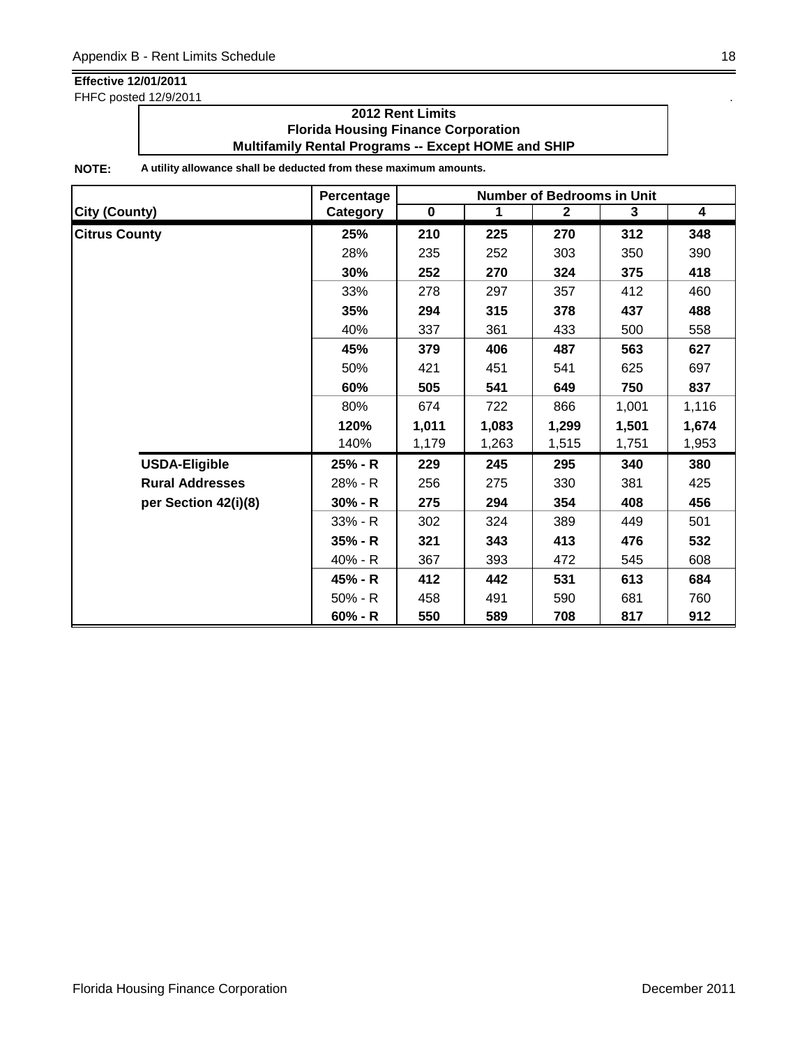**Effective 12/01/2011**
FHFC posted 12/9/2011

**2012 Rent Limits**
**Florida Housing Finance Corporation**
**Multifamily Rental Programs -- Except HOME and SHIP**

**NOTE:** **A utility allowance shall be deducted from these maximum amounts.**

| City (County) | Percentage Category | Number of Bedrooms in Unit 0 | 1 | 2 | 3 | 4 |
|---|---|---|---|---|---|---|
| **Citrus County** | **25%** | **210** | **225** | **270** | **312** | **348** |
| | 28% | 235 | 252 | 303 | 350 | 390 |
| | **30%** | **252** | **270** | **324** | **375** | **418** |
| | 33% | 278 | 297 | 357 | 412 | 460 |
| | **35%** | **294** | **315** | **378** | **437** | **488** |
| | 40% | 337 | 361 | 433 | 500 | 558 |
| | **45%** | **379** | **406** | **487** | **563** | **627** |
| | 50% | 421 | 451 | 541 | 625 | 697 |
| | **60%** | **505** | **541** | **649** | **750** | **837** |
| | 80% | 674 | 722 | 866 | 1,001 | 1,116 |
| | **120%** | **1,011** | **1,083** | **1,299** | **1,501** | **1,674** |
| | 140% | 1,179 | 1,263 | 1,515 | 1,751 | 1,953 |
| **USDA-Eligible** | **25% - R** | **229** | **245** | **295** | **340** | **380** |
| **Rural Addresses** | 28% - R | 256 | 275 | 330 | 381 | 425 |
| **per Section 42(i)(8)** | **30% - R** | **275** | **294** | **354** | **408** | **456** |
| | 33% - R | 302 | 324 | 389 | 449 | 501 |
| | **35% - R** | **321** | **343** | **413** | **476** | **532** |
| | 40% - R | 367 | 393 | 472 | 545 | 608 |
| | **45% - R** | **412** | **442** | **531** | **613** | **684** |
| | 50% - R | 458 | 491 | 590 | 681 | 760 |
| | **60% - R** | **550** | **589** | **708** | **817** | **912** |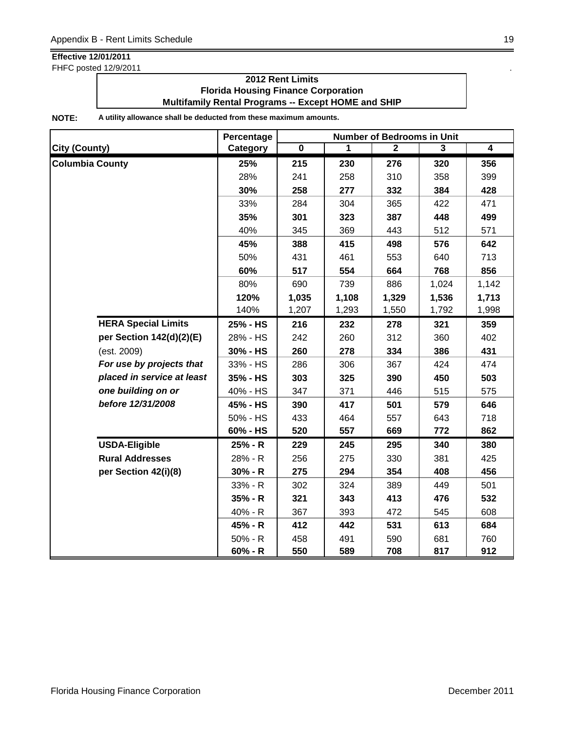**Effective 12/01/2011**

FHFC posted 12/9/2011

**2012 Rent Limits**
**Florida Housing Finance Corporation**
**Multifamily Rental Programs -- Except HOME and SHIP**

**NOTE:** **A utility allowance shall be deducted from these maximum amounts.**

| City (County) | | Percentage Category | Number of Bedrooms in Unit 0 | 1 | 2 | 3 | 4 |
|---|---|---|---|---|---|---|---|
| **Columbia County** | | **25%** | **215** | **230** | **276** | **320** | **356** |
| | | 28% | 241 | 258 | 310 | 358 | 399 |
| | | **30%** | **258** | **277** | **332** | **384** | **428** |
| | | 33% | 284 | 304 | 365 | 422 | 471 |
| | | **35%** | **301** | **323** | **387** | **448** | **499** |
| | | 40% | 345 | 369 | 443 | 512 | 571 |
| | | **45%** | **388** | **415** | **498** | **576** | **642** |
| | | 50% | 431 | 461 | 553 | 640 | 713 |
| | | **60%** | **517** | **554** | **664** | **768** | **856** |
| | | 80% | 690 | 739 | 886 | 1,024 | 1,142 |
| | | **120%** | **1,035** | **1,108** | **1,329** | **1,536** | **1,713** |
| | | 140% | 1,207 | 1,293 | 1,550 | 1,792 | 1,998 |
| | **HERA Special Limits** | **25% - HS** | **216** | **232** | **278** | **321** | **359** |
| | **per Section 142(d)(2)(E)** | 28% - HS | 242 | 260 | 312 | 360 | 402 |
| | (est. 2009) | **30% - HS** | **260** | **278** | **334** | **386** | **431** |
| | ***For use by projects that*** | 33% - HS | 286 | 306 | 367 | 424 | 474 |
| | ***placed in service at least*** | **35% - HS** | **303** | **325** | **390** | **450** | **503** |
| | ***one building on or*** | 40% - HS | 347 | 371 | 446 | 515 | 575 |
| | ***before 12/31/2008*** | **45% - HS** | **390** | **417** | **501** | **579** | **646** |
| | | 50% - HS | 433 | 464 | 557 | 643 | 718 |
| | | **60% - HS** | **520** | **557** | **669** | **772** | **862** |
| | **USDA-Eligible** | **25% - R** | **229** | **245** | **295** | **340** | **380** |
| | **Rural Addresses** | 28% - R | 256 | 275 | 330 | 381 | 425 |
| | **per Section 42(i)(8)** | **30% - R** | **275** | **294** | **354** | **408** | **456** |
| | | 33% - R | 302 | 324 | 389 | 449 | 501 |
| | | **35% - R** | **321** | **343** | **413** | **476** | **532** |
| | | 40% - R | 367 | 393 | 472 | 545 | 608 |
| | | **45% - R** | **412** | **442** | **531** | **613** | **684** |
| | | 50% - R | 458 | 491 | 590 | 681 | 760 |
| | | **60% - R** | **550** | **589** | **708** | **817** | **912** |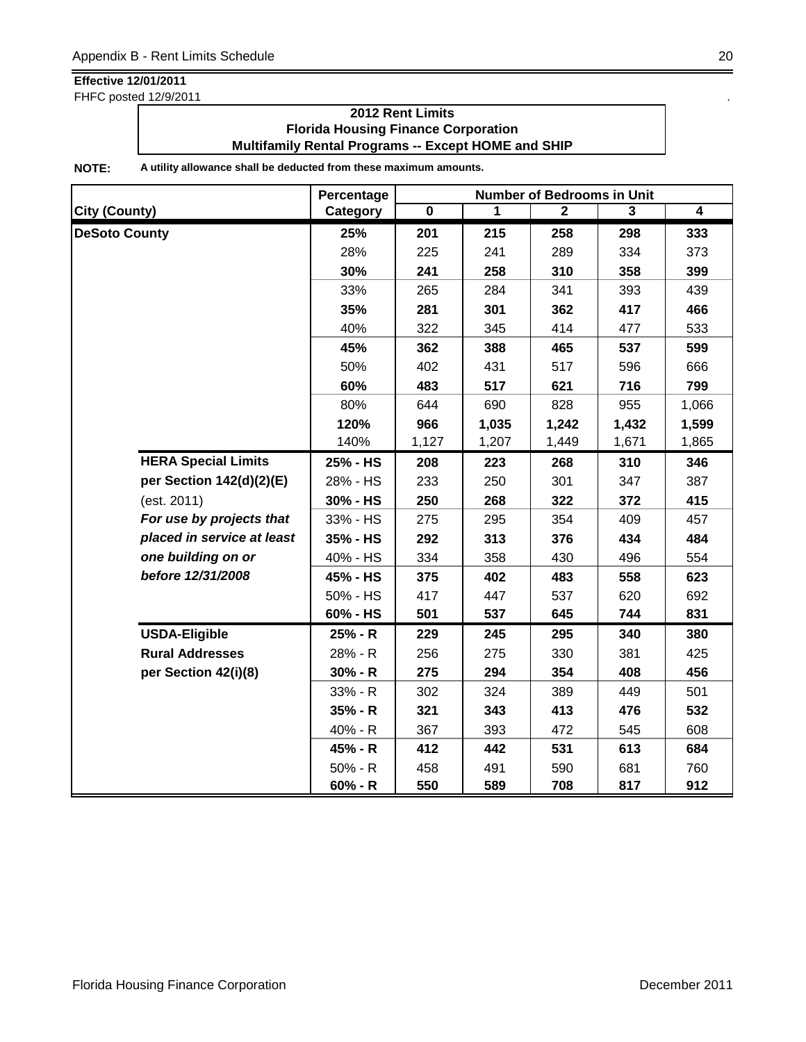**Effective 12/01/2011**
FHFC posted 12/9/2011

**2012 Rent Limits**
**Florida Housing Finance Corporation**
**Multifamily Rental Programs -- Except HOME and SHIP**

**NOTE:** **A utility allowance shall be deducted from these maximum amounts.**

| City (County) | | Percentage Category | Number of Bedrooms in Unit 0 | 1 | 2 | 3 | 4 |
|---|---|---|---|---|---|---|---|
| **DeSoto County** | | **25%** | **201** | **215** | **258** | **298** | **333** |
| | | 28% | 225 | 241 | 289 | 334 | 373 |
| | | **30%** | **241** | **258** | **310** | **358** | **399** |
| | | 33% | 265 | 284 | 341 | 393 | 439 |
| | | **35%** | **281** | **301** | **362** | **417** | **466** |
| | | 40% | 322 | 345 | 414 | 477 | 533 |
| | | **45%** | **362** | **388** | **465** | **537** | **599** |
| | | 50% | 402 | 431 | 517 | 596 | 666 |
| | | **60%** | **483** | **517** | **621** | **716** | **799** |
| | | 80% | 644 | 690 | 828 | 955 | 1,066 |
| | | **120%** | **966** | **1,035** | **1,242** | **1,432** | **1,599** |
| | | 140% | 1,127 | 1,207 | 1,449 | 1,671 | 1,865 |
| | **HERA Special Limits** | **25% - HS** | **208** | **223** | **268** | **310** | **346** |
| | **per Section 142(d)(2)(E)** | 28% - HS | 233 | 250 | 301 | 347 | 387 |
| | (est. 2011) | **30% - HS** | **250** | **268** | **322** | **372** | **415** |
| | ***For use by projects that*** | 33% - HS | 275 | 295 | 354 | 409 | 457 |
| | ***placed in service at least*** | **35% - HS** | **292** | **313** | **376** | **434** | **484** |
| | ***one building on or*** | 40% - HS | 334 | 358 | 430 | 496 | 554 |
| | ***before 12/31/2008*** | **45% - HS** | **375** | **402** | **483** | **558** | **623** |
| | | 50% - HS | 417 | 447 | 537 | 620 | 692 |
| | | **60% - HS** | **501** | **537** | **645** | **744** | **831** |
| | **USDA-Eligible** | **25% - R** | **229** | **245** | **295** | **340** | **380** |
| | **Rural Addresses** | 28% - R | 256 | 275 | 330 | 381 | 425 |
| | **per Section 42(i)(8)** | **30% - R** | **275** | **294** | **354** | **408** | **456** |
| | | 33% - R | 302 | 324 | 389 | 449 | 501 |
| | | **35% - R** | **321** | **343** | **413** | **476** | **532** |
| | | 40% - R | 367 | 393 | 472 | 545 | 608 |
| | | **45% - R** | **412** | **442** | **531** | **613** | **684** |
| | | 50% - R | 458 | 491 | 590 | 681 | 760 |
| | | **60% - R** | **550** | **589** | **708** | **817** | **912** |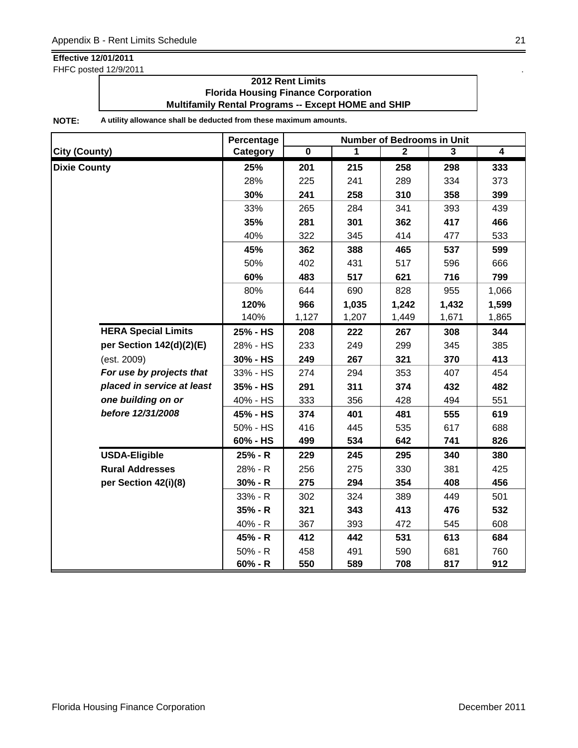**Effective 12/01/2011**
FHFC posted 12/9/2011

**2012 Rent Limits**
**Florida Housing Finance Corporation**
**Multifamily Rental Programs -- Except HOME and SHIP**

**NOTE:** **A utility allowance shall be deducted from these maximum amounts.**

| City (County) | | Percentage Category | Number of Bedrooms in Unit 0 | 1 | 2 | 3 | 4 |
|---|---|---|---|---|---|---|---|
| **Dixie County** | | **25%** | **201** | **215** | **258** | **298** | **333** |
| | | 28% | 225 | 241 | 289 | 334 | 373 |
| | | **30%** | **241** | **258** | **310** | **358** | **399** |
| | | 33% | 265 | 284 | 341 | 393 | 439 |
| | | **35%** | **281** | **301** | **362** | **417** | **466** |
| | | 40% | 322 | 345 | 414 | 477 | 533 |
| | | **45%** | **362** | **388** | **465** | **537** | **599** |
| | | 50% | 402 | 431 | 517 | 596 | 666 |
| | | **60%** | **483** | **517** | **621** | **716** | **799** |
| | | 80% | 644 | 690 | 828 | 955 | 1,066 |
| | | **120%** | **966** | **1,035** | **1,242** | **1,432** | **1,599** |
| | | 140% | 1,127 | 1,207 | 1,449 | 1,671 | 1,865 |
| | **HERA Special Limits** | **25% - HS** | **208** | **222** | **267** | **308** | **344** |
| | **per Section 142(d)(2)(E)** | 28% - HS | 233 | 249 | 299 | 345 | 385 |
| | (est. 2009) | **30% - HS** | **249** | **267** | **321** | **370** | **413** |
| | ***For use by projects that*** | 33% - HS | 274 | 294 | 353 | 407 | 454 |
| | ***placed in service at least*** | **35% - HS** | **291** | **311** | **374** | **432** | **482** |
| | ***one building on or*** | 40% - HS | 333 | 356 | 428 | 494 | 551 |
| | ***before 12/31/2008*** | **45% - HS** | **374** | **401** | **481** | **555** | **619** |
| | | 50% - HS | 416 | 445 | 535 | 617 | 688 |
| | | **60% - HS** | **499** | **534** | **642** | **741** | **826** |
| | **USDA-Eligible** | **25% - R** | **229** | **245** | **295** | **340** | **380** |
| | **Rural Addresses** | 28% - R | 256 | 275 | 330 | 381 | 425 |
| | **per Section 42(i)(8)** | **30% - R** | **275** | **294** | **354** | **408** | **456** |
| | | 33% - R | 302 | 324 | 389 | 449 | 501 |
| | | **35% - R** | **321** | **343** | **413** | **476** | **532** |
| | | 40% - R | 367 | 393 | 472 | 545 | 608 |
| | | **45% - R** | **412** | **442** | **531** | **613** | **684** |
| | | 50% - R | 458 | 491 | 590 | 681 | 760 |
| | | **60% - R** | **550** | **589** | **708** | **817** | **912** |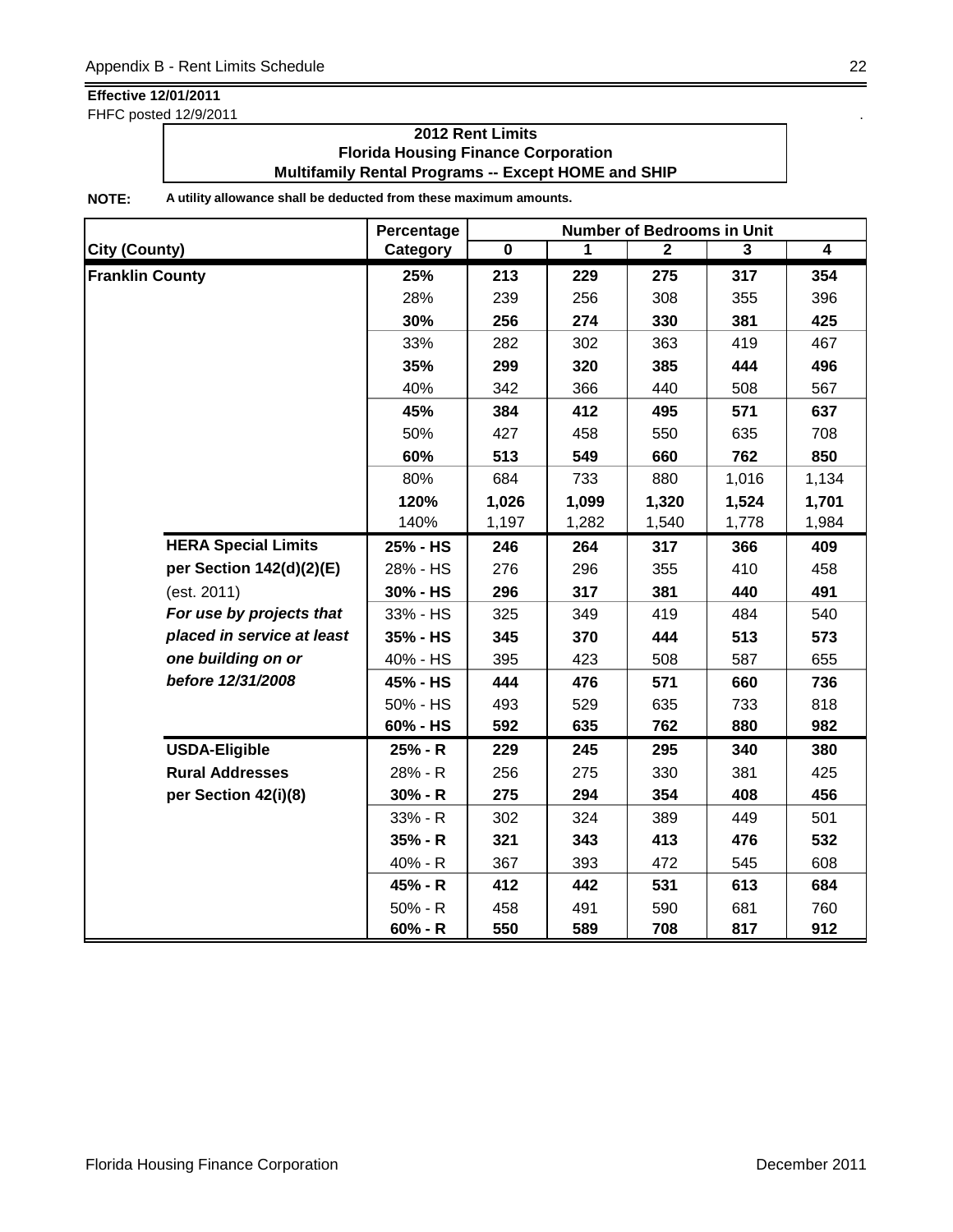**Effective 12/01/2011**
FHFC posted 12/9/2011

**2012 Rent Limits**
**Florida Housing Finance Corporation**
**Multifamily Rental Programs -- Except HOME and SHIP**

**NOTE:** **A utility allowance shall be deducted from these maximum amounts.**

| City (County) | | Percentage Category | Number of Bedrooms in Unit 0 | 1 | 2 | 3 | 4 |
|---|---|---|---|---|---|---|---|
| **Franklin County** | | **25%** | **213** | **229** | **275** | **317** | **354** |
| | | 28% | 239 | 256 | 308 | 355 | 396 |
| | | **30%** | **256** | **274** | **330** | **381** | **425** |
| | | 33% | 282 | 302 | 363 | 419 | 467 |
| | | **35%** | **299** | **320** | **385** | **444** | **496** |
| | | 40% | 342 | 366 | 440 | 508 | 567 |
| | | **45%** | **384** | **412** | **495** | **571** | **637** |
| | | 50% | 427 | 458 | 550 | 635 | 708 |
| | | **60%** | **513** | **549** | **660** | **762** | **850** |
| | | 80% | 684 | 733 | 880 | 1,016 | 1,134 |
| | | **120%** | **1,026** | **1,099** | **1,320** | **1,524** | **1,701** |
| | | 140% | 1,197 | 1,282 | 1,540 | 1,778 | 1,984 |
| | **HERA Special Limits** | **25% - HS** | **246** | **264** | **317** | **366** | **409** |
| | **per Section 142(d)(2)(E)** | 28% - HS | 276 | 296 | 355 | 410 | 458 |
| | (est. 2011) | **30% - HS** | **296** | **317** | **381** | **440** | **491** |
| | ***For use by projects that*** | 33% - HS | 325 | 349 | 419 | 484 | 540 |
| | ***placed in service at least*** | **35% - HS** | **345** | **370** | **444** | **513** | **573** |
| | ***one building on or*** | 40% - HS | 395 | 423 | 508 | 587 | 655 |
| | ***before 12/31/2008*** | **45% - HS** | **444** | **476** | **571** | **660** | **736** |
| | | 50% - HS | 493 | 529 | 635 | 733 | 818 |
| | | **60% - HS** | **592** | **635** | **762** | **880** | **982** |
| | **USDA-Eligible** | **25% - R** | **229** | **245** | **295** | **340** | **380** |
| | **Rural Addresses** | 28% - R | 256 | 275 | 330 | 381 | 425 |
| | **per Section 42(i)(8)** | **30% - R** | **275** | **294** | **354** | **408** | **456** |
| | | 33% - R | 302 | 324 | 389 | 449 | 501 |
| | | **35% - R** | **321** | **343** | **413** | **476** | **532** |
| | | 40% - R | 367 | 393 | 472 | 545 | 608 |
| | | **45% - R** | **412** | **442** | **531** | **613** | **684** |
| | | 50% - R | 458 | 491 | 590 | 681 | 760 |
| | | **60% - R** | **550** | **589** | **708** | **817** | **912** |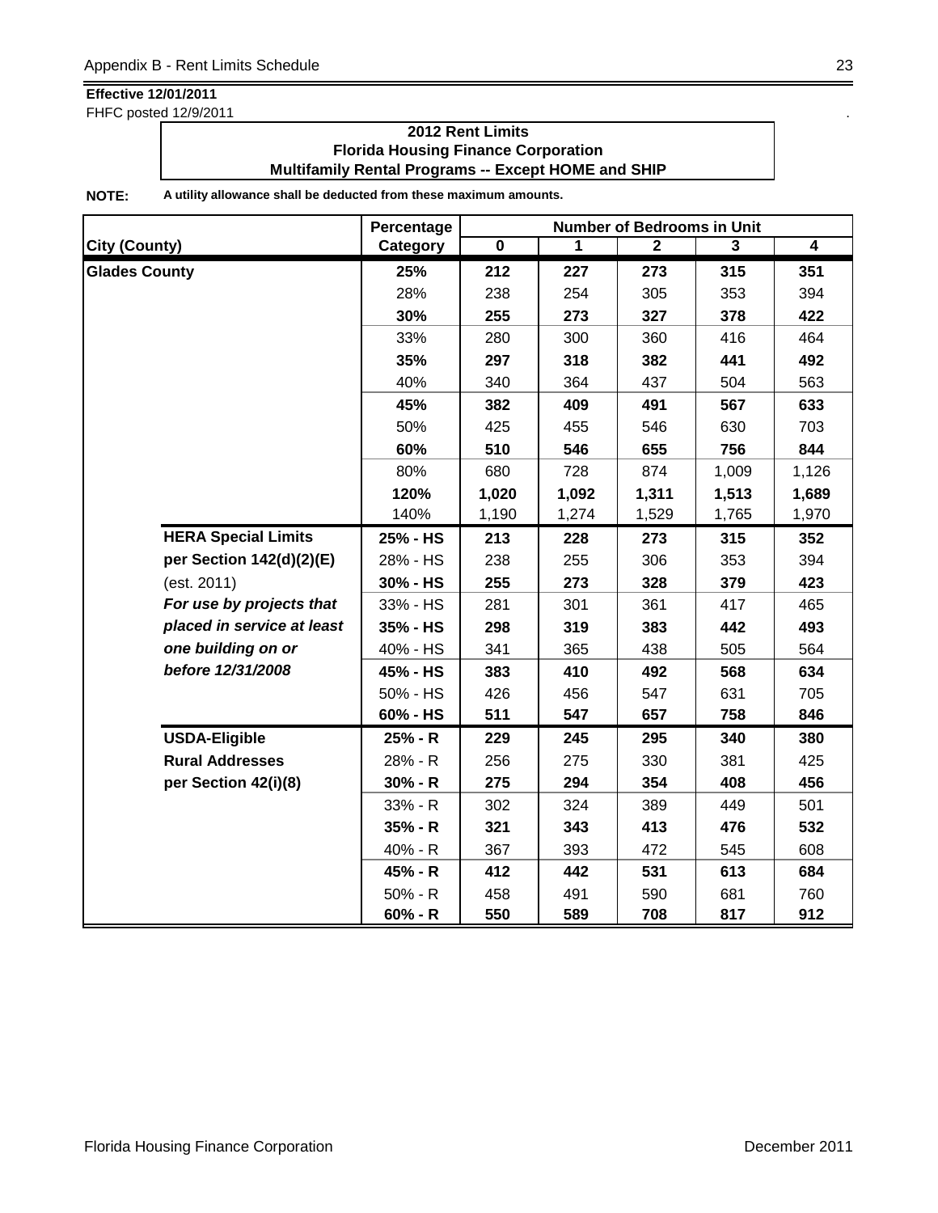**Effective 12/01/2011**

FHFC posted 12/9/2011

**2012 Rent Limits**
**Florida Housing Finance Corporation**
**Multifamily Rental Programs -- Except HOME and SHIP**

**NOTE:** **A utility allowance shall be deducted from these maximum amounts.**

| City (County) | | Percentage Category | Number of Bedrooms in Unit 0 | 1 | 2 | 3 | 4 |
|---|---|---|---|---|---|---|---|
| **Glades County** | | **25%** | **212** | **227** | **273** | **315** | **351** |
| | | 28% | 238 | 254 | 305 | 353 | 394 |
| | | **30%** | **255** | **273** | **327** | **378** | **422** |
| | | 33% | 280 | 300 | 360 | 416 | 464 |
| | | **35%** | **297** | **318** | **382** | **441** | **492** |
| | | 40% | 340 | 364 | 437 | 504 | 563 |
| | | **45%** | **382** | **409** | **491** | **567** | **633** |
| | | 50% | 425 | 455 | 546 | 630 | 703 |
| | | **60%** | **510** | **546** | **655** | **756** | **844** |
| | | 80% | 680 | 728 | 874 | 1,009 | 1,126 |
| | | **120%** | **1,020** | **1,092** | **1,311** | **1,513** | **1,689** |
| | | 140% | 1,190 | 1,274 | 1,529 | 1,765 | 1,970 |
| | **HERA Special Limits** | **25% - HS** | **213** | **228** | **273** | **315** | **352** |
| | **per Section 142(d)(2)(E)** | 28% - HS | 238 | 255 | 306 | 353 | 394 |
| | (est. 2011) | **30% - HS** | **255** | **273** | **328** | **379** | **423** |
| | ***For use by projects that*** | 33% - HS | 281 | 301 | 361 | 417 | 465 |
| | ***placed in service at least*** | **35% - HS** | **298** | **319** | **383** | **442** | **493** |
| | ***one building on or*** | 40% - HS | 341 | 365 | 438 | 505 | 564 |
| | ***before 12/31/2008*** | **45% - HS** | **383** | **410** | **492** | **568** | **634** |
| | | 50% - HS | 426 | 456 | 547 | 631 | 705 |
| | | **60% - HS** | **511** | **547** | **657** | **758** | **846** |
| | **USDA-Eligible** | **25% - R** | **229** | **245** | **295** | **340** | **380** |
| | **Rural Addresses** | 28% - R | 256 | 275 | 330 | 381 | 425 |
| | **per Section 42(i)(8)** | **30% - R** | **275** | **294** | **354** | **408** | **456** |
| | | 33% - R | 302 | 324 | 389 | 449 | 501 |
| | | **35% - R** | **321** | **343** | **413** | **476** | **532** |
| | | 40% - R | 367 | 393 | 472 | 545 | 608 |
| | | **45% - R** | **412** | **442** | **531** | **613** | **684** |
| | | 50% - R | 458 | 491 | 590 | 681 | 760 |
| | | **60% - R** | **550** | **589** | **708** | **817** | **912** |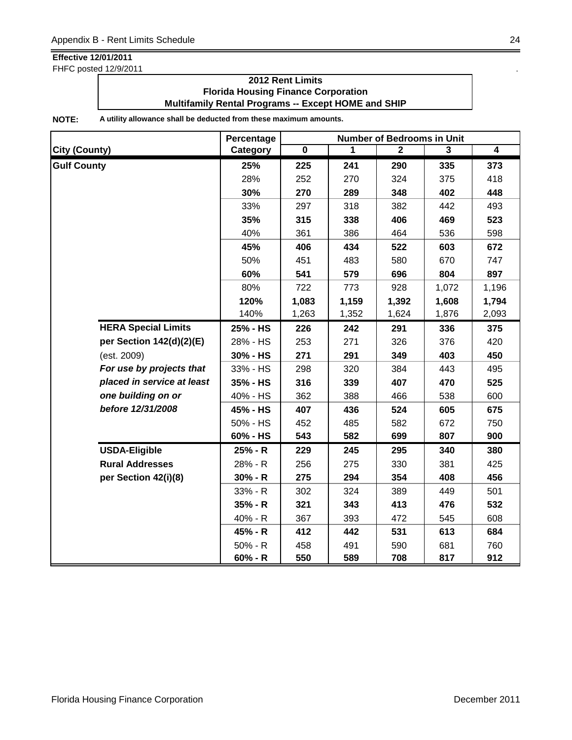**Effective 12/01/2011**
FHFC posted 12/9/2011

**2012 Rent Limits**
**Florida Housing Finance Corporation**
**Multifamily Rental Programs -- Except HOME and SHIP**

**NOTE:** **A utility allowance shall be deducted from these maximum amounts.**

| City (County) | | Percentage Category | Number of Bedrooms in Unit 0 | 1 | 2 | 3 | 4 |
|---|---|---|---|---|---|---|---|
| **Gulf County** | | **25%** | **225** | **241** | **290** | **335** | **373** |
| | | 28% | 252 | 270 | 324 | 375 | 418 |
| | | **30%** | **270** | **289** | **348** | **402** | **448** |
| | | 33% | 297 | 318 | 382 | 442 | 493 |
| | | **35%** | **315** | **338** | **406** | **469** | **523** |
| | | 40% | 361 | 386 | 464 | 536 | 598 |
| | | **45%** | **406** | **434** | **522** | **603** | **672** |
| | | 50% | 451 | 483 | 580 | 670 | 747 |
| | | **60%** | **541** | **579** | **696** | **804** | **897** |
| | | 80% | 722 | 773 | 928 | 1,072 | 1,196 |
| | | **120%** | **1,083** | **1,159** | **1,392** | **1,608** | **1,794** |
| | | 140% | 1,263 | 1,352 | 1,624 | 1,876 | 2,093 |
| | **HERA Special Limits** | **25% - HS** | **226** | **242** | **291** | **336** | **375** |
| | **per Section 142(d)(2)(E)** | 28% - HS | 253 | 271 | 326 | 376 | 420 |
| | (est. 2009) | **30% - HS** | **271** | **291** | **349** | **403** | **450** |
| | ***For use by projects that*** | 33% - HS | 298 | 320 | 384 | 443 | 495 |
| | ***placed in service at least*** | **35% - HS** | **316** | **339** | **407** | **470** | **525** |
| | ***one building on or*** | 40% - HS | 362 | 388 | 466 | 538 | 600 |
| | ***before 12/31/2008*** | **45% - HS** | **407** | **436** | **524** | **605** | **675** |
| | | 50% - HS | 452 | 485 | 582 | 672 | 750 |
| | | **60% - HS** | **543** | **582** | **699** | **807** | **900** |
| | **USDA-Eligible** | **25% - R** | **229** | **245** | **295** | **340** | **380** |
| | **Rural Addresses** | 28% - R | 256 | 275 | 330 | 381 | 425 |
| | **per Section 42(i)(8)** | **30% - R** | **275** | **294** | **354** | **408** | **456** |
| | | 33% - R | 302 | 324 | 389 | 449 | 501 |
| | | **35% - R** | **321** | **343** | **413** | **476** | **532** |
| | | 40% - R | 367 | 393 | 472 | 545 | 608 |
| | | **45% - R** | **412** | **442** | **531** | **613** | **684** |
| | | 50% - R | 458 | 491 | 590 | 681 | 760 |
| | | **60% - R** | **550** | **589** | **708** | **817** | **912** |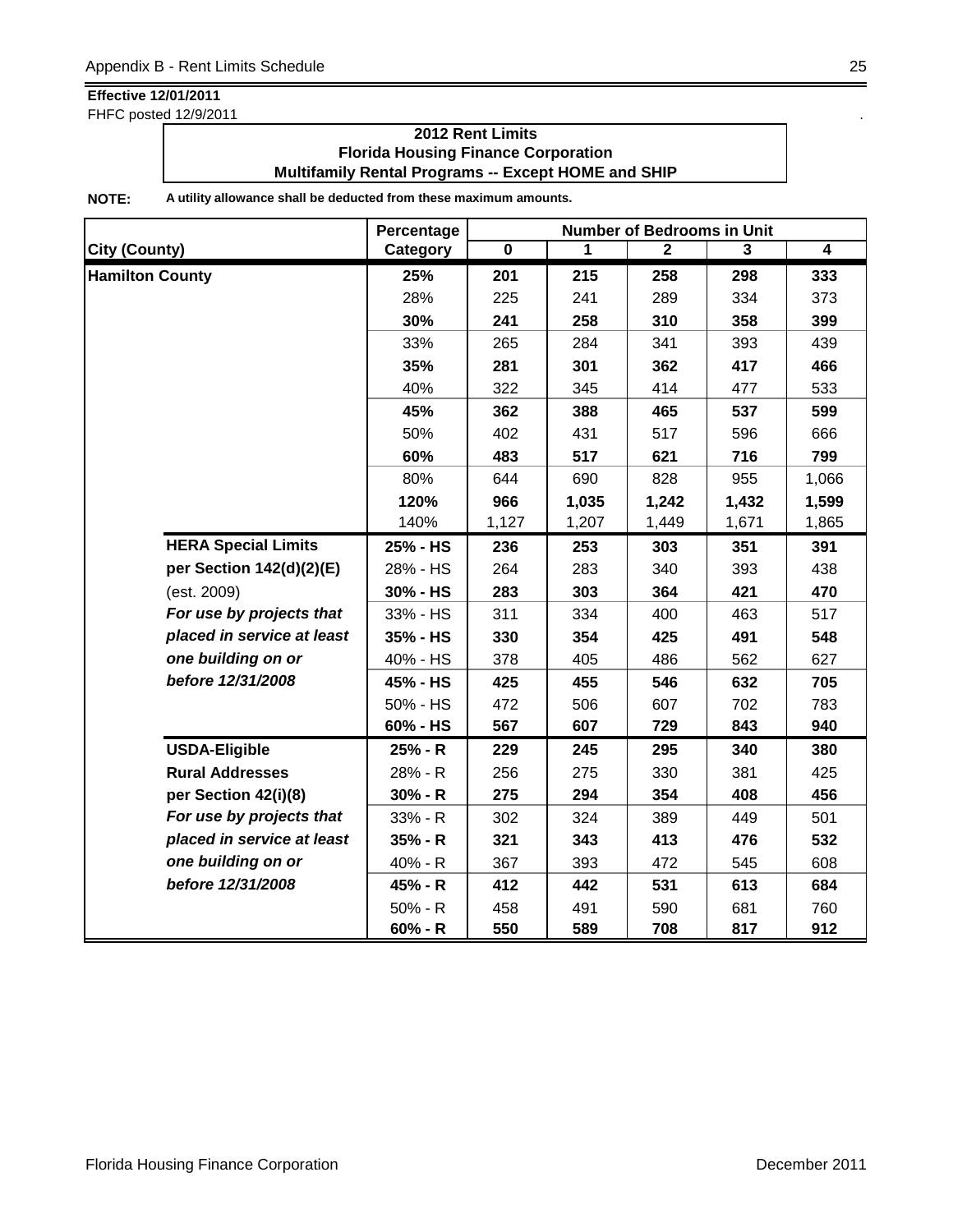**Effective 12/01/2011**

FHFC posted 12/9/2011

**2012 Rent Limits**
**Florida Housing Finance Corporation**
**Multifamily Rental Programs -- Except HOME and SHIP**

**NOTE:** **A utility allowance shall be deducted from these maximum amounts.**

| City (County) | | Percentage Category | Number of Bedrooms in Unit 0 | 1 | 2 | 3 | 4 |
|---|---|---|---|---|---|---|---|
| **Hamilton County** | | **25%** | **201** | **215** | **258** | **298** | **333** |
| | | 28% | 225 | 241 | 289 | 334 | 373 |
| | | **30%** | **241** | **258** | **310** | **358** | **399** |
| | | 33% | 265 | 284 | 341 | 393 | 439 |
| | | **35%** | **281** | **301** | **362** | **417** | **466** |
| | | 40% | 322 | 345 | 414 | 477 | 533 |
| | | **45%** | **362** | **388** | **465** | **537** | **599** |
| | | 50% | 402 | 431 | 517 | 596 | 666 |
| | | **60%** | **483** | **517** | **621** | **716** | **799** |
| | | 80% | 644 | 690 | 828 | 955 | 1,066 |
| | | **120%** | **966** | **1,035** | **1,242** | **1,432** | **1,599** |
| | | 140% | 1,127 | 1,207 | 1,449 | 1,671 | 1,865 |
| | **HERA Special Limits** | **25% - HS** | **236** | **253** | **303** | **351** | **391** |
| | **per Section 142(d)(2)(E)** | 28% - HS | 264 | 283 | 340 | 393 | 438 |
| | (est. 2009) | **30% - HS** | **283** | **303** | **364** | **421** | **470** |
| | ***For use by projects that*** | 33% - HS | 311 | 334 | 400 | 463 | 517 |
| | ***placed in service at least*** | **35% - HS** | **330** | **354** | **425** | **491** | **548** |
| | ***one building on or*** | 40% - HS | 378 | 405 | 486 | 562 | 627 |
| | ***before 12/31/2008*** | **45% - HS** | **425** | **455** | **546** | **632** | **705** |
| | | 50% - HS | 472 | 506 | 607 | 702 | 783 |
| | | **60% - HS** | **567** | **607** | **729** | **843** | **940** |
| | **USDA-Eligible** | **25% - R** | **229** | **245** | **295** | **340** | **380** |
| | **Rural Addresses** | 28% - R | 256 | 275 | 330 | 381 | 425 |
| | **per Section 42(i)(8)** | **30% - R** | **275** | **294** | **354** | **408** | **456** |
| | ***For use by projects that*** | 33% - R | 302 | 324 | 389 | 449 | 501 |
| | ***placed in service at least*** | **35% - R** | **321** | **343** | **413** | **476** | **532** |
| | ***one building on or*** | 40% - R | 367 | 393 | 472 | 545 | 608 |
| | ***before 12/31/2008*** | **45% - R** | **412** | **442** | **531** | **613** | **684** |
| | | 50% - R | 458 | 491 | 590 | 681 | 760 |
| | | **60% - R** | **550** | **589** | **708** | **817** | **912** |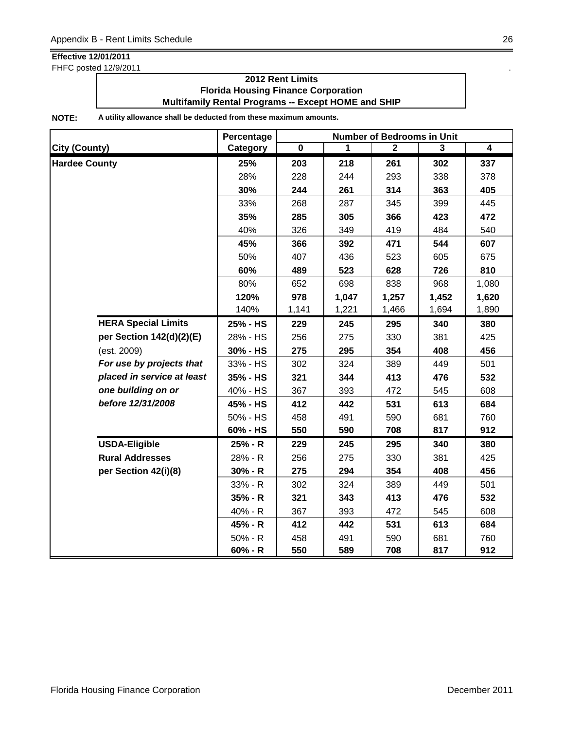**Effective 12/01/2011**
FHFC posted 12/9/2011

**2012 Rent Limits**
**Florida Housing Finance Corporation**
**Multifamily Rental Programs -- Except HOME and SHIP**

**NOTE:** **A utility allowance shall be deducted from these maximum amounts.**

| City (County) | Percentage Category | Number of Bedrooms in Unit 0 | 1 | 2 | 3 | 4 |
|---|---|---|---|---|---|---|
| **Hardee County** | **25%** | **203** | **218** | **261** | **302** | **337** |
| | 28% | 228 | 244 | 293 | 338 | 378 |
| | **30%** | **244** | **261** | **314** | **363** | **405** |
| | 33% | 268 | 287 | 345 | 399 | 445 |
| | **35%** | **285** | **305** | **366** | **423** | **472** |
| | 40% | 326 | 349 | 419 | 484 | 540 |
| | **45%** | **366** | **392** | **471** | **544** | **607** |
| | 50% | 407 | 436 | 523 | 605 | 675 |
| | **60%** | **489** | **523** | **628** | **726** | **810** |
| | 80% | 652 | 698 | 838 | 968 | 1,080 |
| | **120%** | **978** | **1,047** | **1,257** | **1,452** | **1,620** |
| | 140% | 1,141 | 1,221 | 1,466 | 1,694 | 1,890 |
| **HERA Special Limits** | **25% - HS** | **229** | **245** | **295** | **340** | **380** |
| **per Section 142(d)(2)(E)** | 28% - HS | 256 | 275 | 330 | 381 | 425 |
| (est. 2009) | **30% - HS** | **275** | **295** | **354** | **408** | **456** |
| ***For use by projects that*** | 33% - HS | 302 | 324 | 389 | 449 | 501 |
| ***placed in service at least*** | **35% - HS** | **321** | **344** | **413** | **476** | **532** |
| ***one building on or*** | 40% - HS | 367 | 393 | 472 | 545 | 608 |
| ***before 12/31/2008*** | **45% - HS** | **412** | **442** | **531** | **613** | **684** |
| | 50% - HS | 458 | 491 | 590 | 681 | 760 |
| | **60% - HS** | **550** | **590** | **708** | **817** | **912** |
| **USDA-Eligible** | **25% - R** | **229** | **245** | **295** | **340** | **380** |
| **Rural Addresses** | 28% - R | 256 | 275 | 330 | 381 | 425 |
| **per Section 42(i)(8)** | **30% - R** | **275** | **294** | **354** | **408** | **456** |
| | 33% - R | 302 | 324 | 389 | 449 | 501 |
| | **35% - R** | **321** | **343** | **413** | **476** | **532** |
| | 40% - R | 367 | 393 | 472 | 545 | 608 |
| | **45% - R** | **412** | **442** | **531** | **613** | **684** |
| | 50% - R | 458 | 491 | 590 | 681 | 760 |
| | **60% - R** | **550** | **589** | **708** | **817** | **912** |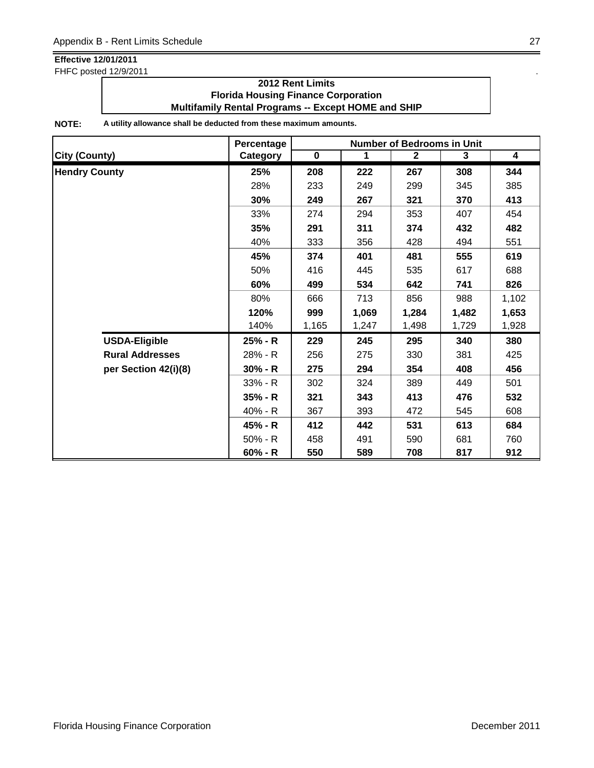**Effective 12/01/2011**
FHFC posted 12/9/2011

**2012 Rent Limits**
**Florida Housing Finance Corporation**
**Multifamily Rental Programs -- Except HOME and SHIP**

**NOTE:** **A utility allowance shall be deducted from these maximum amounts.**

| City (County) | Percentage Category | Number of Bedrooms in Unit 0 | 1 | 2 | 3 | 4 |
|---|---|---|---|---|---|---|
| **Hendry County** | **25%** | **208** | **222** | **267** | **308** | **344** |
| | 28% | 233 | 249 | 299 | 345 | 385 |
| | **30%** | **249** | **267** | **321** | **370** | **413** |
| | 33% | 274 | 294 | 353 | 407 | 454 |
| | **35%** | **291** | **311** | **374** | **432** | **482** |
| | 40% | 333 | 356 | 428 | 494 | 551 |
| | **45%** | **374** | **401** | **481** | **555** | **619** |
| | 50% | 416 | 445 | 535 | 617 | 688 |
| | **60%** | **499** | **534** | **642** | **741** | **826** |
| | 80% | 666 | 713 | 856 | 988 | 1,102 |
| | **120%** | **999** | **1,069** | **1,284** | **1,482** | **1,653** |
| | 140% | 1,165 | 1,247 | 1,498 | 1,729 | 1,928 |
| **USDA-Eligible** | **25% - R** | **229** | **245** | **295** | **340** | **380** |
| **Rural Addresses** | 28% - R | 256 | 275 | 330 | 381 | 425 |
| **per Section 42(i)(8)** | **30% - R** | **275** | **294** | **354** | **408** | **456** |
| | 33% - R | 302 | 324 | 389 | 449 | 501 |
| | **35% - R** | **321** | **343** | **413** | **476** | **532** |
| | 40% - R | 367 | 393 | 472 | 545 | 608 |
| | **45% - R** | **412** | **442** | **531** | **613** | **684** |
| | 50% - R | 458 | 491 | 590 | 681 | 760 |
| | **60% - R** | **550** | **589** | **708** | **817** | **912** |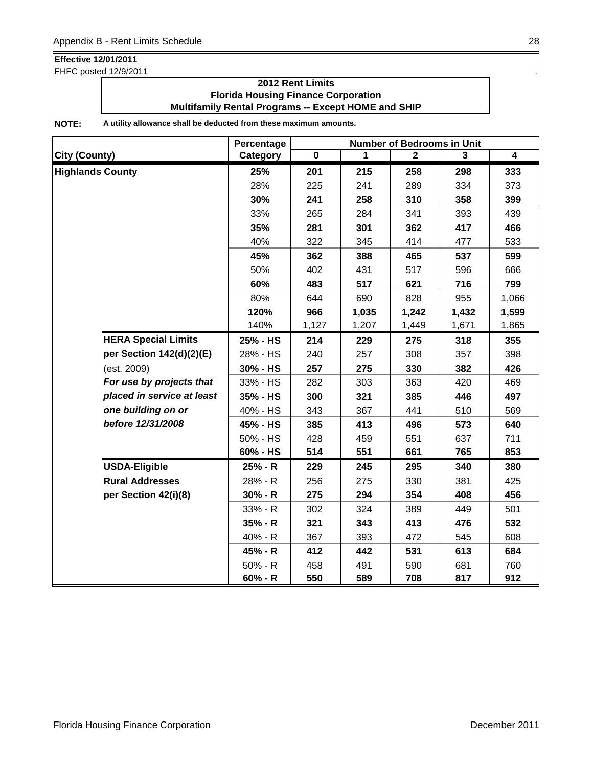**Effective 12/01/2011**
FHFC posted 12/9/2011

**2012 Rent Limits**
**Florida Housing Finance Corporation**
**Multifamily Rental Programs -- Except HOME and SHIP**

**NOTE:** **A utility allowance shall be deducted from these maximum amounts.**

| City (County) | | Percentage Category | Number of Bedrooms in Unit 0 | 1 | 2 | 3 | 4 |
|---|---|---|---|---|---|---|---|
| **Highlands County** | | **25%** | **201** | **215** | **258** | **298** | **333** |
| | | 28% | 225 | 241 | 289 | 334 | 373 |
| | | **30%** | **241** | **258** | **310** | **358** | **399** |
| | | 33% | 265 | 284 | 341 | 393 | 439 |
| | | **35%** | **281** | **301** | **362** | **417** | **466** |
| | | 40% | 322 | 345 | 414 | 477 | 533 |
| | | **45%** | **362** | **388** | **465** | **537** | **599** |
| | | 50% | 402 | 431 | 517 | 596 | 666 |
| | | **60%** | **483** | **517** | **621** | **716** | **799** |
| | | 80% | 644 | 690 | 828 | 955 | 1,066 |
| | | **120%** | **966** | **1,035** | **1,242** | **1,432** | **1,599** |
| | | 140% | 1,127 | 1,207 | 1,449 | 1,671 | 1,865 |
| | **HERA Special Limits** | **25% - HS** | **214** | **229** | **275** | **318** | **355** |
| | **per Section 142(d)(2)(E)** | 28% - HS | 240 | 257 | 308 | 357 | 398 |
| | (est. 2009) | **30% - HS** | **257** | **275** | **330** | **382** | **426** |
| | ***For use by projects that*** | 33% - HS | 282 | 303 | 363 | 420 | 469 |
| | ***placed in service at least*** | **35% - HS** | **300** | **321** | **385** | **446** | **497** |
| | ***one building on or*** | 40% - HS | 343 | 367 | 441 | 510 | 569 |
| | ***before 12/31/2008*** | **45% - HS** | **385** | **413** | **496** | **573** | **640** |
| | | 50% - HS | 428 | 459 | 551 | 637 | 711 |
| | | **60% - HS** | **514** | **551** | **661** | **765** | **853** |
| | **USDA-Eligible** | **25% - R** | **229** | **245** | **295** | **340** | **380** |
| | **Rural Addresses** | 28% - R | 256 | 275 | 330 | 381 | 425 |
| | **per Section 42(i)(8)** | **30% - R** | **275** | **294** | **354** | **408** | **456** |
| | | 33% - R | 302 | 324 | 389 | 449 | 501 |
| | | **35% - R** | **321** | **343** | **413** | **476** | **532** |
| | | 40% - R | 367 | 393 | 472 | 545 | 608 |
| | | **45% - R** | **412** | **442** | **531** | **613** | **684** |
| | | 50% - R | 458 | 491 | 590 | 681 | 760 |
| | | **60% - R** | **550** | **589** | **708** | **817** | **912** |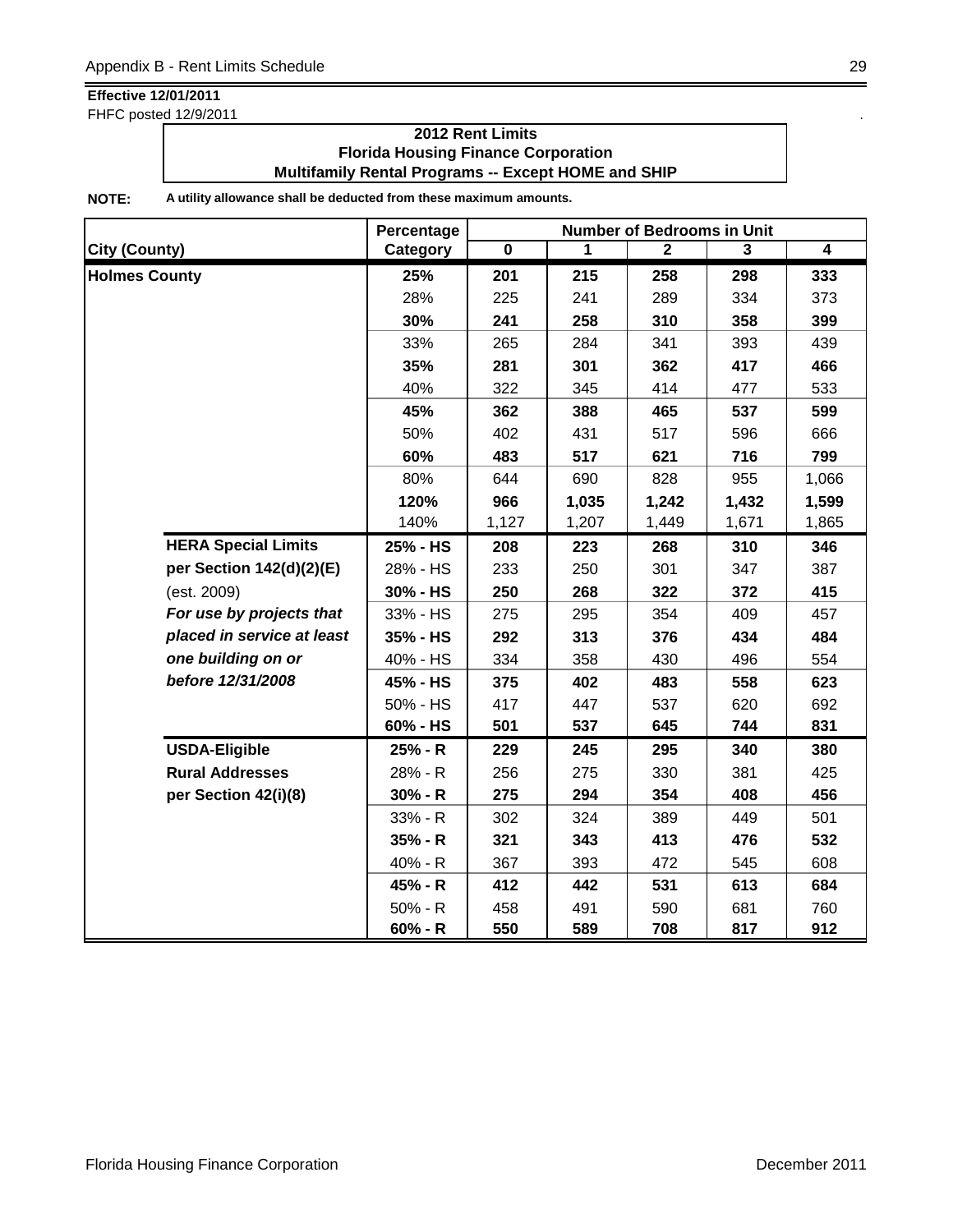**Effective 12/01/2011**
FHFC posted 12/9/2011

**2012 Rent Limits**
**Florida Housing Finance Corporation**
**Multifamily Rental Programs -- Except HOME and SHIP**

**NOTE:** **A utility allowance shall be deducted from these maximum amounts.**

| City (County) | Percentage Category | Number of Bedrooms in Unit 0 | 1 | 2 | 3 | 4 |
|---|---|---|---|---|---|---|
| **Holmes County** | **25%** | **201** | **215** | **258** | **298** | **333** |
| | 28% | 225 | 241 | 289 | 334 | 373 |
| | **30%** | **241** | **258** | **310** | **358** | **399** |
| | 33% | 265 | 284 | 341 | 393 | 439 |
| | **35%** | **281** | **301** | **362** | **417** | **466** |
| | 40% | 322 | 345 | 414 | 477 | 533 |
| | **45%** | **362** | **388** | **465** | **537** | **599** |
| | 50% | 402 | 431 | 517 | 596 | 666 |
| | **60%** | **483** | **517** | **621** | **716** | **799** |
| | 80% | 644 | 690 | 828 | 955 | 1,066 |
| | **120%** | **966** | **1,035** | **1,242** | **1,432** | **1,599** |
| | 140% | 1,127 | 1,207 | 1,449 | 1,671 | 1,865 |
| **HERA Special Limits** | **25% - HS** | **208** | **223** | **268** | **310** | **346** |
| **per Section 142(d)(2)(E)** | 28% - HS | 233 | 250 | 301 | 347 | 387 |
| (est. 2009) | **30% - HS** | **250** | **268** | **322** | **372** | **415** |
| ***For use by projects that*** | 33% - HS | 275 | 295 | 354 | 409 | 457 |
| ***placed in service at least*** | **35% - HS** | **292** | **313** | **376** | **434** | **484** |
| ***one building on or*** | 40% - HS | 334 | 358 | 430 | 496 | 554 |
| ***before 12/31/2008*** | **45% - HS** | **375** | **402** | **483** | **558** | **623** |
| | 50% - HS | 417 | 447 | 537 | 620 | 692 |
| | **60% - HS** | **501** | **537** | **645** | **744** | **831** |
| **USDA-Eligible** | **25% - R** | **229** | **245** | **295** | **340** | **380** |
| **Rural Addresses** | 28% - R | 256 | 275 | 330 | 381 | 425 |
| **per Section 42(i)(8)** | **30% - R** | **275** | **294** | **354** | **408** | **456** |
| | 33% - R | 302 | 324 | 389 | 449 | 501 |
| | **35% - R** | **321** | **343** | **413** | **476** | **532** |
| | 40% - R | 367 | 393 | 472 | 545 | 608 |
| | **45% - R** | **412** | **442** | **531** | **613** | **684** |
| | 50% - R | 458 | 491 | 590 | 681 | 760 |
| | **60% - R** | **550** | **589** | **708** | **817** | **912** |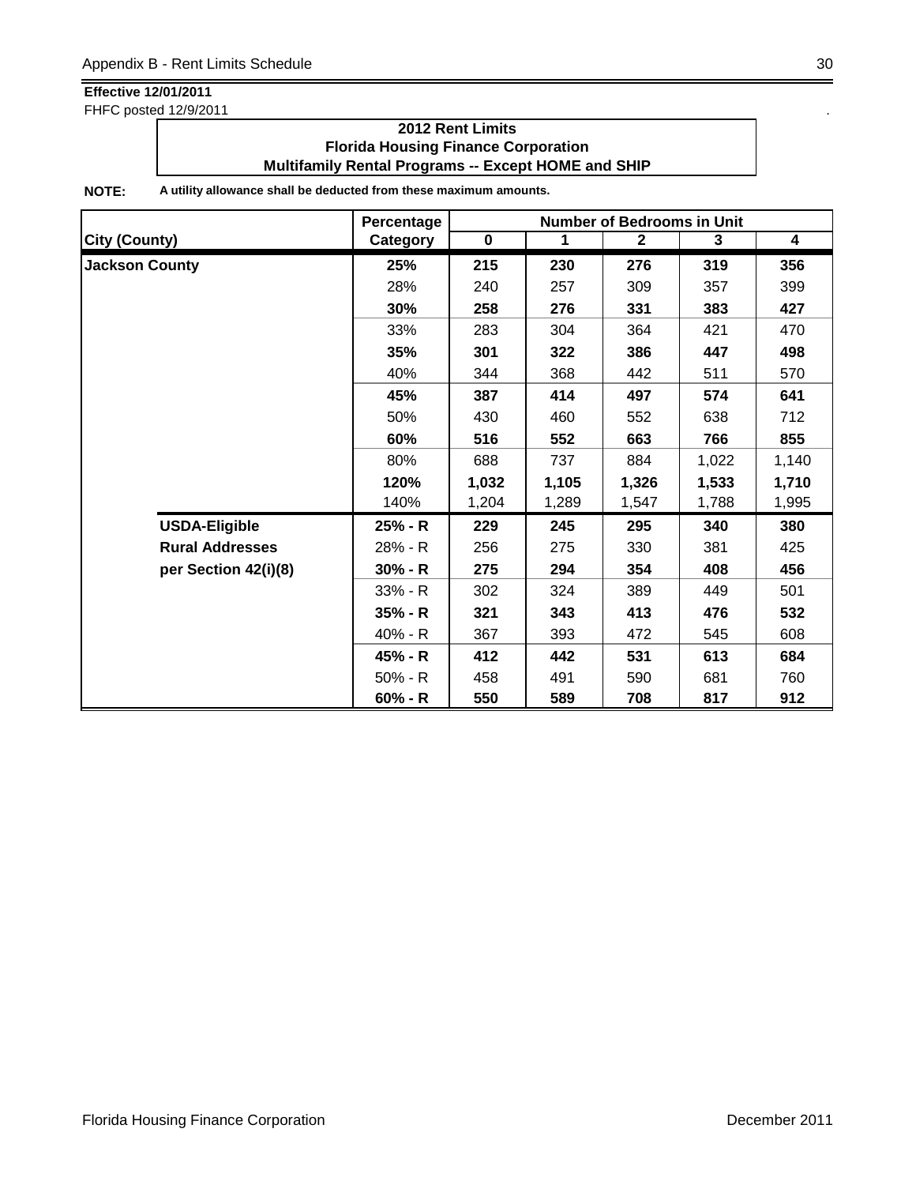**Effective 12/01/2011**

FHFC posted 12/9/2011

**2012 Rent Limits**
**Florida Housing Finance Corporation**
**Multifamily Rental Programs -- Except HOME and SHIP**

**NOTE:** **A utility allowance shall be deducted from these maximum amounts.**

| City (County) | Percentage Category | Number of Bedrooms in Unit 0 | 1 | 2 | 3 | 4 |
|---|---|---|---|---|---|---|
| **Jackson County** | **25%** | **215** | **230** | **276** | **319** | **356** |
| | 28% | 240 | 257 | 309 | 357 | 399 |
| | **30%** | **258** | **276** | **331** | **383** | **427** |
| | 33% | 283 | 304 | 364 | 421 | 470 |
| | **35%** | **301** | **322** | **386** | **447** | **498** |
| | 40% | 344 | 368 | 442 | 511 | 570 |
| | **45%** | **387** | **414** | **497** | **574** | **641** |
| | 50% | 430 | 460 | 552 | 638 | 712 |
| | **60%** | **516** | **552** | **663** | **766** | **855** |
| | 80% | 688 | 737 | 884 | 1,022 | 1,140 |
| | **120%** | **1,032** | **1,105** | **1,326** | **1,533** | **1,710** |
| | 140% | 1,204 | 1,289 | 1,547 | 1,788 | 1,995 |
| **USDA-Eligible** | **25% - R** | **229** | **245** | **295** | **340** | **380** |
| **Rural Addresses** | 28% - R | 256 | 275 | 330 | 381 | 425 |
| **per Section 42(i)(8)** | **30% - R** | **275** | **294** | **354** | **408** | **456** |
| | 33% - R | 302 | 324 | 389 | 449 | 501 |
| | **35% - R** | **321** | **343** | **413** | **476** | **532** |
| | 40% - R | 367 | 393 | 472 | 545 | 608 |
| | **45% - R** | **412** | **442** | **531** | **613** | **684** |
| | 50% - R | 458 | 491 | 590 | 681 | 760 |
| | **60% - R** | **550** | **589** | **708** | **817** | **912** |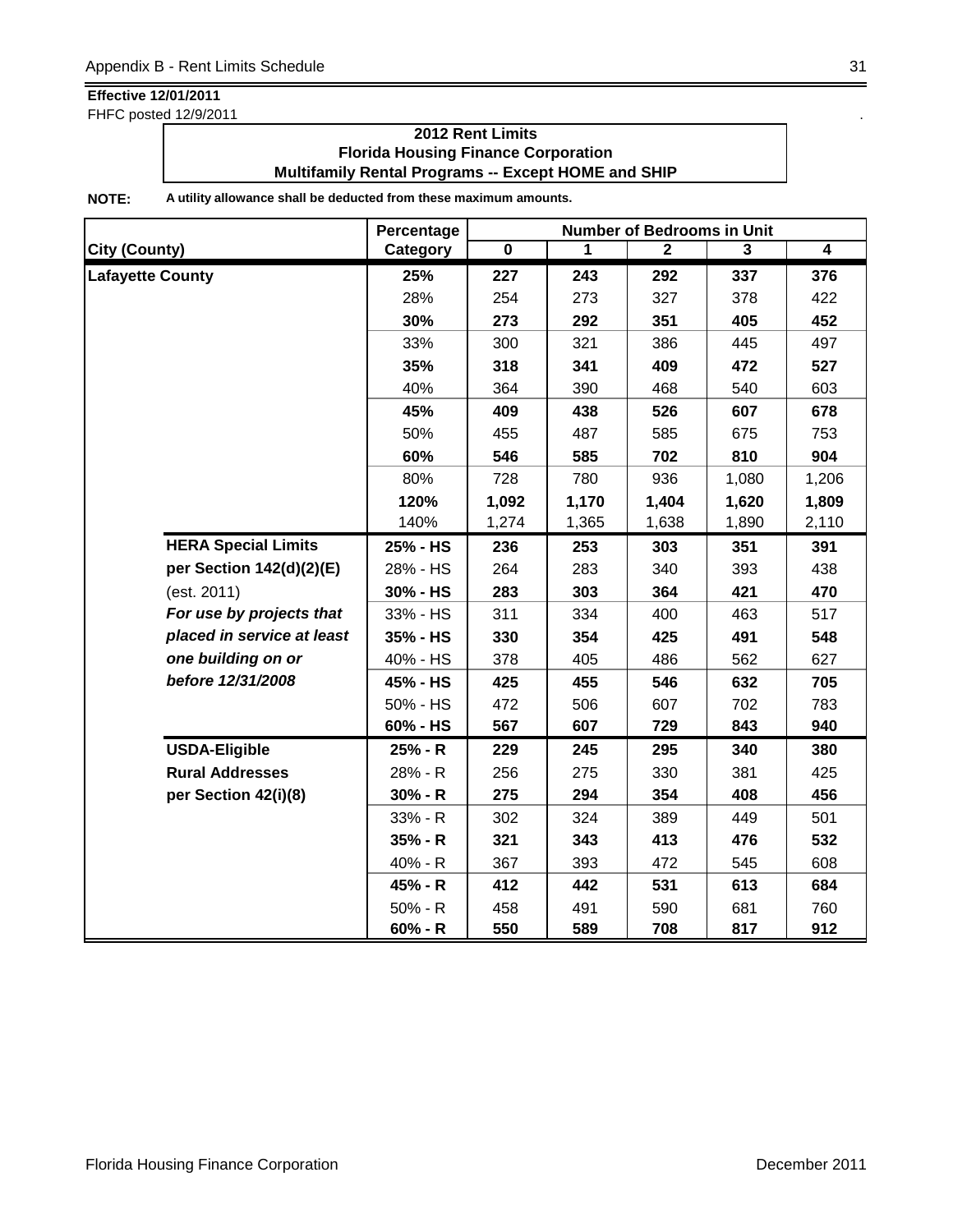**Effective 12/01/2011**
FHFC posted 12/9/2011

**2012 Rent Limits**
**Florida Housing Finance Corporation**
**Multifamily Rental Programs -- Except HOME and SHIP**

**NOTE:** **A utility allowance shall be deducted from these maximum amounts.**

| City (County) | | Percentage Category | Number of Bedrooms in Unit 0 | 1 | 2 | 3 | 4 |
|---|---|---|---|---|---|---|---|
| **Lafayette County** | | **25%** | **227** | **243** | **292** | **337** | **376** |
| | | 28% | 254 | 273 | 327 | 378 | 422 |
| | | **30%** | **273** | **292** | **351** | **405** | **452** |
| | | 33% | 300 | 321 | 386 | 445 | 497 |
| | | **35%** | **318** | **341** | **409** | **472** | **527** |
| | | 40% | 364 | 390 | 468 | 540 | 603 |
| | | **45%** | **409** | **438** | **526** | **607** | **678** |
| | | 50% | 455 | 487 | 585 | 675 | 753 |
| | | **60%** | **546** | **585** | **702** | **810** | **904** |
| | | 80% | 728 | 780 | 936 | 1,080 | 1,206 |
| | | **120%** | **1,092** | **1,170** | **1,404** | **1,620** | **1,809** |
| | | 140% | 1,274 | 1,365 | 1,638 | 1,890 | 2,110 |
| | **HERA Special Limits** | **25% - HS** | **236** | **253** | **303** | **351** | **391** |
| | **per Section 142(d)(2)(E)** | 28% - HS | 264 | 283 | 340 | 393 | 438 |
| | (est. 2011) | **30% - HS** | **283** | **303** | **364** | **421** | **470** |
| | ***For use by projects that*** | 33% - HS | 311 | 334 | 400 | 463 | 517 |
| | ***placed in service at least*** | **35% - HS** | **330** | **354** | **425** | **491** | **548** |
| | ***one building on or*** | 40% - HS | 378 | 405 | 486 | 562 | 627 |
| | ***before 12/31/2008*** | **45% - HS** | **425** | **455** | **546** | **632** | **705** |
| | | 50% - HS | 472 | 506 | 607 | 702 | 783 |
| | | **60% - HS** | **567** | **607** | **729** | **843** | **940** |
| | **USDA-Eligible** | **25% - R** | **229** | **245** | **295** | **340** | **380** |
| | **Rural Addresses** | 28% - R | 256 | 275 | 330 | 381 | 425 |
| | **per Section 42(i)(8)** | **30% - R** | **275** | **294** | **354** | **408** | **456** |
| | | 33% - R | 302 | 324 | 389 | 449 | 501 |
| | | **35% - R** | **321** | **343** | **413** | **476** | **532** |
| | | 40% - R | 367 | 393 | 472 | 545 | 608 |
| | | **45% - R** | **412** | **442** | **531** | **613** | **684** |
| | | 50% - R | 458 | 491 | 590 | 681 | 760 |
| | | **60% - R** | **550** | **589** | **708** | **817** | **912** |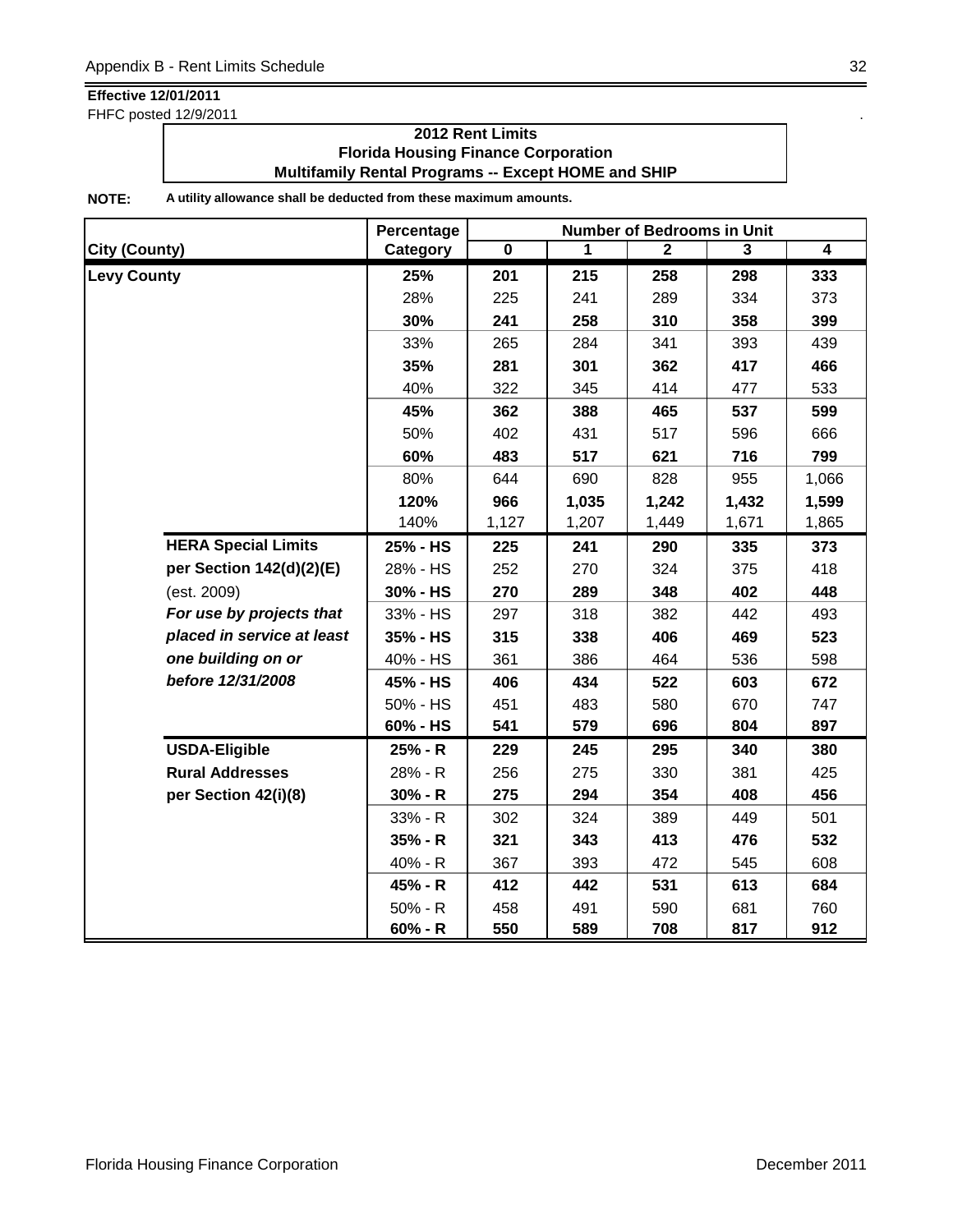**Effective 12/01/2011**
FHFC posted 12/9/2011

**2012 Rent Limits**
**Florida Housing Finance Corporation**
**Multifamily Rental Programs -- Except HOME and SHIP**

**NOTE:** **A utility allowance shall be deducted from these maximum amounts.**

| City (County) | | Percentage Category | Number of Bedrooms in Unit 0 | 1 | 2 | 3 | 4 |
|---|---|---|---|---|---|---|---|
| **Levy County** | | **25%** | **201** | **215** | **258** | **298** | **333** |
| | | 28% | 225 | 241 | 289 | 334 | 373 |
| | | **30%** | **241** | **258** | **310** | **358** | **399** |
| | | 33% | 265 | 284 | 341 | 393 | 439 |
| | | **35%** | **281** | **301** | **362** | **417** | **466** |
| | | 40% | 322 | 345 | 414 | 477 | 533 |
| | | **45%** | **362** | **388** | **465** | **537** | **599** |
| | | 50% | 402 | 431 | 517 | 596 | 666 |
| | | **60%** | **483** | **517** | **621** | **716** | **799** |
| | | 80% | 644 | 690 | 828 | 955 | 1,066 |
| | | **120%** | **966** | **1,035** | **1,242** | **1,432** | **1,599** |
| | | 140% | 1,127 | 1,207 | 1,449 | 1,671 | 1,865 |
| | **HERA Special Limits** | **25% - HS** | **225** | **241** | **290** | **335** | **373** |
| | **per Section 142(d)(2)(E)** | 28% - HS | 252 | 270 | 324 | 375 | 418 |
| | (est. 2009) | **30% - HS** | **270** | **289** | **348** | **402** | **448** |
| | ***For use by projects that*** | 33% - HS | 297 | 318 | 382 | 442 | 493 |
| | ***placed in service at least*** | **35% - HS** | **315** | **338** | **406** | **469** | **523** |
| | ***one building on or*** | 40% - HS | 361 | 386 | 464 | 536 | 598 |
| | ***before 12/31/2008*** | **45% - HS** | **406** | **434** | **522** | **603** | **672** |
| | | 50% - HS | 451 | 483 | 580 | 670 | 747 |
| | | **60% - HS** | **541** | **579** | **696** | **804** | **897** |
| | **USDA-Eligible** | **25% - R** | **229** | **245** | **295** | **340** | **380** |
| | **Rural Addresses** | 28% - R | 256 | 275 | 330 | 381 | 425 |
| | **per Section 42(i)(8)** | **30% - R** | **275** | **294** | **354** | **408** | **456** |
| | | 33% - R | 302 | 324 | 389 | 449 | 501 |
| | | **35% - R** | **321** | **343** | **413** | **476** | **532** |
| | | 40% - R | 367 | 393 | 472 | 545 | 608 |
| | | **45% - R** | **412** | **442** | **531** | **613** | **684** |
| | | 50% - R | 458 | 491 | 590 | 681 | 760 |
| | | **60% - R** | **550** | **589** | **708** | **817** | **912** |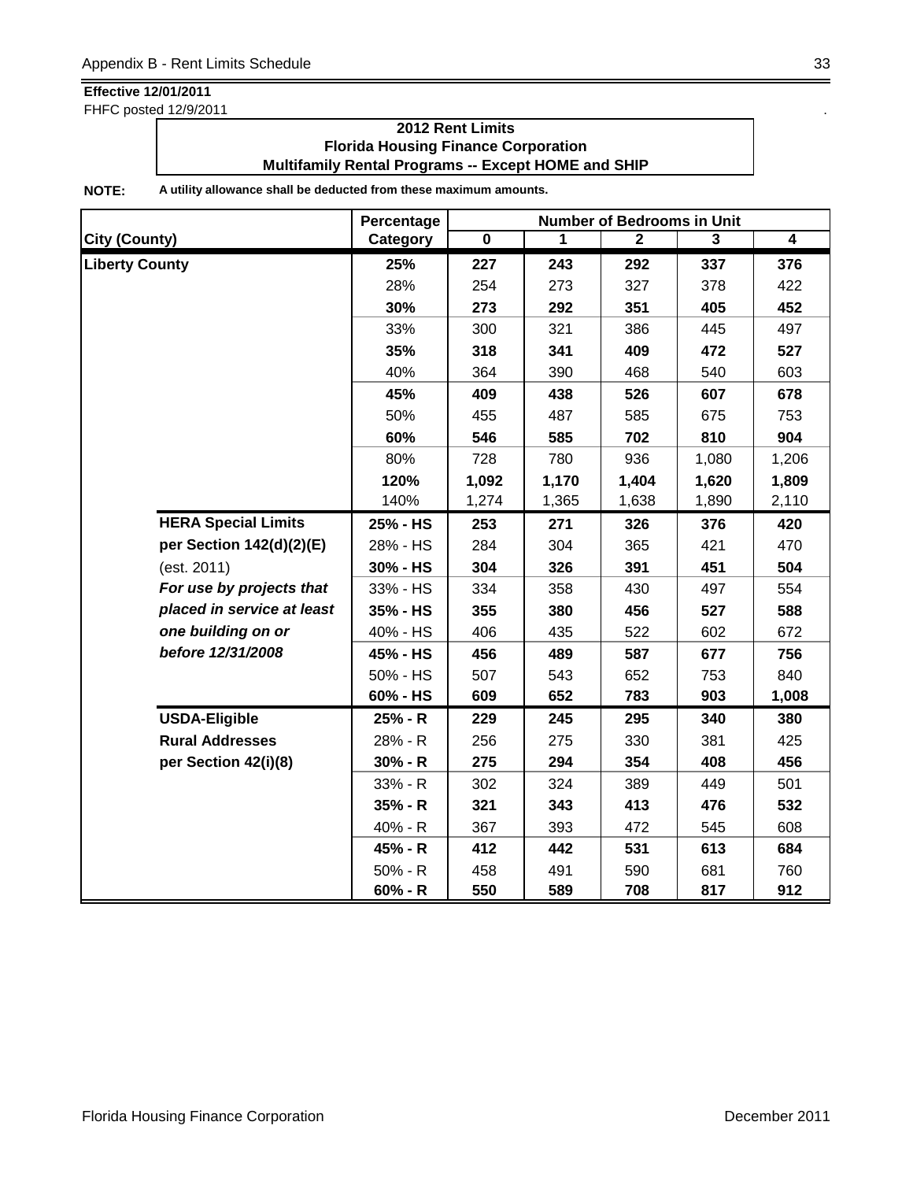**Effective 12/01/2011**
FHFC posted 12/9/2011

**2012 Rent Limits**
**Florida Housing Finance Corporation**
**Multifamily Rental Programs -- Except HOME and SHIP**

**NOTE:** **A utility allowance shall be deducted from these maximum amounts.**

| City (County) | | Percentage Category | Number of Bedrooms in Unit 0 | 1 | 2 | 3 | 4 |
|---|---|---|---|---|---|---|---|
| **Liberty County** | | **25%** | **227** | **243** | **292** | **337** | **376** |
| | | 28% | 254 | 273 | 327 | 378 | 422 |
| | | **30%** | **273** | **292** | **351** | **405** | **452** |
| | | 33% | 300 | 321 | 386 | 445 | 497 |
| | | **35%** | **318** | **341** | **409** | **472** | **527** |
| | | 40% | 364 | 390 | 468 | 540 | 603 |
| | | **45%** | **409** | **438** | **526** | **607** | **678** |
| | | 50% | 455 | 487 | 585 | 675 | 753 |
| | | **60%** | **546** | **585** | **702** | **810** | **904** |
| | | 80% | 728 | 780 | 936 | 1,080 | 1,206 |
| | | **120%** | **1,092** | **1,170** | **1,404** | **1,620** | **1,809** |
| | | 140% | 1,274 | 1,365 | 1,638 | 1,890 | 2,110 |
| | **HERA Special Limits** | **25% - HS** | **253** | **271** | **326** | **376** | **420** |
| | **per Section 142(d)(2)(E)** | 28% - HS | 284 | 304 | 365 | 421 | 470 |
| | (est. 2011) | **30% - HS** | **304** | **326** | **391** | **451** | **504** |
| | ***For use by projects that*** | 33% - HS | 334 | 358 | 430 | 497 | 554 |
| | ***placed in service at least*** | **35% - HS** | **355** | **380** | **456** | **527** | **588** |
| | ***one building on or*** | 40% - HS | 406 | 435 | 522 | 602 | 672 |
| | ***before 12/31/2008*** | **45% - HS** | **456** | **489** | **587** | **677** | **756** |
| | | 50% - HS | 507 | 543 | 652 | 753 | 840 |
| | | **60% - HS** | **609** | **652** | **783** | **903** | **1,008** |
| | **USDA-Eligible** | **25% - R** | **229** | **245** | **295** | **340** | **380** |
| | **Rural Addresses** | 28% - R | 256 | 275 | 330 | 381 | 425 |
| | **per Section 42(i)(8)** | **30% - R** | **275** | **294** | **354** | **408** | **456** |
| | | 33% - R | 302 | 324 | 389 | 449 | 501 |
| | | **35% - R** | **321** | **343** | **413** | **476** | **532** |
| | | 40% - R | 367 | 393 | 472 | 545 | 608 |
| | | **45% - R** | **412** | **442** | **531** | **613** | **684** |
| | | 50% - R | 458 | 491 | 590 | 681 | 760 |
| | | **60% - R** | **550** | **589** | **708** | **817** | **912** |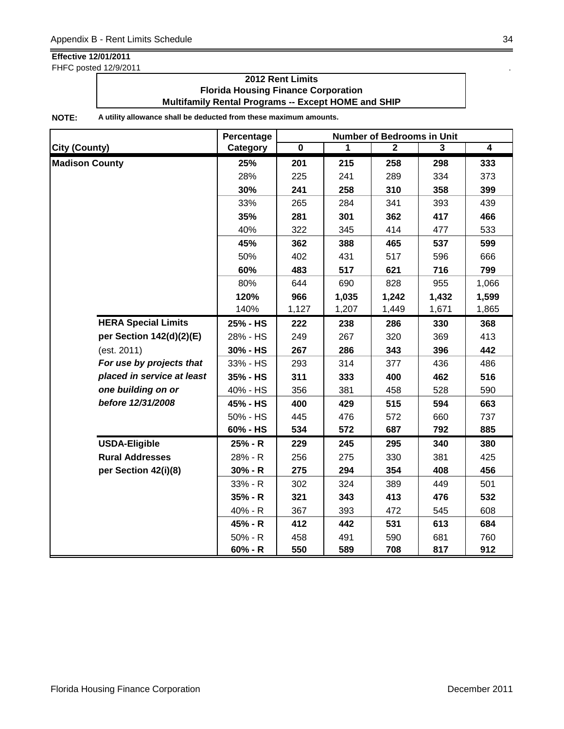**Effective 12/01/2011**
FHFC posted 12/9/2011

**2012 Rent Limits**
**Florida Housing Finance Corporation**
**Multifamily Rental Programs -- Except HOME and SHIP**

**NOTE:** **A utility allowance shall be deducted from these maximum amounts.**

| City (County) | | Percentage Category | Number of Bedrooms in Unit 0 | 1 | 2 | 3 | 4 |
|---|---|---|---|---|---|---|---|
| **Madison County** | | **25%** | **201** | **215** | **258** | **298** | **333** |
| | | 28% | 225 | 241 | 289 | 334 | 373 |
| | | **30%** | **241** | **258** | **310** | **358** | **399** |
| | | 33% | 265 | 284 | 341 | 393 | 439 |
| | | **35%** | **281** | **301** | **362** | **417** | **466** |
| | | 40% | 322 | 345 | 414 | 477 | 533 |
| | | **45%** | **362** | **388** | **465** | **537** | **599** |
| | | 50% | 402 | 431 | 517 | 596 | 666 |
| | | **60%** | **483** | **517** | **621** | **716** | **799** |
| | | 80% | 644 | 690 | 828 | 955 | 1,066 |
| | | **120%** | **966** | **1,035** | **1,242** | **1,432** | **1,599** |
| | | 140% | 1,127 | 1,207 | 1,449 | 1,671 | 1,865 |
| | **HERA Special Limits** | **25% - HS** | **222** | **238** | **286** | **330** | **368** |
| | **per Section 142(d)(2)(E)** | 28% - HS | 249 | 267 | 320 | 369 | 413 |
| | (est. 2011) | **30% - HS** | **267** | **286** | **343** | **396** | **442** |
| | ***For use by projects that*** | 33% - HS | 293 | 314 | 377 | 436 | 486 |
| | ***placed in service at least*** | **35% - HS** | **311** | **333** | **400** | **462** | **516** |
| | ***one building on or*** | 40% - HS | 356 | 381 | 458 | 528 | 590 |
| | ***before 12/31/2008*** | **45% - HS** | **400** | **429** | **515** | **594** | **663** |
| | | 50% - HS | 445 | 476 | 572 | 660 | 737 |
| | | **60% - HS** | **534** | **572** | **687** | **792** | **885** |
| | **USDA-Eligible** | **25% - R** | **229** | **245** | **295** | **340** | **380** |
| | **Rural Addresses** | 28% - R | 256 | 275 | 330 | 381 | 425 |
| | **per Section 42(i)(8)** | **30% - R** | **275** | **294** | **354** | **408** | **456** |
| | | 33% - R | 302 | 324 | 389 | 449 | 501 |
| | | **35% - R** | **321** | **343** | **413** | **476** | **532** |
| | | 40% - R | 367 | 393 | 472 | 545 | 608 |
| | | **45% - R** | **412** | **442** | **531** | **613** | **684** |
| | | 50% - R | 458 | 491 | 590 | 681 | 760 |
| | | **60% - R** | **550** | **589** | **708** | **817** | **912** |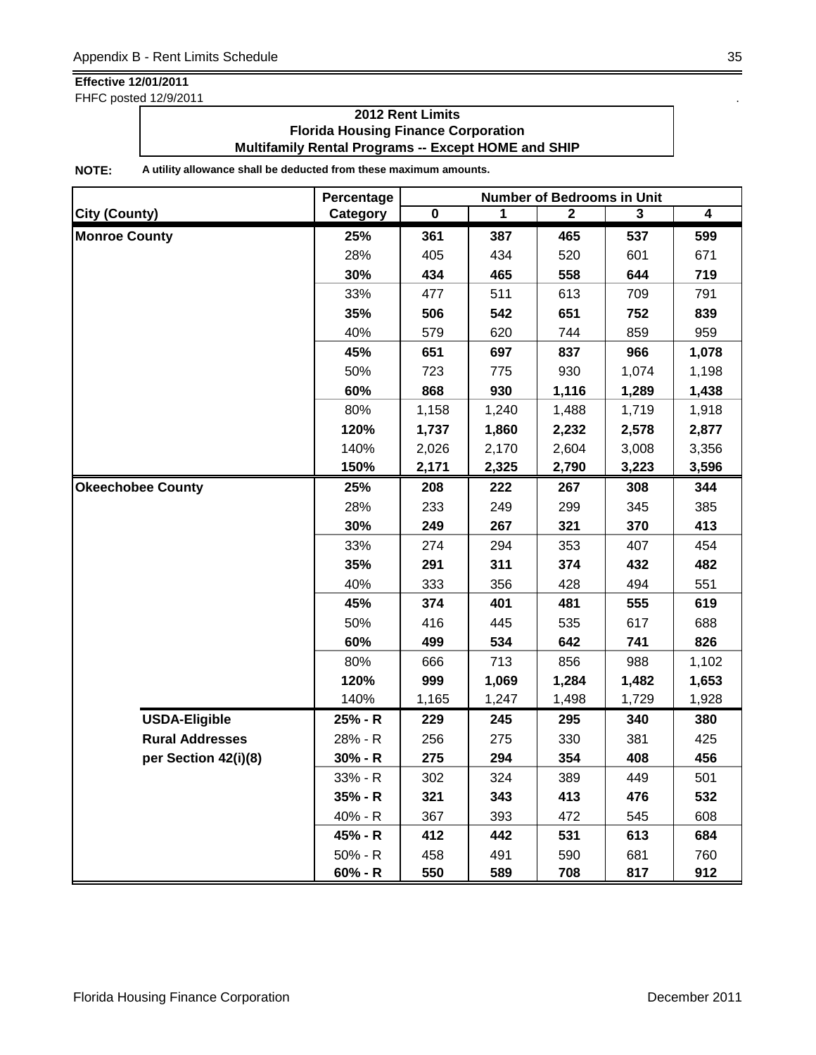**Effective 12/01/2011**
FHFC posted 12/9/2011

**2012 Rent Limits**
**Florida Housing Finance Corporation**
**Multifamily Rental Programs -- Except HOME and SHIP**

**NOTE:** **A utility allowance shall be deducted from these maximum amounts.**

| City (County) | Percentage Category | Number of Bedrooms in Unit 0 | 1 | 2 | 3 | 4 |
|---|---|---|---|---|---|---|
| **Monroe County** | **25%** | **361** | **387** | **465** | **537** | **599** |
| | 28% | 405 | 434 | 520 | 601 | 671 |
| | **30%** | **434** | **465** | **558** | **644** | **719** |
| | 33% | 477 | 511 | 613 | 709 | 791 |
| | **35%** | **506** | **542** | **651** | **752** | **839** |
| | 40% | 579 | 620 | 744 | 859 | 959 |
| | **45%** | **651** | **697** | **837** | **966** | **1,078** |
| | 50% | 723 | 775 | 930 | 1,074 | 1,198 |
| | **60%** | **868** | **930** | **1,116** | **1,289** | **1,438** |
| | 80% | 1,158 | 1,240 | 1,488 | 1,719 | 1,918 |
| | **120%** | **1,737** | **1,860** | **2,232** | **2,578** | **2,877** |
| | 140% | 2,026 | 2,170 | 2,604 | 3,008 | 3,356 |
| | **150%** | **2,171** | **2,325** | **2,790** | **3,223** | **3,596** |
| **Okeechobee County** | **25%** | **208** | **222** | **267** | **308** | **344** |
| | 28% | 233 | 249 | 299 | 345 | 385 |
| | **30%** | **249** | **267** | **321** | **370** | **413** |
| | 33% | 274 | 294 | 353 | 407 | 454 |
| | **35%** | **291** | **311** | **374** | **432** | **482** |
| | 40% | 333 | 356 | 428 | 494 | 551 |
| | **45%** | **374** | **401** | **481** | **555** | **619** |
| | 50% | 416 | 445 | 535 | 617 | 688 |
| | **60%** | **499** | **534** | **642** | **741** | **826** |
| | 80% | 666 | 713 | 856 | 988 | 1,102 |
| | **120%** | **999** | **1,069** | **1,284** | **1,482** | **1,653** |
| | 140% | 1,165 | 1,247 | 1,498 | 1,729 | 1,928 |
| **USDA-Eligible** | **25% - R** | **229** | **245** | **295** | **340** | **380** |
| **Rural Addresses** | 28% - R | 256 | 275 | 330 | 381 | 425 |
| **per Section 42(i)(8)** | **30% - R** | **275** | **294** | **354** | **408** | **456** |
| | 33% - R | 302 | 324 | 389 | 449 | 501 |
| | **35% - R** | **321** | **343** | **413** | **476** | **532** |
| | 40% - R | 367 | 393 | 472 | 545 | 608 |
| | **45% - R** | **412** | **442** | **531** | **613** | **684** |
| | 50% - R | 458 | 491 | 590 | 681 | 760 |
| | **60% - R** | **550** | **589** | **708** | **817** | **912** |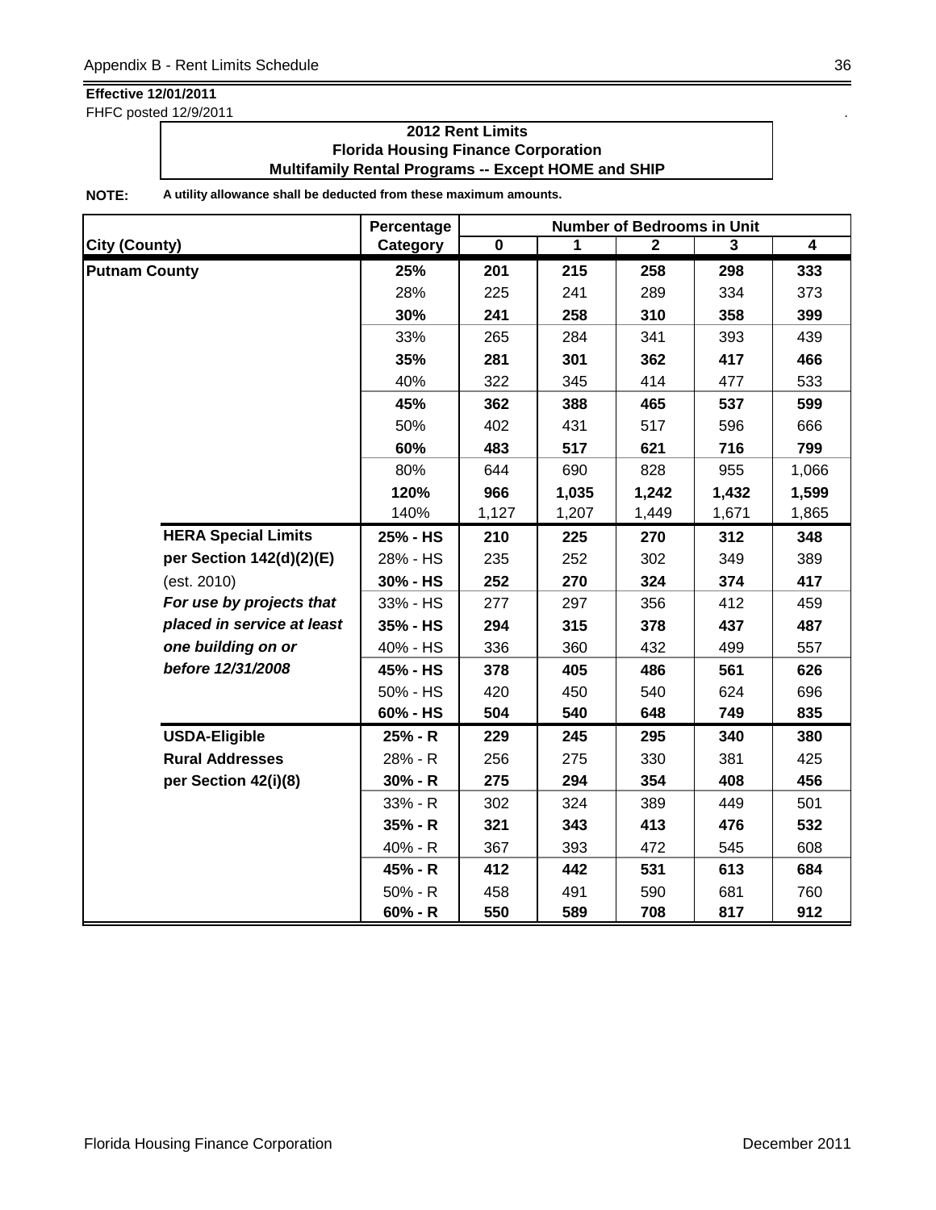**Effective 12/01/2011**
FHFC posted 12/9/2011

## 2012 Rent Limits
## Florida Housing Finance Corporation
## Multifamily Rental Programs -- Except HOME and SHIP

**NOTE:** **A utility allowance shall be deducted from these maximum amounts.**

| City (County) | | Percentage Category | Number of Bedrooms in Unit 0 | 1 | 2 | 3 | 4 |
|---|---|---|---|---|---|---|---|
| **Putnam County** | | **25%** | **201** | **215** | **258** | **298** | **333** |
| | | 28% | 225 | 241 | 289 | 334 | 373 |
| | | **30%** | **241** | **258** | **310** | **358** | **399** |
| | | 33% | 265 | 284 | 341 | 393 | 439 |
| | | **35%** | **281** | **301** | **362** | **417** | **466** |
| | | 40% | 322 | 345 | 414 | 477 | 533 |
| | | **45%** | **362** | **388** | **465** | **537** | **599** |
| | | 50% | 402 | 431 | 517 | 596 | 666 |
| | | **60%** | **483** | **517** | **621** | **716** | **799** |
| | | 80% | 644 | 690 | 828 | 955 | 1,066 |
| | | **120%** | **966** | **1,035** | **1,242** | **1,432** | **1,599** |
| | | 140% | 1,127 | 1,207 | 1,449 | 1,671 | 1,865 |
| | **HERA Special Limits** | **25% - HS** | **210** | **225** | **270** | **312** | **348** |
| | **per Section 142(d)(2)(E)** | 28% - HS | 235 | 252 | 302 | 349 | 389 |
| | (est. 2010) | **30% - HS** | **252** | **270** | **324** | **374** | **417** |
| | ***For use by projects that*** | 33% - HS | 277 | 297 | 356 | 412 | 459 |
| | ***placed in service at least*** | **35% - HS** | **294** | **315** | **378** | **437** | **487** |
| | ***one building on or*** | 40% - HS | 336 | 360 | 432 | 499 | 557 |
| | ***before 12/31/2008*** | **45% - HS** | **378** | **405** | **486** | **561** | **626** |
| | | 50% - HS | 420 | 450 | 540 | 624 | 696 |
| | | **60% - HS** | **504** | **540** | **648** | **749** | **835** |
| | **USDA-Eligible** | **25% - R** | **229** | **245** | **295** | **340** | **380** |
| | **Rural Addresses** | 28% - R | 256 | 275 | 330 | 381 | 425 |
| | **per Section 42(i)(8)** | **30% - R** | **275** | **294** | **354** | **408** | **456** |
| | | 33% - R | 302 | 324 | 389 | 449 | 501 |
| | | **35% - R** | **321** | **343** | **413** | **476** | **532** |
| | | 40% - R | 367 | 393 | 472 | 545 | 608 |
| | | **45% - R** | **412** | **442** | **531** | **613** | **684** |
| | | 50% - R | 458 | 491 | 590 | 681 | 760 |
| | | **60% - R** | **550** | **589** | **708** | **817** | **912** |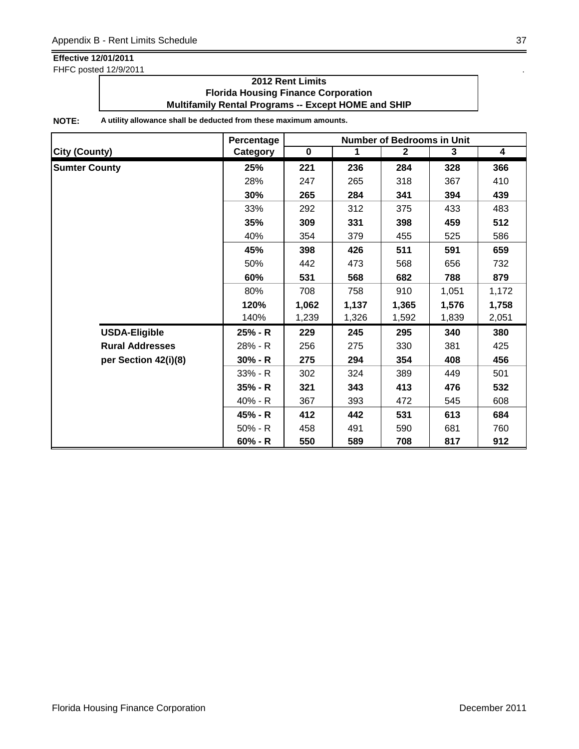**Effective 12/01/2011**
FHFC posted 12/9/2011

**2012 Rent Limits**
**Florida Housing Finance Corporation**
**Multifamily Rental Programs -- Except HOME and SHIP**

**NOTE:** **A utility allowance shall be deducted from these maximum amounts.**

| City (County) | | Percentage Category | Number of Bedrooms in Unit 0 | 1 | 2 | 3 | 4 |
|---|---|---|---|---|---|---|---|
| **Sumter County** | | **25%** | **221** | **236** | **284** | **328** | **366** |
| | | 28% | 247 | 265 | 318 | 367 | 410 |
| | | **30%** | **265** | **284** | **341** | **394** | **439** |
| | | 33% | 292 | 312 | 375 | 433 | 483 |
| | | **35%** | **309** | **331** | **398** | **459** | **512** |
| | | 40% | 354 | 379 | 455 | 525 | 586 |
| | | **45%** | **398** | **426** | **511** | **591** | **659** |
| | | 50% | 442 | 473 | 568 | 656 | 732 |
| | | **60%** | **531** | **568** | **682** | **788** | **879** |
| | | 80% | 708 | 758 | 910 | 1,051 | 1,172 |
| | | **120%** | **1,062** | **1,137** | **1,365** | **1,576** | **1,758** |
| | | 140% | 1,239 | 1,326 | 1,592 | 1,839 | 2,051 |
| | **USDA-Eligible** | **25% - R** | **229** | **245** | **295** | **340** | **380** |
| | **Rural Addresses** | 28% - R | 256 | 275 | 330 | 381 | 425 |
| | **per Section 42(i)(8)** | **30% - R** | **275** | **294** | **354** | **408** | **456** |
| | | 33% - R | 302 | 324 | 389 | 449 | 501 |
| | | **35% - R** | **321** | **343** | **413** | **476** | **532** |
| | | 40% - R | 367 | 393 | 472 | 545 | 608 |
| | | **45% - R** | **412** | **442** | **531** | **613** | **684** |
| | | 50% - R | 458 | 491 | 590 | 681 | 760 |
| | | **60% - R** | **550** | **589** | **708** | **817** | **912** |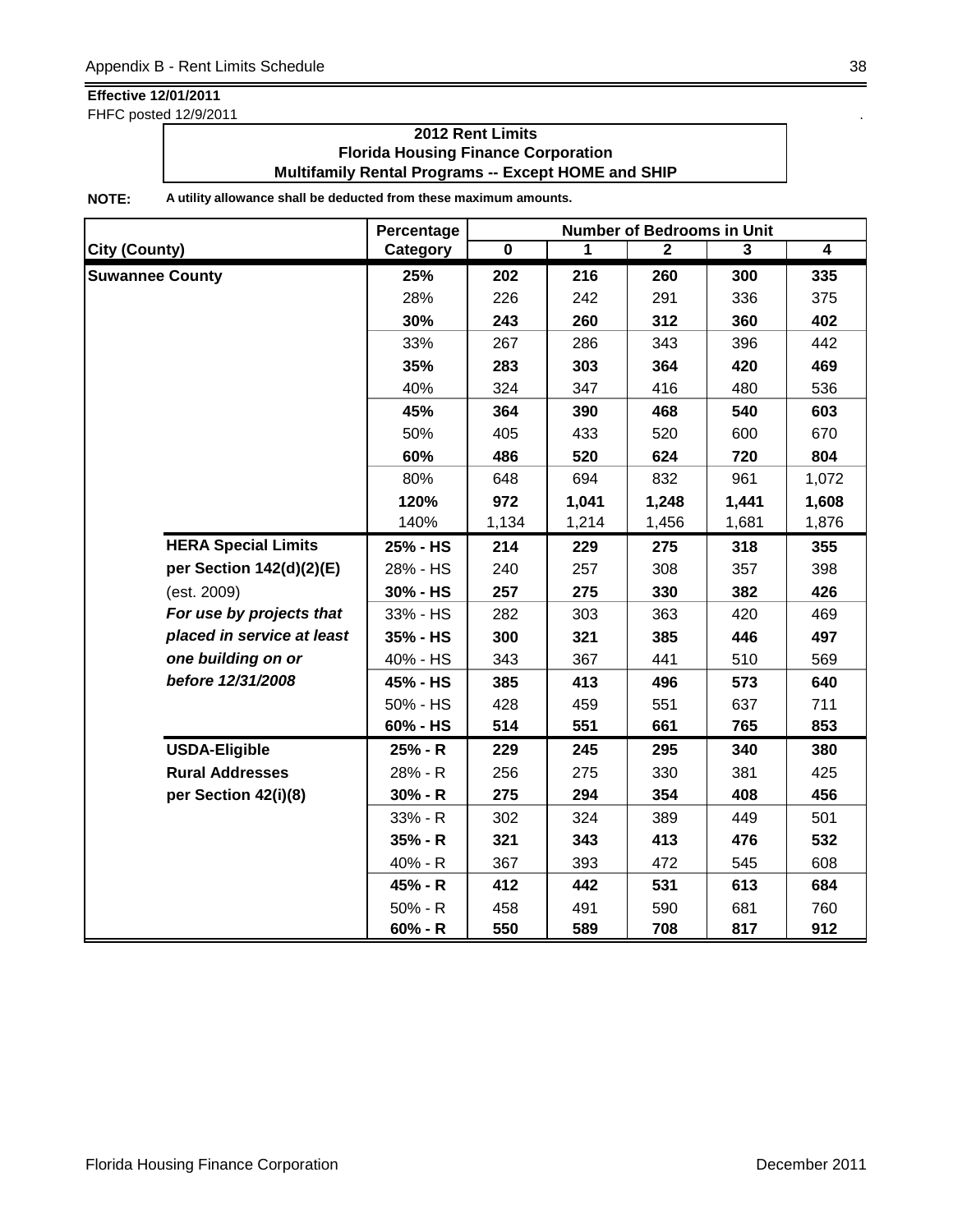**Effective 12/01/2011**
FHFC posted 12/9/2011

**2012 Rent Limits**
**Florida Housing Finance Corporation**
**Multifamily Rental Programs -- Except HOME and SHIP**

**NOTE:** **A utility allowance shall be deducted from these maximum amounts.**

| City (County) | | Percentage Category | Number of Bedrooms in Unit 0 | 1 | 2 | 3 | 4 |
|---|---|---|---|---|---|---|---|
| **Suwannee County** | | **25%** | **202** | **216** | **260** | **300** | **335** |
| | | 28% | 226 | 242 | 291 | 336 | 375 |
| | | **30%** | **243** | **260** | **312** | **360** | **402** |
| | | 33% | 267 | 286 | 343 | 396 | 442 |
| | | **35%** | **283** | **303** | **364** | **420** | **469** |
| | | 40% | 324 | 347 | 416 | 480 | 536 |
| | | **45%** | **364** | **390** | **468** | **540** | **603** |
| | | 50% | 405 | 433 | 520 | 600 | 670 |
| | | **60%** | **486** | **520** | **624** | **720** | **804** |
| | | 80% | 648 | 694 | 832 | 961 | 1,072 |
| | | **120%** | **972** | **1,041** | **1,248** | **1,441** | **1,608** |
| | | 140% | 1,134 | 1,214 | 1,456 | 1,681 | 1,876 |
| | **HERA Special Limits** | **25% - HS** | **214** | **229** | **275** | **318** | **355** |
| | **per Section 142(d)(2)(E)** | 28% - HS | 240 | 257 | 308 | 357 | 398 |
| | (est. 2009) | **30% - HS** | **257** | **275** | **330** | **382** | **426** |
| | ***For use by projects that*** | 33% - HS | 282 | 303 | 363 | 420 | 469 |
| | ***placed in service at least*** | **35% - HS** | **300** | **321** | **385** | **446** | **497** |
| | ***one building on or*** | 40% - HS | 343 | 367 | 441 | 510 | 569 |
| | ***before 12/31/2008*** | **45% - HS** | **385** | **413** | **496** | **573** | **640** |
| | | 50% - HS | 428 | 459 | 551 | 637 | 711 |
| | | **60% - HS** | **514** | **551** | **661** | **765** | **853** |
| | **USDA-Eligible** | **25% - R** | **229** | **245** | **295** | **340** | **380** |
| | **Rural Addresses** | 28% - R | 256 | 275 | 330 | 381 | 425 |
| | **per Section 42(i)(8)** | **30% - R** | **275** | **294** | **354** | **408** | **456** |
| | | 33% - R | 302 | 324 | 389 | 449 | 501 |
| | | **35% - R** | **321** | **343** | **413** | **476** | **532** |
| | | 40% - R | 367 | 393 | 472 | 545 | 608 |
| | | **45% - R** | **412** | **442** | **531** | **613** | **684** |
| | | 50% - R | 458 | 491 | 590 | 681 | 760 |
| | | **60% - R** | **550** | **589** | **708** | **817** | **912** |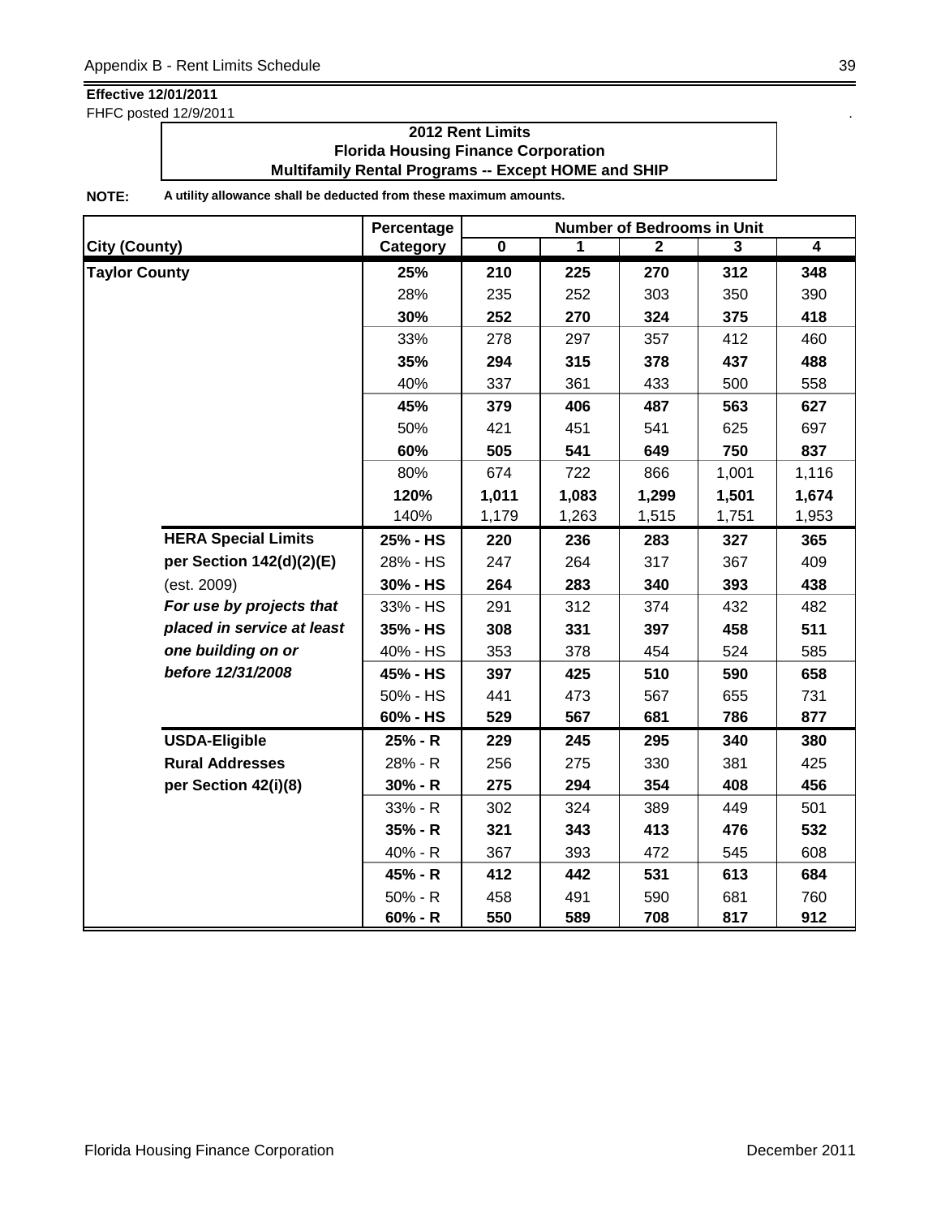**Effective 12/01/2011**

FHFC posted 12/9/2011

**2012 Rent Limits**
**Florida Housing Finance Corporation**
**Multifamily Rental Programs -- Except HOME and SHIP**

**NOTE:** **A utility allowance shall be deducted from these maximum amounts.**

| City (County) | Percentage Category | Number of Bedrooms in Unit 0 | 1 | 2 | 3 | 4 |
|---|---|---|---|---|---|---|
| **Taylor County** | **25%** | **210** | **225** | **270** | **312** | **348** |
| | 28% | 235 | 252 | 303 | 350 | 390 |
| | **30%** | **252** | **270** | **324** | **375** | **418** |
| | 33% | 278 | 297 | 357 | 412 | 460 |
| | **35%** | **294** | **315** | **378** | **437** | **488** |
| | 40% | 337 | 361 | 433 | 500 | 558 |
| | **45%** | **379** | **406** | **487** | **563** | **627** |
| | 50% | 421 | 451 | 541 | 625 | 697 |
| | **60%** | **505** | **541** | **649** | **750** | **837** |
| | 80% | 674 | 722 | 866 | 1,001 | 1,116 |
| | **120%** | **1,011** | **1,083** | **1,299** | **1,501** | **1,674** |
| | 140% | 1,179 | 1,263 | 1,515 | 1,751 | 1,953 |
| **HERA Special Limits** | **25% - HS** | **220** | **236** | **283** | **327** | **365** |
| **per Section 142(d)(2)(E)** | 28% - HS | 247 | 264 | 317 | 367 | 409 |
| (est. 2009) | **30% - HS** | **264** | **283** | **340** | **393** | **438** |
| ***For use by projects that*** | 33% - HS | 291 | 312 | 374 | 432 | 482 |
| ***placed in service at least*** | **35% - HS** | **308** | **331** | **397** | **458** | **511** |
| ***one building on or*** | 40% - HS | 353 | 378 | 454 | 524 | 585 |
| ***before 12/31/2008*** | **45% - HS** | **397** | **425** | **510** | **590** | **658** |
| | 50% - HS | 441 | 473 | 567 | 655 | 731 |
| | **60% - HS** | **529** | **567** | **681** | **786** | **877** |
| **USDA-Eligible** | **25% - R** | **229** | **245** | **295** | **340** | **380** |
| **Rural Addresses** | 28% - R | 256 | 275 | 330 | 381 | 425 |
| **per Section 42(i)(8)** | **30% - R** | **275** | **294** | **354** | **408** | **456** |
| | 33% - R | 302 | 324 | 389 | 449 | 501 |
| | **35% - R** | **321** | **343** | **413** | **476** | **532** |
| | 40% - R | 367 | 393 | 472 | 545 | 608 |
| | **45% - R** | **412** | **442** | **531** | **613** | **684** |
| | 50% - R | 458 | 491 | 590 | 681 | 760 |
| | **60% - R** | **550** | **589** | **708** | **817** | **912** |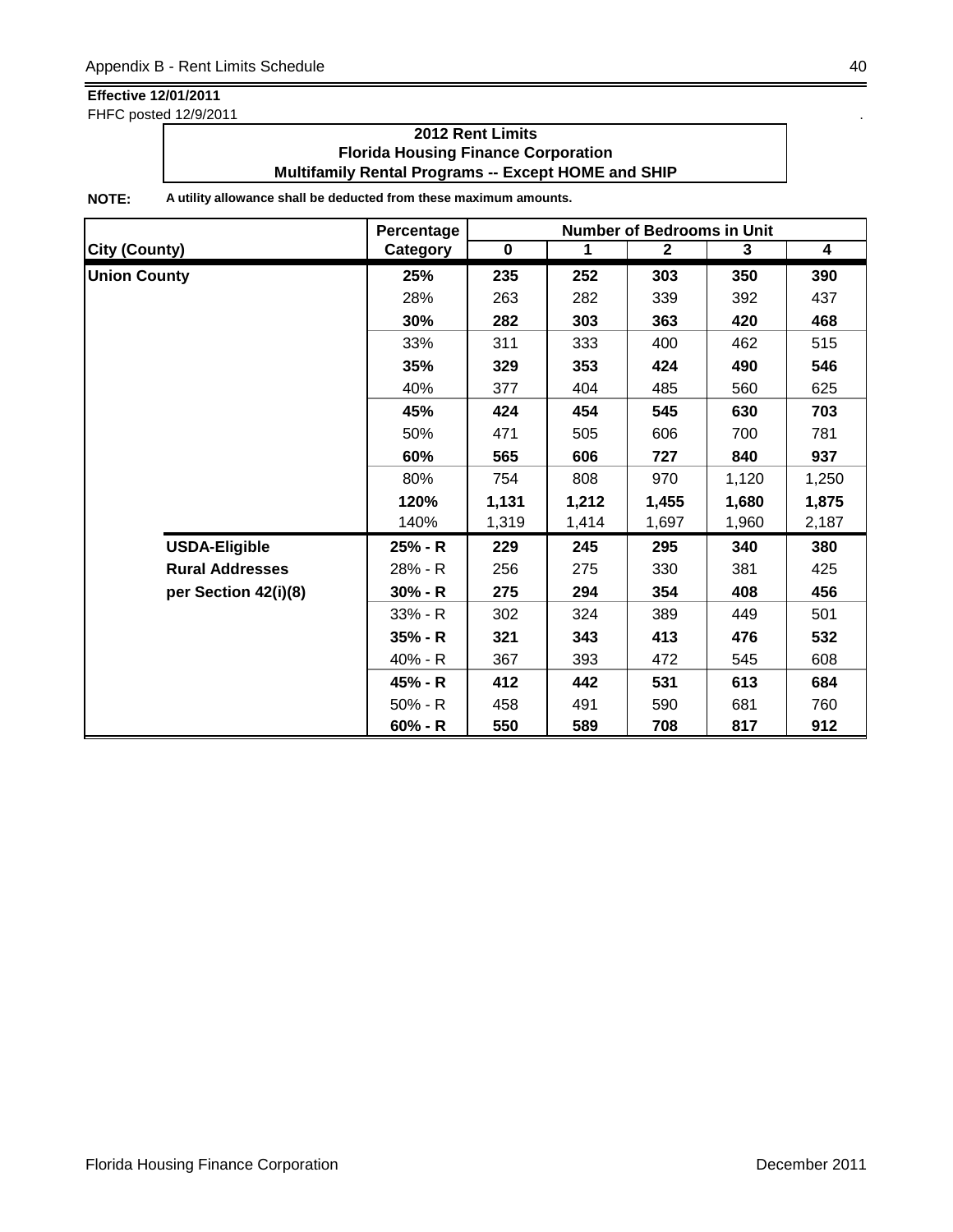**Effective 12/01/2011**
FHFC posted 12/9/2011

**2012 Rent Limits**
**Florida Housing Finance Corporation**
**Multifamily Rental Programs -- Except HOME and SHIP**

**NOTE:** **A utility allowance shall be deducted from these maximum amounts.**

| City (County) | | Percentage Category | Number of Bedrooms in Unit 0 | 1 | 2 | 3 | 4 |
|---|---|---|---|---|---|---|---|
| **Union County** | | **25%** | **235** | **252** | **303** | **350** | **390** |
| | | 28% | 263 | 282 | 339 | 392 | 437 |
| | | **30%** | **282** | **303** | **363** | **420** | **468** |
| | | 33% | 311 | 333 | 400 | 462 | 515 |
| | | **35%** | **329** | **353** | **424** | **490** | **546** |
| | | 40% | 377 | 404 | 485 | 560 | 625 |
| | | **45%** | **424** | **454** | **545** | **630** | **703** |
| | | 50% | 471 | 505 | 606 | 700 | 781 |
| | | **60%** | **565** | **606** | **727** | **840** | **937** |
| | | 80% | 754 | 808 | 970 | 1,120 | 1,250 |
| | | **120%** | **1,131** | **1,212** | **1,455** | **1,680** | **1,875** |
| | | 140% | 1,319 | 1,414 | 1,697 | 1,960 | 2,187 |
| | **USDA-Eligible** | **25% - R** | **229** | **245** | **295** | **340** | **380** |
| | **Rural Addresses** | 28% - R | 256 | 275 | 330 | 381 | 425 |
| | **per Section 42(i)(8)** | **30% - R** | **275** | **294** | **354** | **408** | **456** |
| | | 33% - R | 302 | 324 | 389 | 449 | 501 |
| | | **35% - R** | **321** | **343** | **413** | **476** | **532** |
| | | 40% - R | 367 | 393 | 472 | 545 | 608 |
| | | **45% - R** | **412** | **442** | **531** | **613** | **684** |
| | | 50% - R | 458 | 491 | 590 | 681 | 760 |
| | | **60% - R** | **550** | **589** | **708** | **817** | **912** |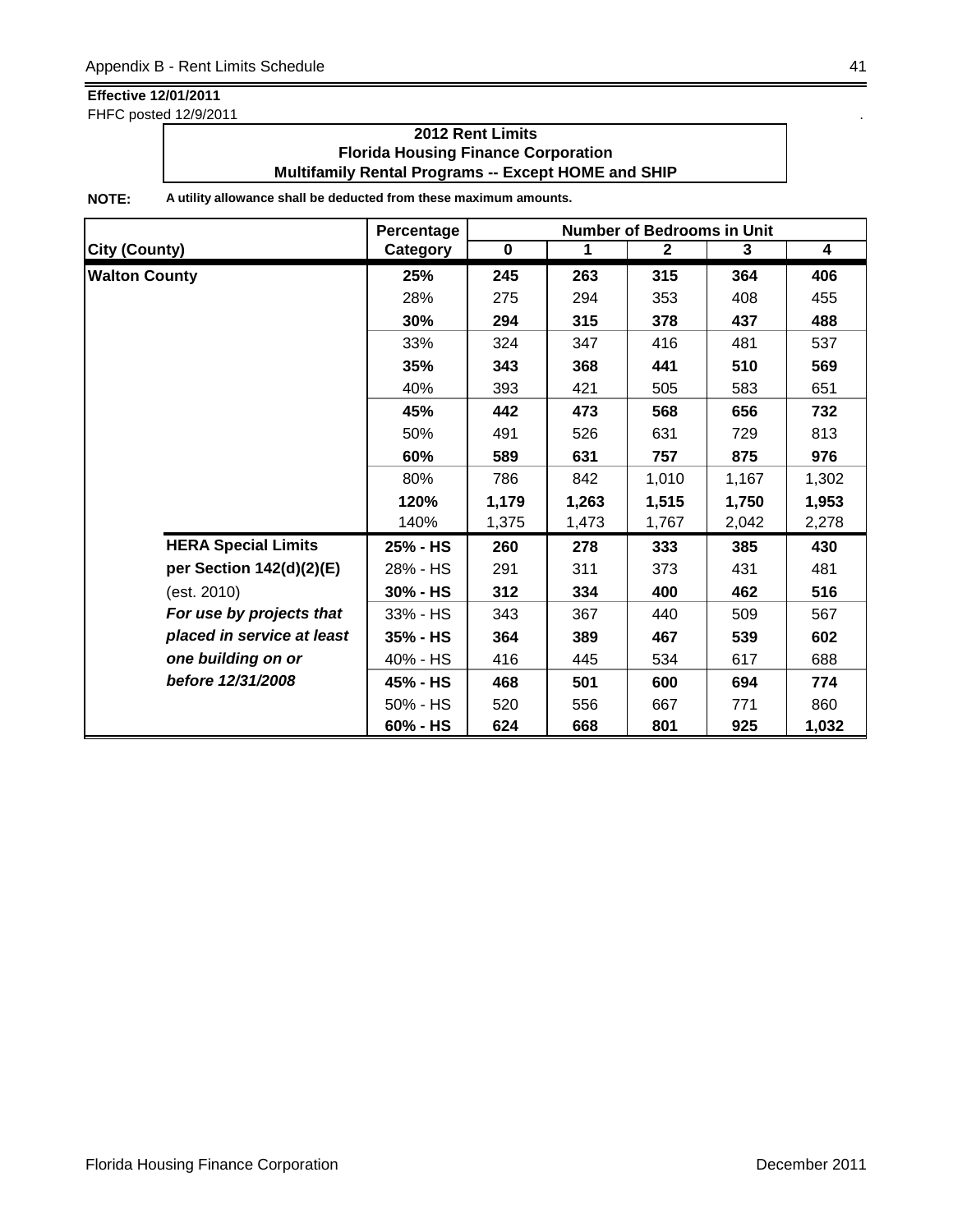**Effective 12/01/2011**

FHFC posted 12/9/2011

**2012 Rent Limits**
**Florida Housing Finance Corporation**
**Multifamily Rental Programs -- Except HOME and SHIP**

**NOTE:** **A utility allowance shall be deducted from these maximum amounts.**

| City (County) | Percentage Category | Number of Bedrooms in Unit 0 | 1 | 2 | 3 | 4 |
|---|---|---|---|---|---|---|
| **Walton County** | **25%** | **245** | **263** | **315** | **364** | **406** |
| | 28% | 275 | 294 | 353 | 408 | 455 |
| | **30%** | **294** | **315** | **378** | **437** | **488** |
| | 33% | 324 | 347 | 416 | 481 | 537 |
| | **35%** | **343** | **368** | **441** | **510** | **569** |
| | 40% | 393 | 421 | 505 | 583 | 651 |
| | **45%** | **442** | **473** | **568** | **656** | **732** |
| | 50% | 491 | 526 | 631 | 729 | 813 |
| | **60%** | **589** | **631** | **757** | **875** | **976** |
| | 80% | 786 | 842 | 1,010 | 1,167 | 1,302 |
| | **120%** | **1,179** | **1,263** | **1,515** | **1,750** | **1,953** |
| | 140% | 1,375 | 1,473 | 1,767 | 2,042 | 2,278 |
| **HERA Special Limits** | **25% - HS** | **260** | **278** | **333** | **385** | **430** |
| **per Section 142(d)(2)(E)** | 28% - HS | 291 | 311 | 373 | 431 | 481 |
| (est. 2010) | **30% - HS** | **312** | **334** | **400** | **462** | **516** |
| ***For use by projects that*** | 33% - HS | 343 | 367 | 440 | 509 | 567 |
| ***placed in service at least*** | **35% - HS** | **364** | **389** | **467** | **539** | **602** |
| ***one building on or*** | 40% - HS | 416 | 445 | 534 | 617 | 688 |
| ***before 12/31/2008*** | **45% - HS** | **468** | **501** | **600** | **694** | **774** |
| | 50% - HS | 520 | 556 | 667 | 771 | 860 |
| | **60% - HS** | **624** | **668** | **801** | **925** | **1,032** |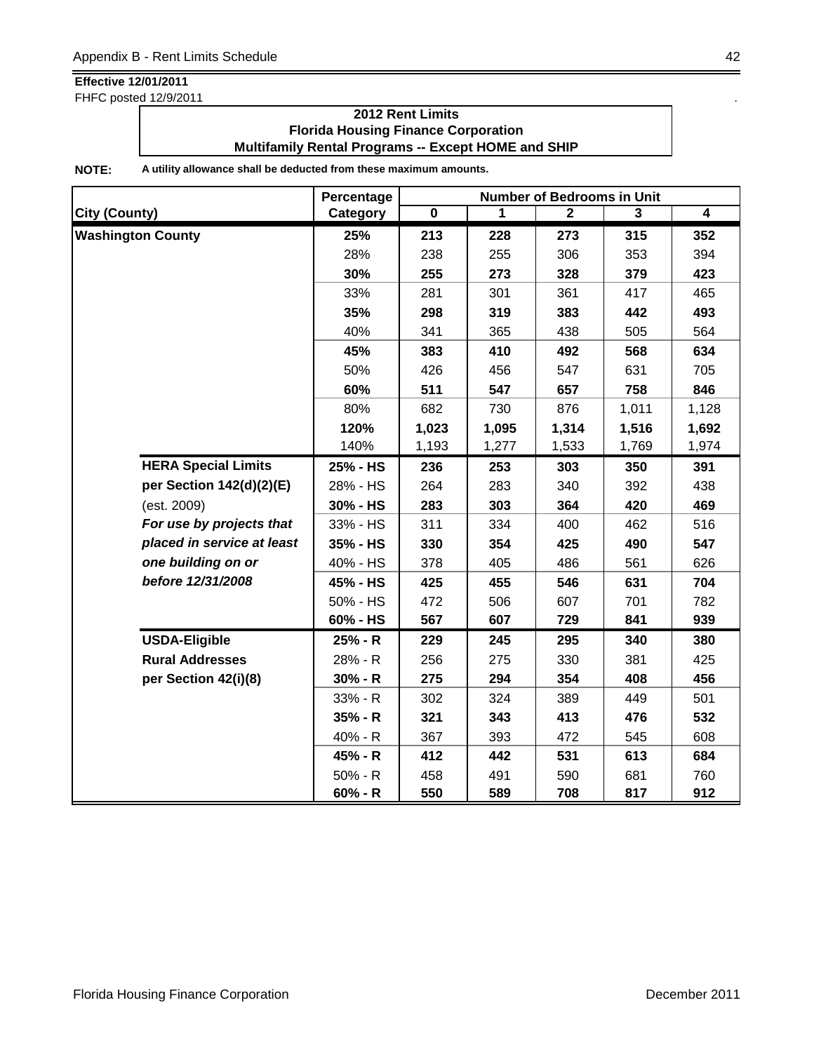**Effective 12/01/2011**
FHFC posted 12/9/2011

**2012 Rent Limits**
**Florida Housing Finance Corporation**
**Multifamily Rental Programs -- Except HOME and SHIP**

**NOTE:** **A utility allowance shall be deducted from these maximum amounts.**

| City (County) | | Percentage Category | Number of Bedrooms in Unit 0 | 1 | 2 | 3 | 4 |
|---|---|---|---|---|---|---|---|
| **Washington County** | | **25%** | **213** | **228** | **273** | **315** | **352** |
| | | 28% | 238 | 255 | 306 | 353 | 394 |
| | | **30%** | **255** | **273** | **328** | **379** | **423** |
| | | 33% | 281 | 301 | 361 | 417 | 465 |
| | | **35%** | **298** | **319** | **383** | **442** | **493** |
| | | 40% | 341 | 365 | 438 | 505 | 564 |
| | | **45%** | **383** | **410** | **492** | **568** | **634** |
| | | 50% | 426 | 456 | 547 | 631 | 705 |
| | | **60%** | **511** | **547** | **657** | **758** | **846** |
| | | 80% | 682 | 730 | 876 | 1,011 | 1,128 |
| | | **120%** | **1,023** | **1,095** | **1,314** | **1,516** | **1,692** |
| | | 140% | 1,193 | 1,277 | 1,533 | 1,769 | 1,974 |
| | **HERA Special Limits** | **25% - HS** | **236** | **253** | **303** | **350** | **391** |
| | **per Section 142(d)(2)(E)** | 28% - HS | 264 | 283 | 340 | 392 | 438 |
| | (est. 2009) | **30% - HS** | **283** | **303** | **364** | **420** | **469** |
| | ***For use by projects that*** | 33% - HS | 311 | 334 | 400 | 462 | 516 |
| | ***placed in service at least*** | **35% - HS** | **330** | **354** | **425** | **490** | **547** |
| | ***one building on or*** | 40% - HS | 378 | 405 | 486 | 561 | 626 |
| | ***before 12/31/2008*** | **45% - HS** | **425** | **455** | **546** | **631** | **704** |
| | | 50% - HS | 472 | 506 | 607 | 701 | 782 |
| | | **60% - HS** | **567** | **607** | **729** | **841** | **939** |
| | **USDA-Eligible** | **25% - R** | **229** | **245** | **295** | **340** | **380** |
| | **Rural Addresses** | 28% - R | 256 | 275 | 330 | 381 | 425 |
| | **per Section 42(i)(8)** | **30% - R** | **275** | **294** | **354** | **408** | **456** |
| | | 33% - R | 302 | 324 | 389 | 449 | 501 |
| | | **35% - R** | **321** | **343** | **413** | **476** | **532** |
| | | 40% - R | 367 | 393 | 472 | 545 | 608 |
| | | **45% - R** | **412** | **442** | **531** | **613** | **684** |
| | | 50% - R | 458 | 491 | 590 | 681 | 760 |
| | | **60% - R** | **550** | **589** | **708** | **817** | **912** |